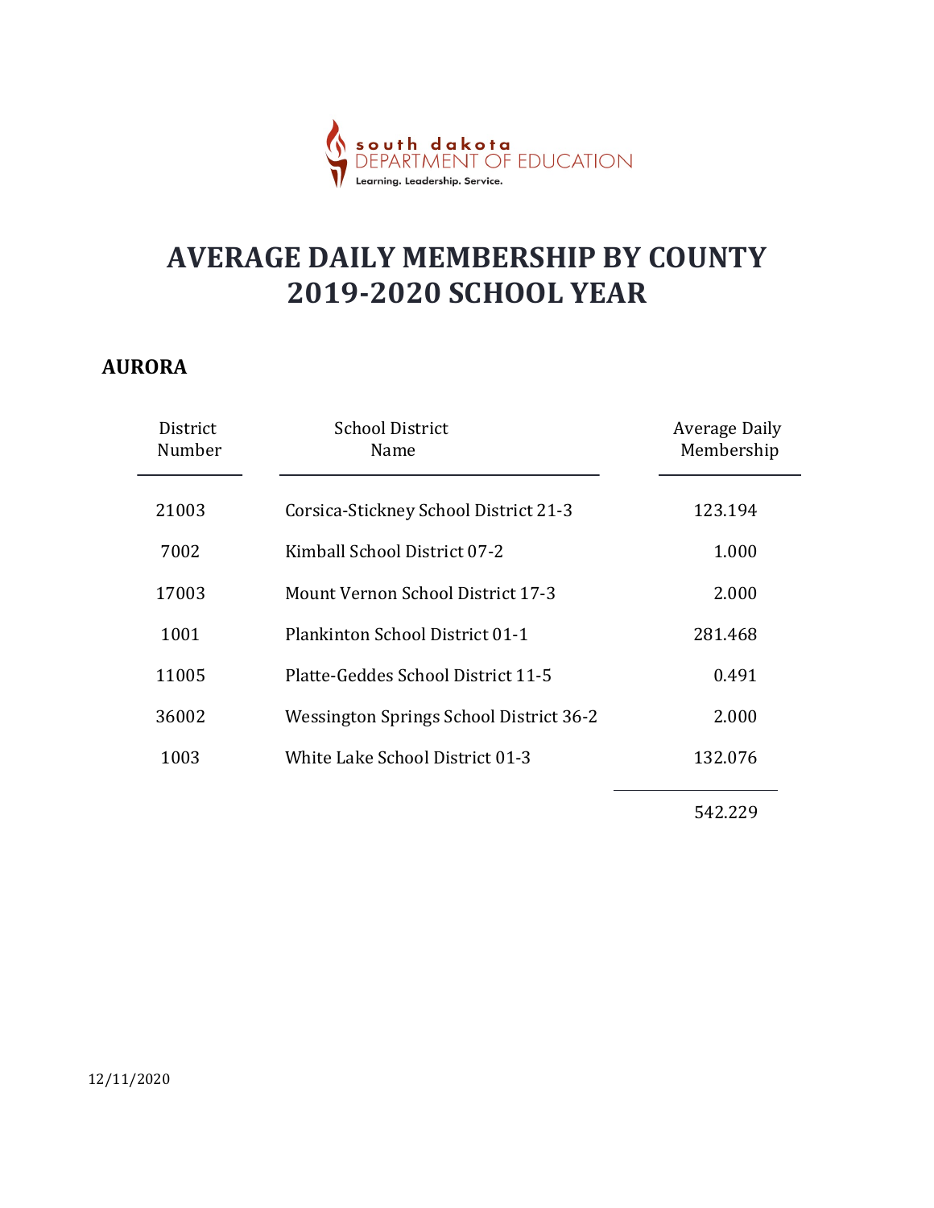# AVERAGE DAILY MEMBERSHIP BY COUNTY
# 2019-2020 SCHOOL YEAR

## AURORA

| District Number | School District Name | Average Daily Membership |
|---|---|---|
| 21003 | Corsica-Stickney School District 21-3 | 123.194 |
| 7002 | Kimball School District 07-2 | 1.000 |
| 17003 | Mount Vernon School District 17-3 | 2.000 |
| 1001 | Plankinton School District 01-1 | 281.468 |
| 11005 | Platte-Geddes School District 11-5 | 0.491 |
| 36002 | Wessington Springs School District 36-2 | 2.000 |
| 1003 | White Lake School District 01-3 | 132.076 |
| | | 542.229 |

12/11/2020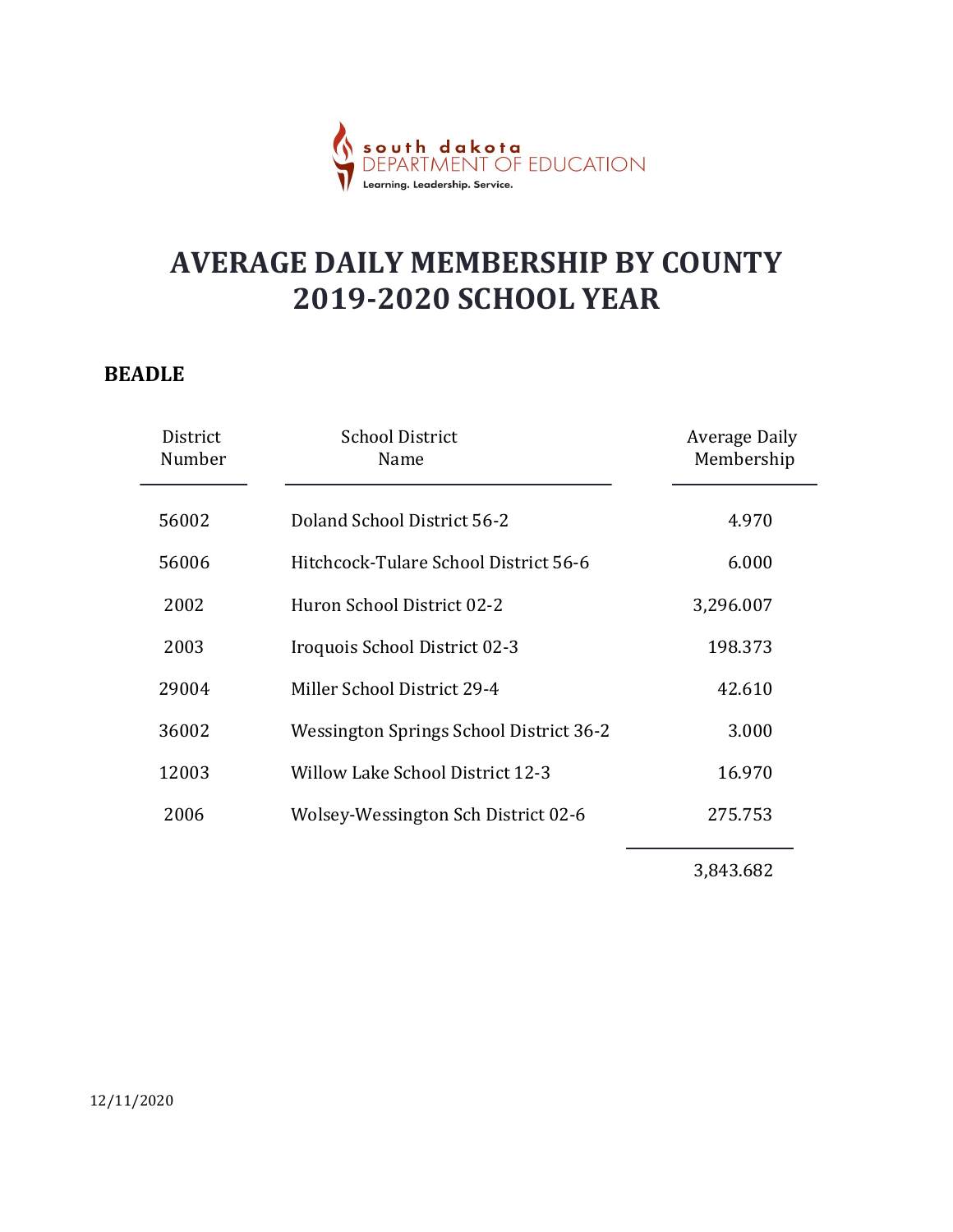south dakota
DEPARTMENT OF EDUCATION
Learning. Leadership. Service.

# AVERAGE DAILY MEMBERSHIP BY COUNTY 2019-2020 SCHOOL YEAR

## BEADLE

| District Number | School District Name | Average Daily Membership |
|---|---|---|
| 56002 | Doland School District 56-2 | 4.970 |
| 56006 | Hitchcock-Tulare School District 56-6 | 6.000 |
| 2002 | Huron School District 02-2 | 3,296.007 |
| 2003 | Iroquois School District 02-3 | 198.373 |
| 29004 | Miller School District 29-4 | 42.610 |
| 36002 | Wessington Springs School District 36-2 | 3.000 |
| 12003 | Willow Lake School District 12-3 | 16.970 |
| 2006 | Wolsey-Wessington Sch District 02-6 | 275.753 |
| | | 3,843.682 |

12/11/2020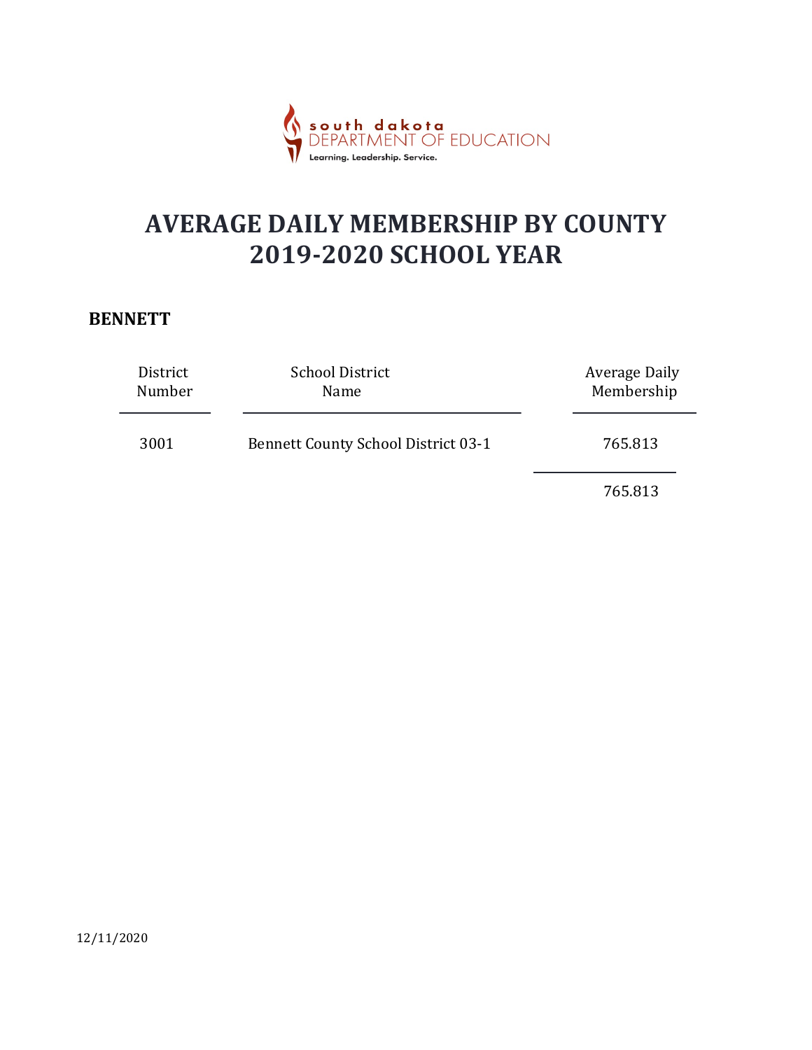south dakota
DEPARTMENT OF EDUCATION
Learning. Leadership. Service.

# AVERAGE DAILY MEMBERSHIP BY COUNTY
# 2019-2020 SCHOOL YEAR

## BENNETT

| District Number | School District Name | Average Daily Membership |
|---|---|---|
| 3001 | Bennett County School District 03-1 | 765.813 |
| | | 765.813 |

12/11/2020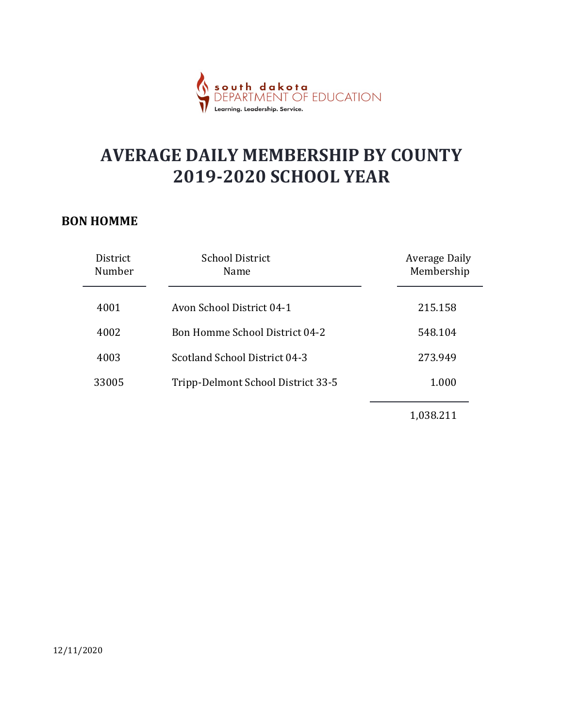# AVERAGE DAILY MEMBERSHIP BY COUNTY
# 2019-2020 SCHOOL YEAR

## BON HOMME

| District Number | School District Name | Average Daily Membership |
|---|---|---|
| 4001 | Avon School District 04-1 | 215.158 |
| 4002 | Bon Homme School District 04-2 | 548.104 |
| 4003 | Scotland School District 04-3 | 273.949 |
| 33005 | Tripp-Delmont School District 33-5 | 1.000 |
| | | 1,038.211 |

12/11/2020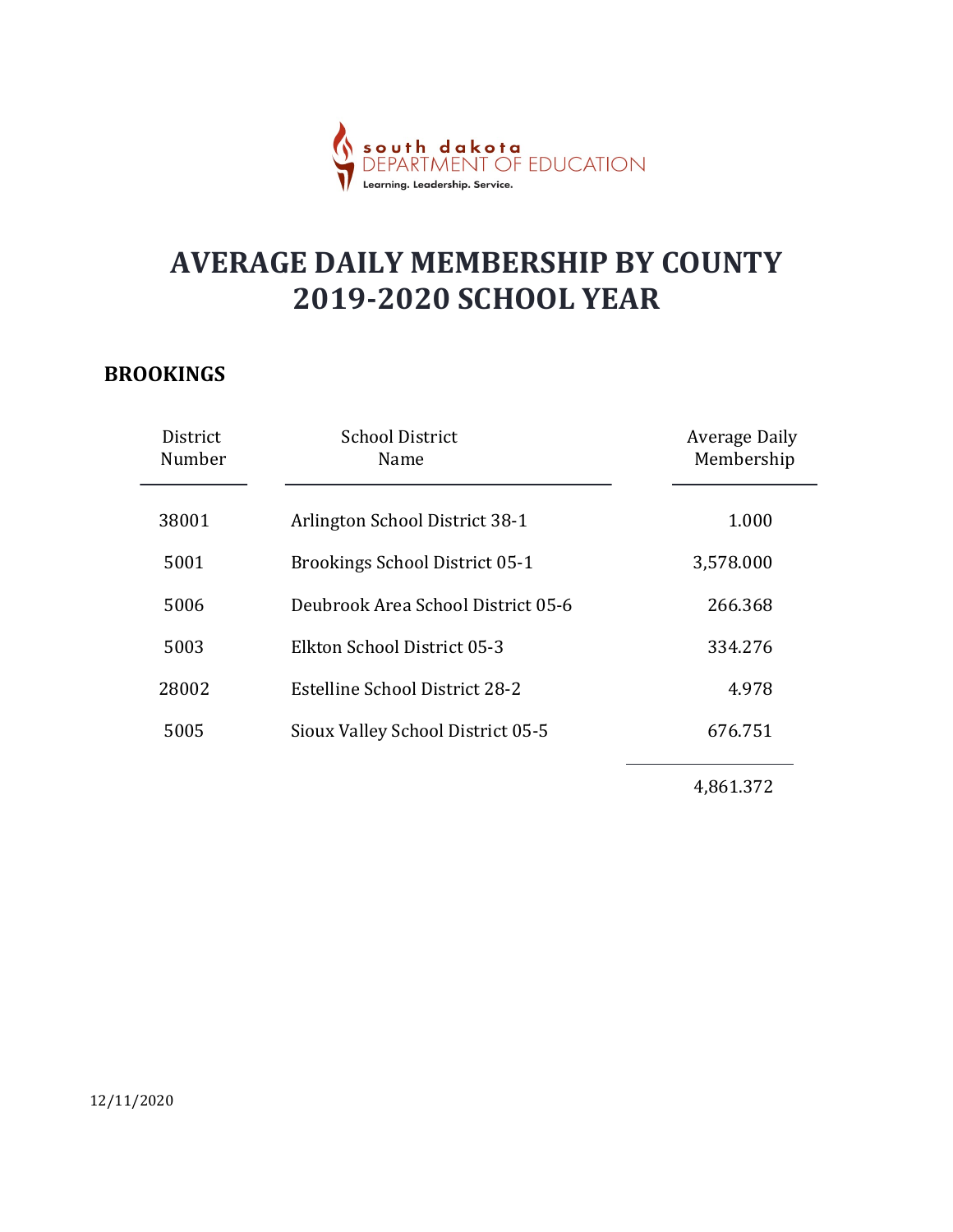# AVERAGE DAILY MEMBERSHIP BY COUNTY 2019-2020 SCHOOL YEAR

## BROOKINGS

| District Number | School District Name | Average Daily Membership |
|---|---|---|
| 38001 | Arlington School District 38-1 | 1.000 |
| 5001 | Brookings School District 05-1 | 3,578.000 |
| 5006 | Deubrook Area School District 05-6 | 266.368 |
| 5003 | Elkton School District 05-3 | 334.276 |
| 28002 | Estelline School District 28-2 | 4.978 |
| 5005 | Sioux Valley School District 05-5 | 676.751 |
| | | 4,861.372 |

12/11/2020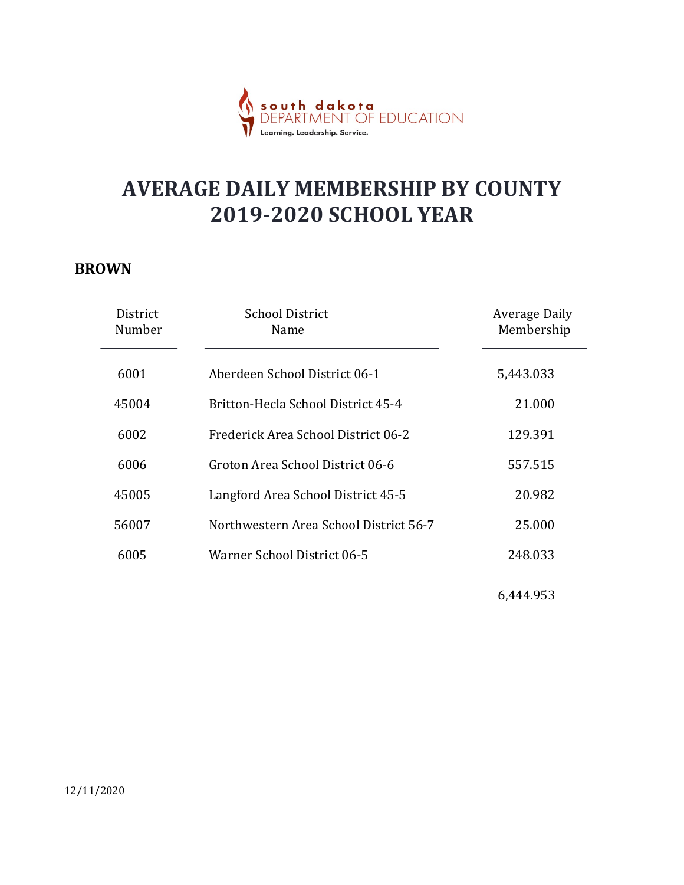# AVERAGE DAILY MEMBERSHIP BY COUNTY 2019-2020 SCHOOL YEAR

## BROWN

| District Number | School District Name | Average Daily Membership |
|---|---|---|
| 6001 | Aberdeen School District 06-1 | 5,443.033 |
| 45004 | Britton-Hecla School District 45-4 | 21.000 |
| 6002 | Frederick Area School District 06-2 | 129.391 |
| 6006 | Groton Area School District 06-6 | 557.515 |
| 45005 | Langford Area School District 45-5 | 20.982 |
| 56007 | Northwestern Area School District 56-7 | 25.000 |
| 6005 | Warner School District 06-5 | 248.033 |
| | | 6,444.953 |

12/11/2020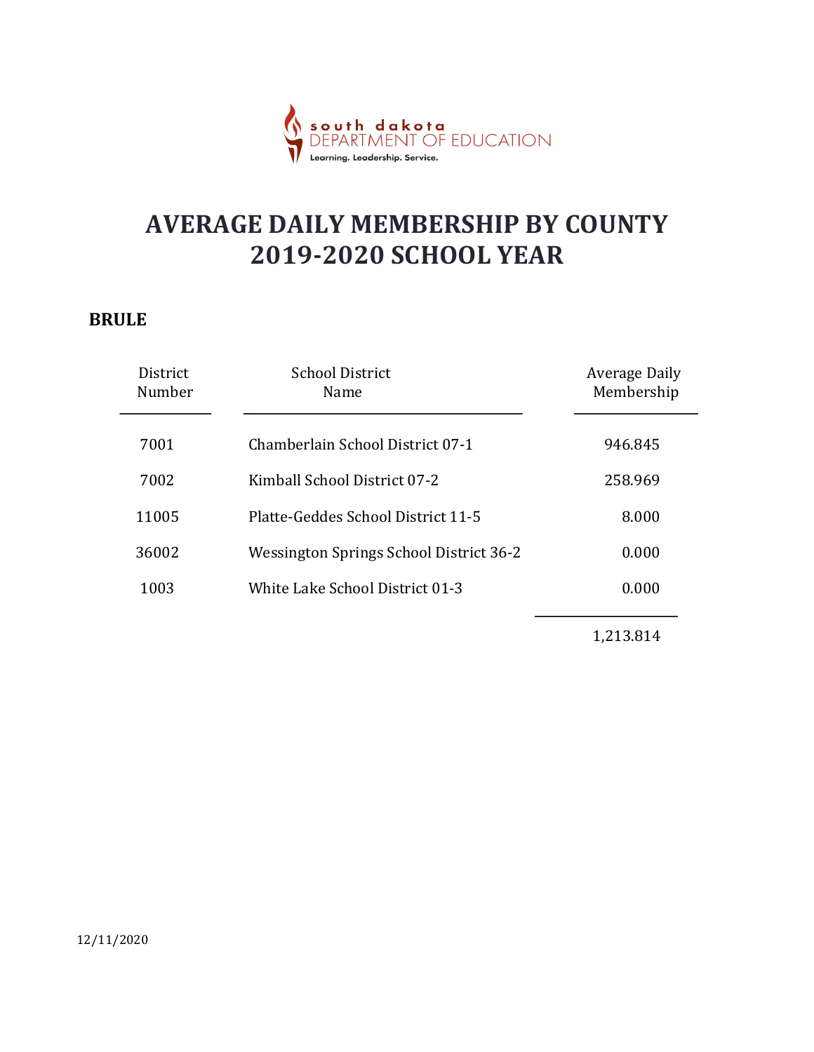# AVERAGE DAILY MEMBERSHIP BY COUNTY
# 2019-2020 SCHOOL YEAR

## BRULE

| District Number | School District Name | Average Daily Membership |
|---|---|---|
| 7001 | Chamberlain School District 07-1 | 946.845 |
| 7002 | Kimball School District 07-2 | 258.969 |
| 11005 | Platte-Geddes School District 11-5 | 8.000 |
| 36002 | Wessington Springs School District 36-2 | 0.000 |
| 1003 | White Lake School District 01-3 | 0.000 |
| | | 1,213.814 |

12/11/2020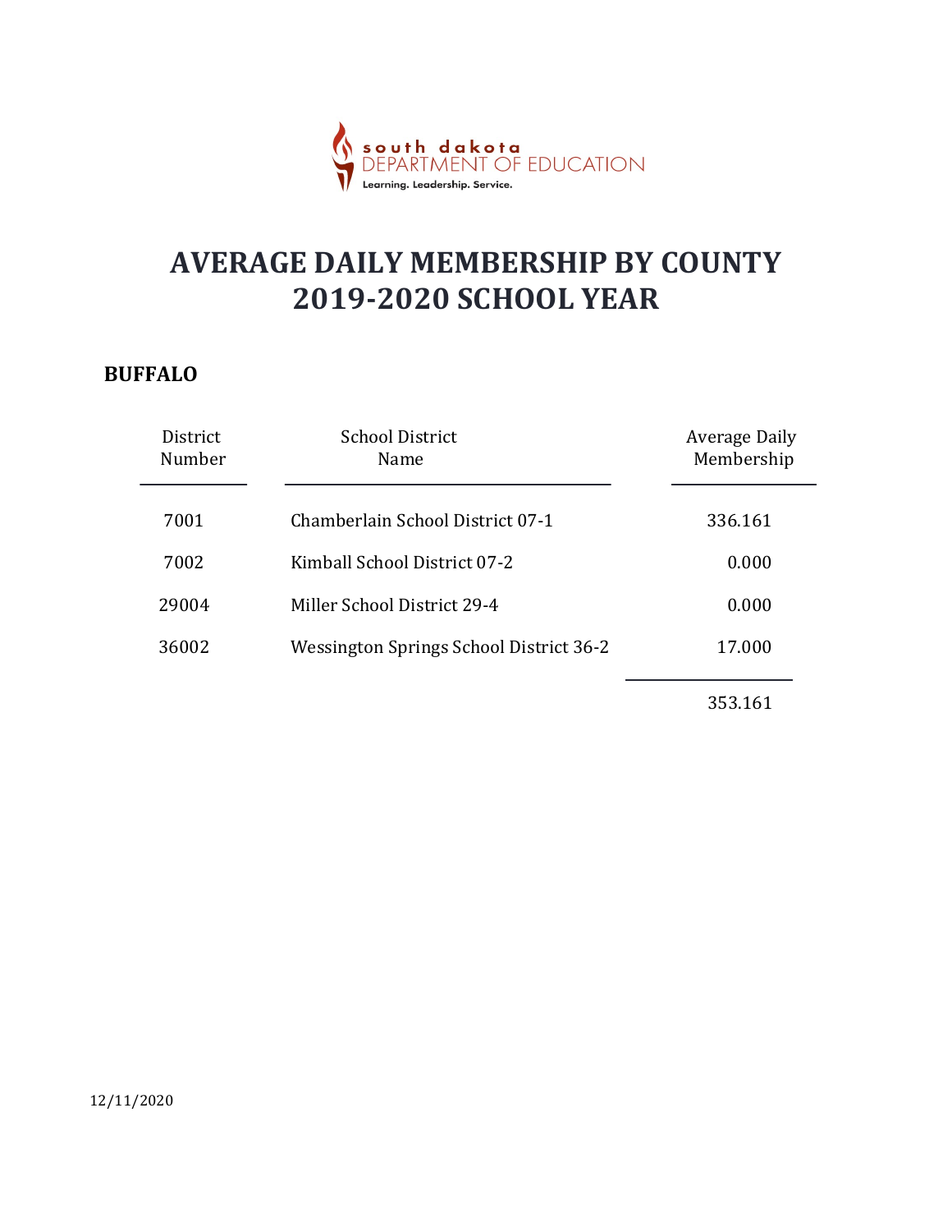south dakota DEPARTMENT OF EDUCATION
Learning. Leadership. Service.

# AVERAGE DAILY MEMBERSHIP BY COUNTY
# 2019-2020 SCHOOL YEAR

## BUFFALO

| District Number | School District Name | Average Daily Membership |
|---|---|---|
| 7001 | Chamberlain School District 07-1 | 336.161 |
| 7002 | Kimball School District 07-2 | 0.000 |
| 29004 | Miller School District 29-4 | 0.000 |
| 36002 | Wessington Springs School District 36-2 | 17.000 |
| | | 353.161 |

12/11/2020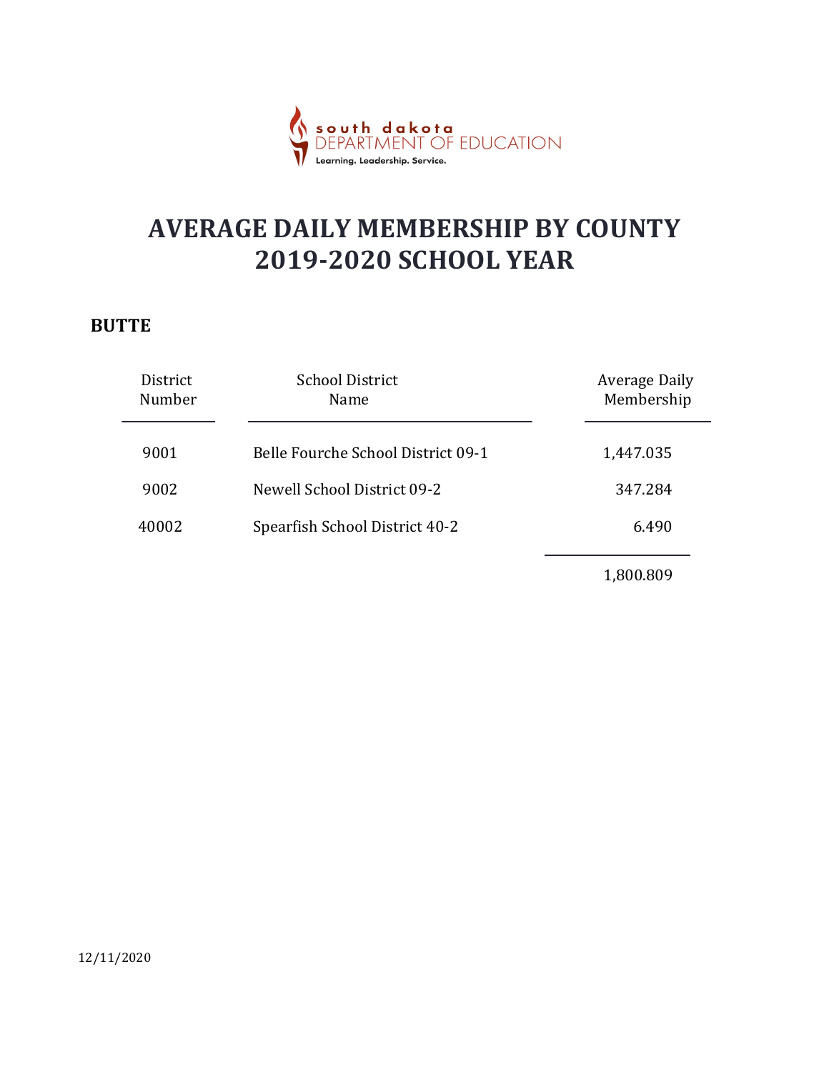# AVERAGE DAILY MEMBERSHIP BY COUNTY
# 2019-2020 SCHOOL YEAR

## BUTTE

| District Number | School District Name | Average Daily Membership |
|---|---|---|
| 9001 | Belle Fourche School District 09-1 | 1,447.035 |
| 9002 | Newell School District 09-2 | 347.284 |
| 40002 | Spearfish School District 40-2 | 6.490 |
| | | 1,800.809 |

12/11/2020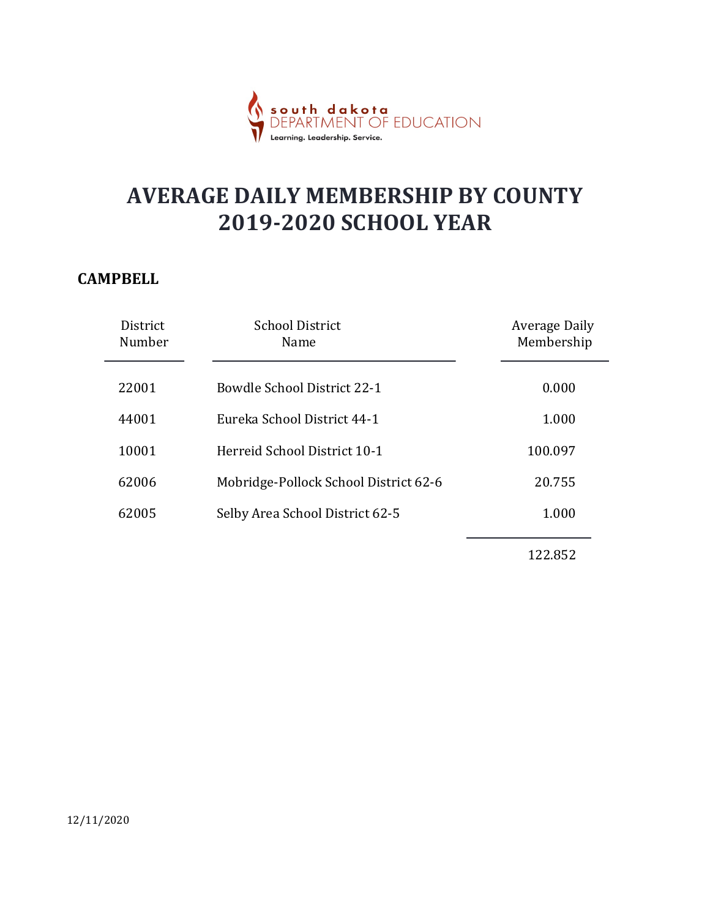south dakota
DEPARTMENT OF EDUCATION
Learning. Leadership. Service.

# AVERAGE DAILY MEMBERSHIP BY COUNTY
# 2019-2020 SCHOOL YEAR

## CAMPBELL

| District Number | School District Name | Average Daily Membership |
|---|---|---|
| 22001 | Bowdle School District 22-1 | 0.000 |
| 44001 | Eureka School District 44-1 | 1.000 |
| 10001 | Herreid School District 10-1 | 100.097 |
| 62006 | Mobridge-Pollock School District 62-6 | 20.755 |
| 62005 | Selby Area School District 62-5 | 1.000 |
| | | 122.852 |

12/11/2020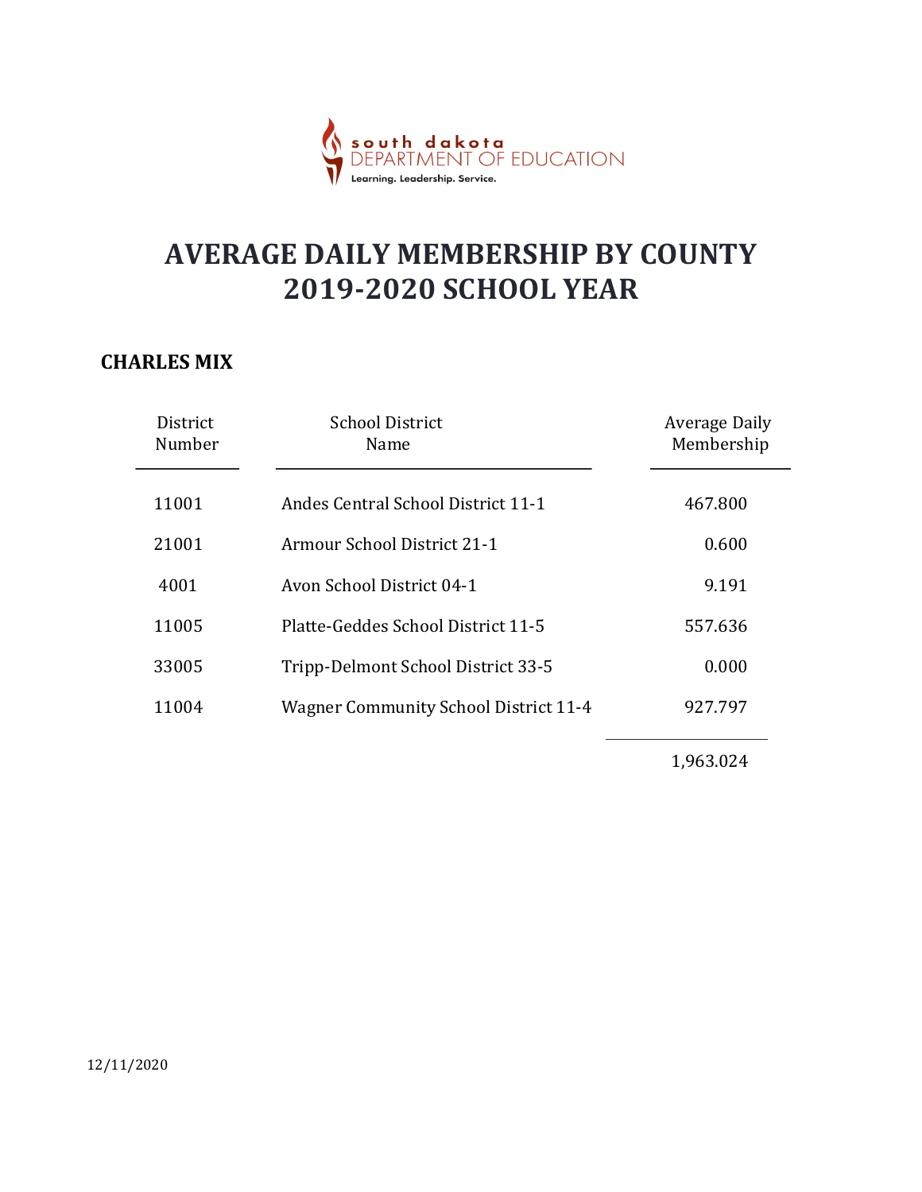# AVERAGE DAILY MEMBERSHIP BY COUNTY
# 2019-2020 SCHOOL YEAR

## CHARLES MIX

| District Number | School District Name | Average Daily Membership |
|---|---|---|
| 11001 | Andes Central School District 11-1 | 467.800 |
| 21001 | Armour School District 21-1 | 0.600 |
| 4001 | Avon School District 04-1 | 9.191 |
| 11005 | Platte-Geddes School District 11-5 | 557.636 |
| 33005 | Tripp-Delmont School District 33-5 | 0.000 |
| 11004 | Wagner Community School District 11-4 | 927.797 |
| | | 1,963.024 |

12/11/2020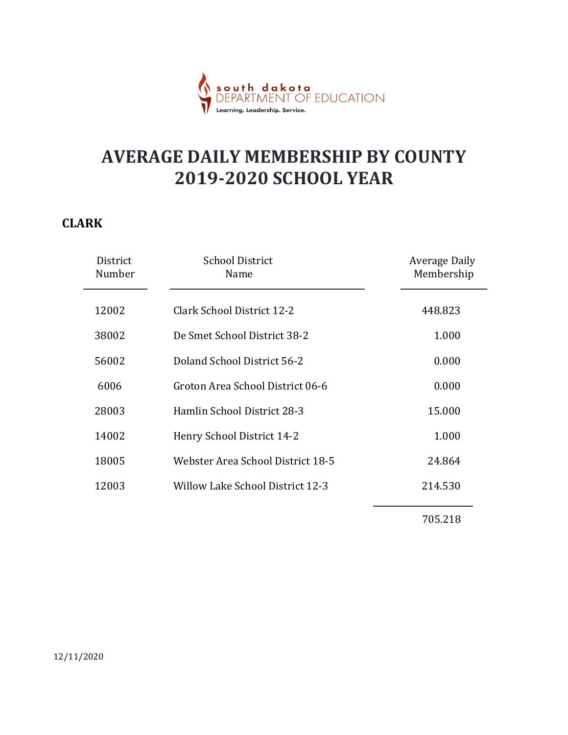south dakota DEPARTMENT OF EDUCATION
Learning. Leadership. Service.

# AVERAGE DAILY MEMBERSHIP BY COUNTY
# 2019-2020 SCHOOL YEAR

## CLARK

| District Number | School District Name | Average Daily Membership |
|---|---|---|
| 12002 | Clark School District 12-2 | 448.823 |
| 38002 | De Smet School District 38-2 | 1.000 |
| 56002 | Doland School District 56-2 | 0.000 |
| 6006 | Groton Area School District 06-6 | 0.000 |
| 28003 | Hamlin School District 28-3 | 15.000 |
| 14002 | Henry School District 14-2 | 1.000 |
| 18005 | Webster Area School District 18-5 | 24.864 |
| 12003 | Willow Lake School District 12-3 | 214.530 |
| | | 705.218 |

12/11/2020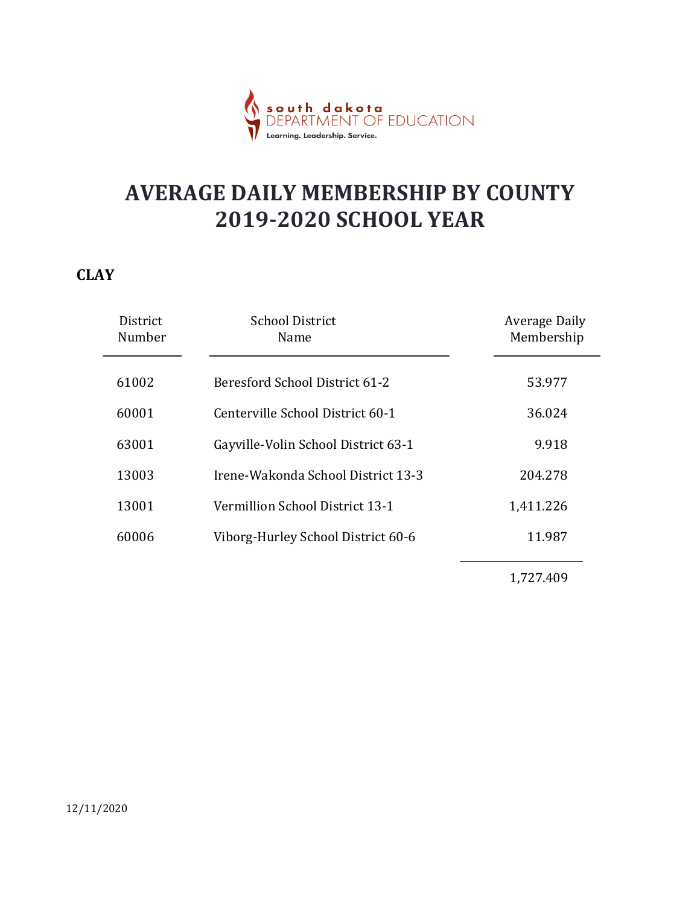# AVERAGE DAILY MEMBERSHIP BY COUNTY
# 2019-2020 SCHOOL YEAR

## CLAY

| District Number | School District Name | Average Daily Membership |
|---|---|---|
| 61002 | Beresford School District 61-2 | 53.977 |
| 60001 | Centerville School District 60-1 | 36.024 |
| 63001 | Gayville-Volin School District 63-1 | 9.918 |
| 13003 | Irene-Wakonda School District 13-3 | 204.278 |
| 13001 | Vermillion School District 13-1 | 1,411.226 |
| 60006 | Viborg-Hurley School District 60-6 | 11.987 |
| | | 1,727.409 |

12/11/2020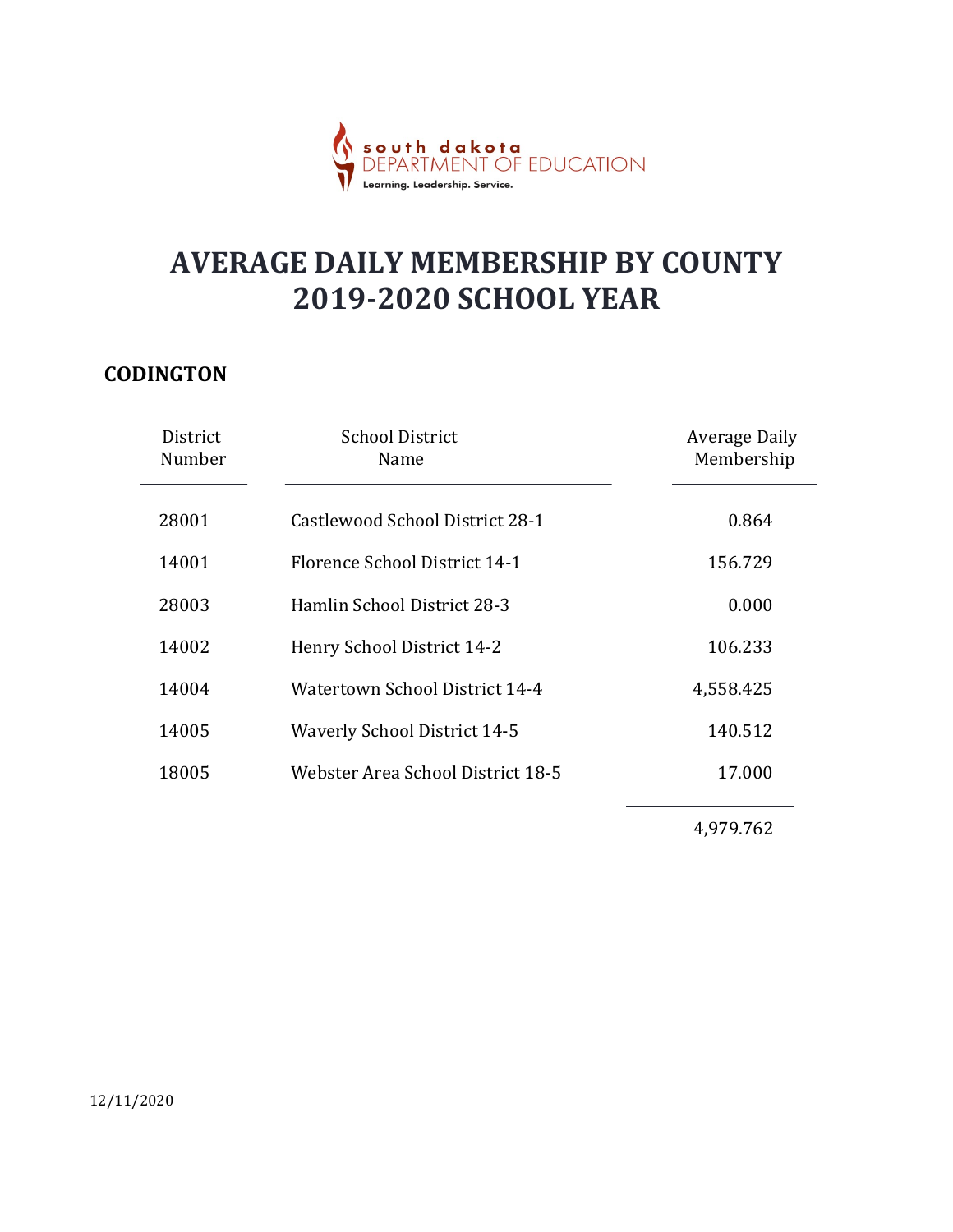# AVERAGE DAILY MEMBERSHIP BY COUNTY
# 2019-2020 SCHOOL YEAR

## CODINGTON

| District Number | School District Name | Average Daily Membership |
|---|---|---|
| 28001 | Castlewood School District 28-1 | 0.864 |
| 14001 | Florence School District 14-1 | 156.729 |
| 28003 | Hamlin School District 28-3 | 0.000 |
| 14002 | Henry School District 14-2 | 106.233 |
| 14004 | Watertown School District 14-4 | 4,558.425 |
| 14005 | Waverly School District 14-5 | 140.512 |
| 18005 | Webster Area School District 18-5 | 17.000 |
| | | 4,979.762 |

12/11/2020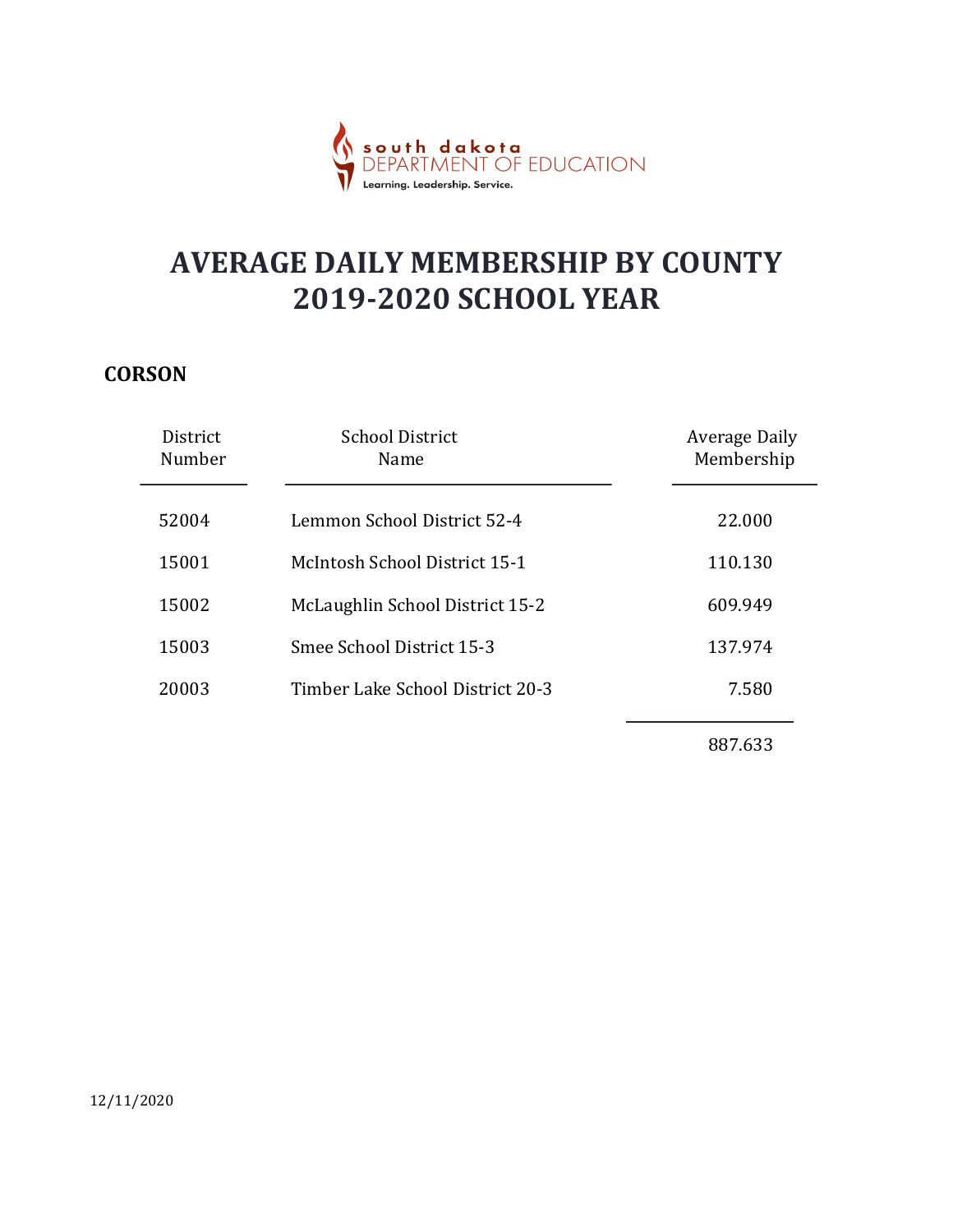south dakota
DEPARTMENT OF EDUCATION
Learning. Leadership. Service.

# AVERAGE DAILY MEMBERSHIP BY COUNTY 2019-2020 SCHOOL YEAR

## CORSON

| District Number | School District Name | Average Daily Membership |
|---|---|---|
| 52004 | Lemmon School District 52-4 | 22.000 |
| 15001 | McIntosh School District 15-1 | 110.130 |
| 15002 | McLaughlin School District 15-2 | 609.949 |
| 15003 | Smee School District 15-3 | 137.974 |
| 20003 | Timber Lake School District 20-3 | 7.580 |
| | | 887.633 |

12/11/2020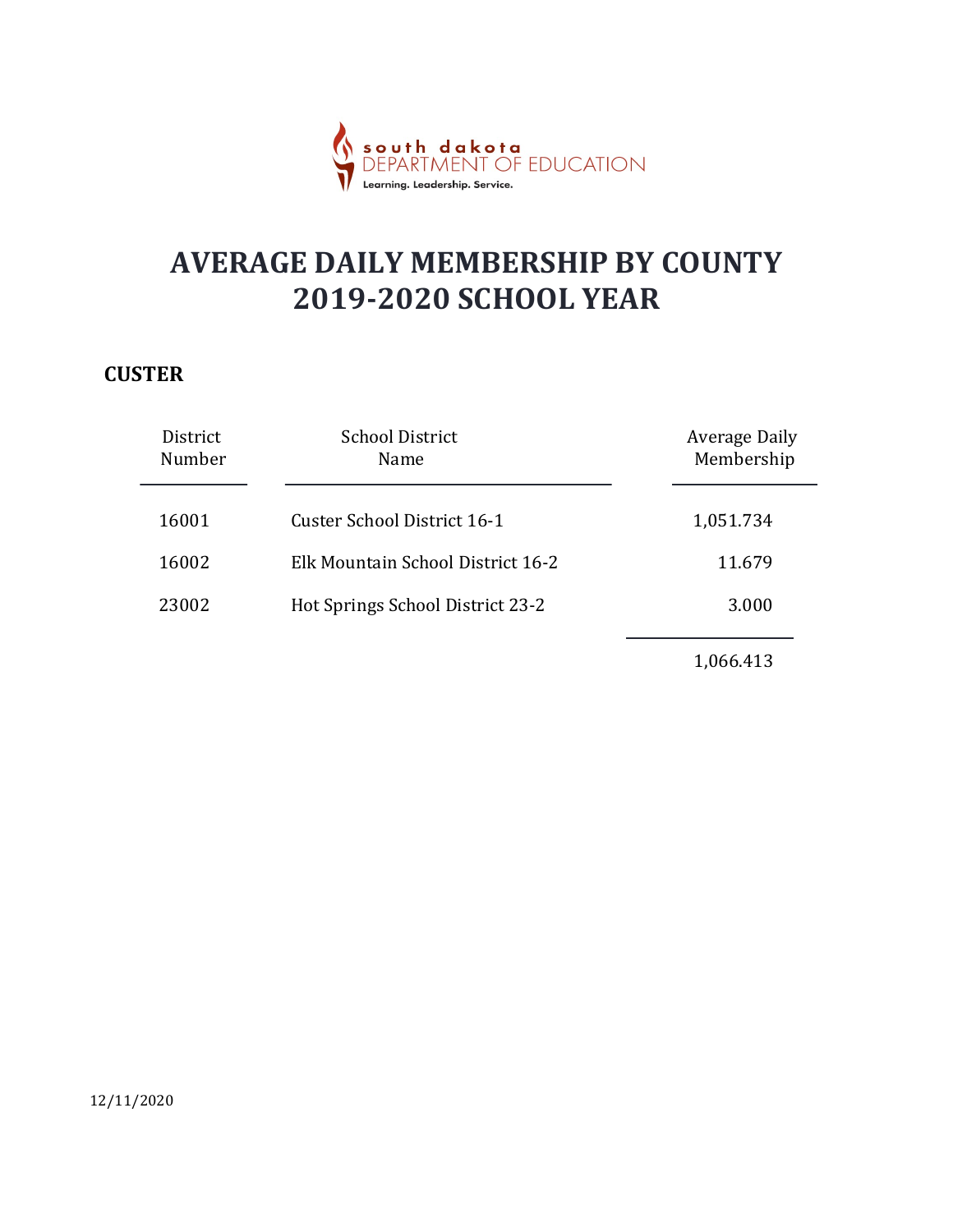south dakota
DEPARTMENT OF EDUCATION
Learning. Leadership. Service.

# AVERAGE DAILY MEMBERSHIP BY COUNTY
# 2019-2020 SCHOOL YEAR

## CUSTER

| District Number | School District Name | Average Daily Membership |
|---|---|---|
| 16001 | Custer School District 16-1 | 1,051.734 |
| 16002 | Elk Mountain School District 16-2 | 11.679 |
| 23002 | Hot Springs School District 23-2 | 3.000 |
| | | 1,066.413 |

12/11/2020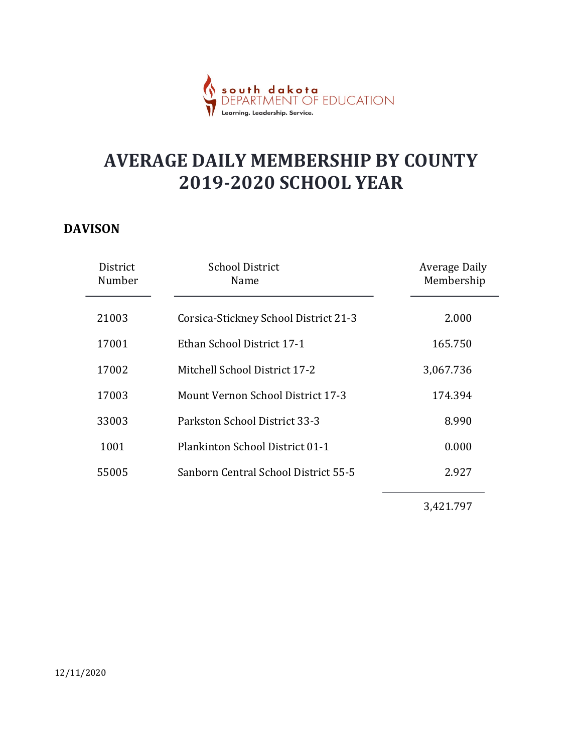south dakota
DEPARTMENT OF EDUCATION
Learning. Leadership. Service.

# AVERAGE DAILY MEMBERSHIP BY COUNTY 2019-2020 SCHOOL YEAR

## DAVISON

| District Number | School District Name | Average Daily Membership |
|---|---|---|
| 21003 | Corsica-Stickney School District 21-3 | 2.000 |
| 17001 | Ethan School District 17-1 | 165.750 |
| 17002 | Mitchell School District 17-2 | 3,067.736 |
| 17003 | Mount Vernon School District 17-3 | 174.394 |
| 33003 | Parkston School District 33-3 | 8.990 |
| 1001 | Plankinton School District 01-1 | 0.000 |
| 55005 | Sanborn Central School District 55-5 | 2.927 |
| | | 3,421.797 |

12/11/2020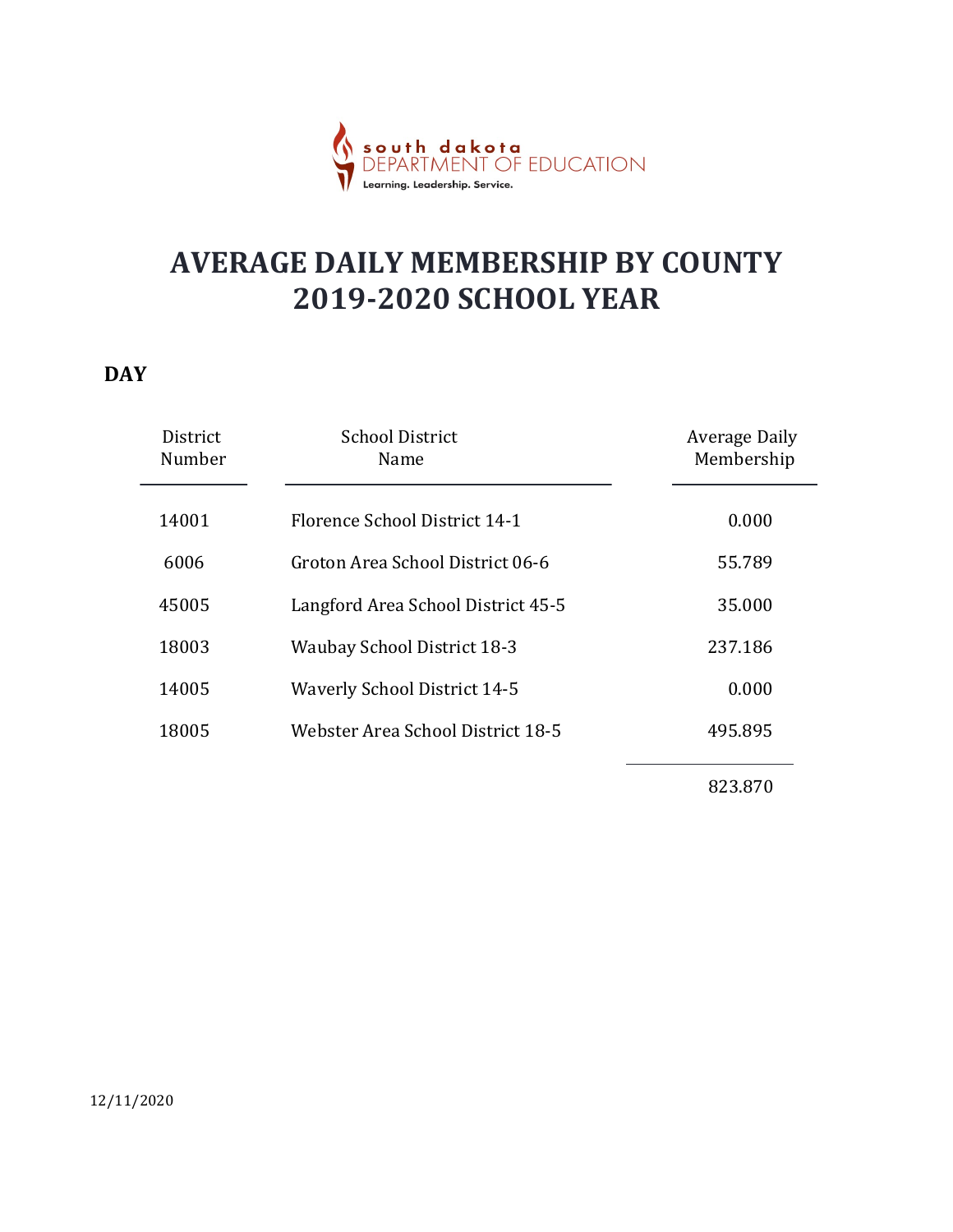south dakota
DEPARTMENT OF EDUCATION
Learning. Leadership. Service.

# AVERAGE DAILY MEMBERSHIP BY COUNTY
# 2019-2020 SCHOOL YEAR

## DAY

| District Number | School District Name | Average Daily Membership |
|---|---|---|
| 14001 | Florence School District 14-1 | 0.000 |
| 6006 | Groton Area School District 06-6 | 55.789 |
| 45005 | Langford Area School District 45-5 | 35.000 |
| 18003 | Waubay School District 18-3 | 237.186 |
| 14005 | Waverly School District 14-5 | 0.000 |
| 18005 | Webster Area School District 18-5 | 495.895 |
| | | 823.870 |

12/11/2020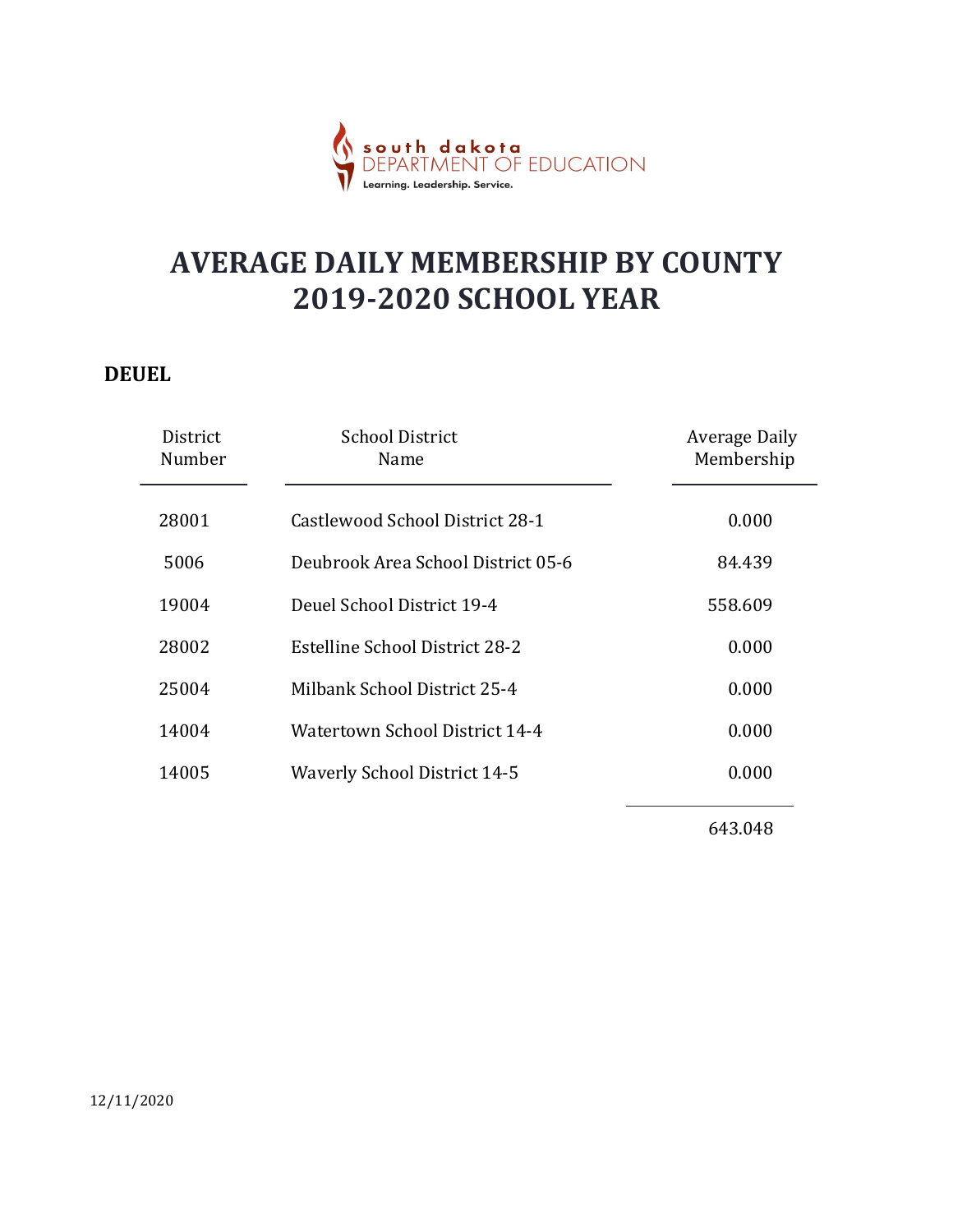south dakota DEPARTMENT OF EDUCATION
Learning. Leadership. Service.

# AVERAGE DAILY MEMBERSHIP BY COUNTY 2019-2020 SCHOOL YEAR

## DEUEL

| District Number | School District Name | Average Daily Membership |
|---|---|---|
| 28001 | Castlewood School District 28-1 | 0.000 |
| 5006 | Deubrook Area School District 05-6 | 84.439 |
| 19004 | Deuel School District 19-4 | 558.609 |
| 28002 | Estelline School District 28-2 | 0.000 |
| 25004 | Milbank School District 25-4 | 0.000 |
| 14004 | Watertown School District 14-4 | 0.000 |
| 14005 | Waverly School District 14-5 | 0.000 |
| | | 643.048 |

12/11/2020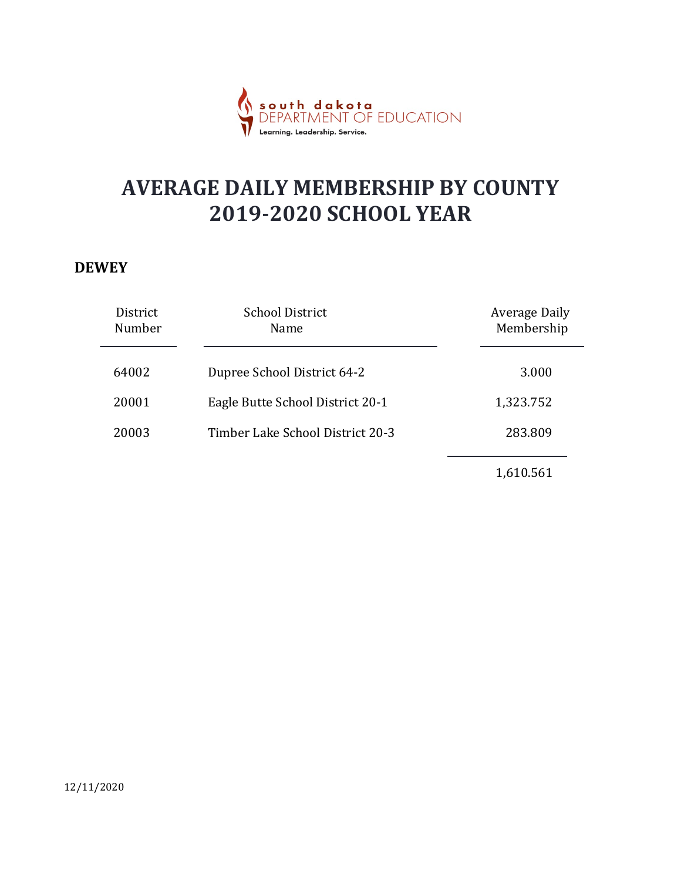south dakota DEPARTMENT OF EDUCATION

Learning. Leadership. Service.

# AVERAGE DAILY MEMBERSHIP BY COUNTY
# 2019-2020 SCHOOL YEAR

## DEWEY

| District Number | School District Name | Average Daily Membership |
|---|---|---|
| 64002 | Dupree School District 64-2 | 3.000 |
| 20001 | Eagle Butte School District 20-1 | 1,323.752 |
| 20003 | Timber Lake School District 20-3 | 283.809 |
| | | 1,610.561 |

12/11/2020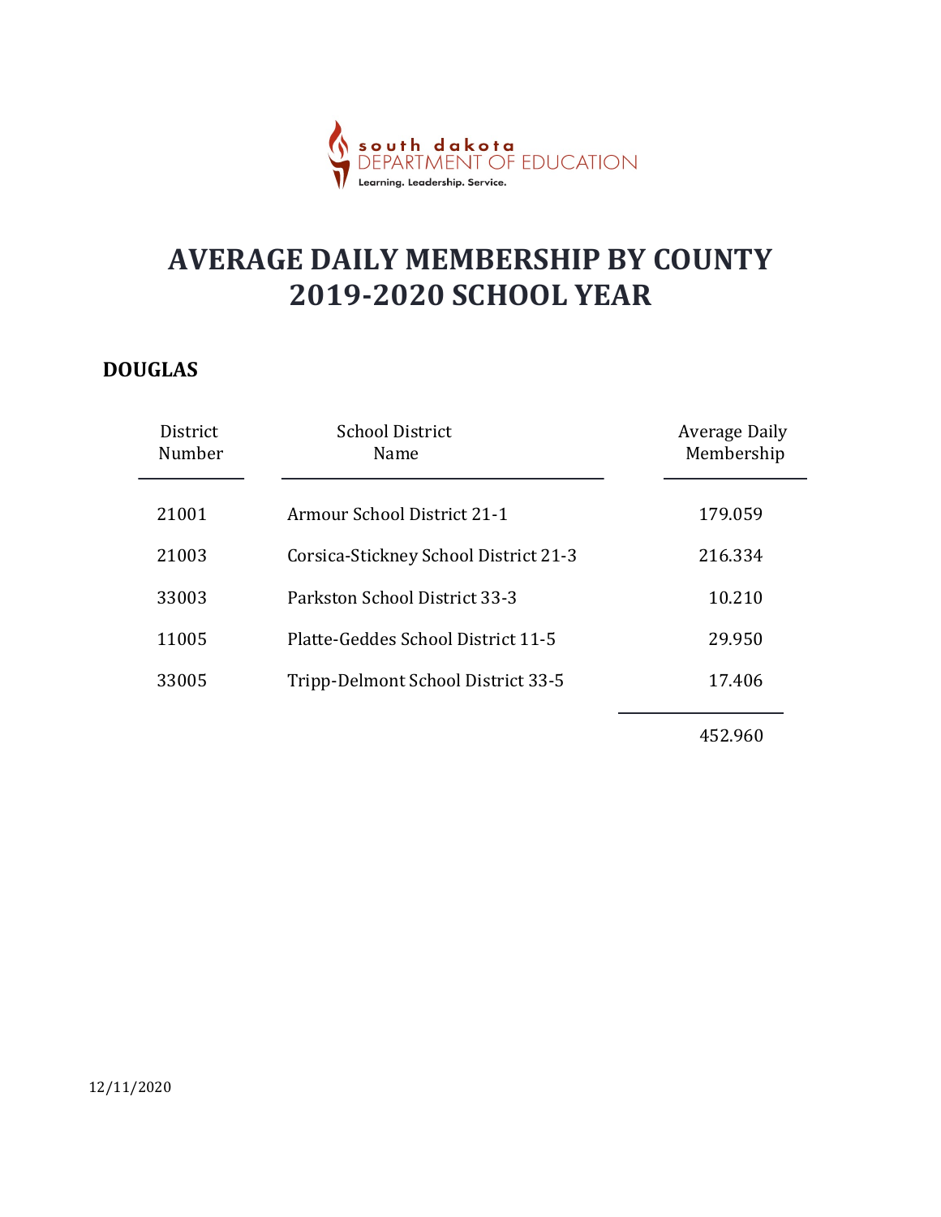south dakota
DEPARTMENT OF EDUCATION
Learning. Leadership. Service.

# AVERAGE DAILY MEMBERSHIP BY COUNTY
# 2019-2020 SCHOOL YEAR

## DOUGLAS

| District Number | School District Name | Average Daily Membership |
| --- | --- | --- |
| 21001 | Armour School District 21-1 | 179.059 |
| 21003 | Corsica-Stickney School District 21-3 | 216.334 |
| 33003 | Parkston School District 33-3 | 10.210 |
| 11005 | Platte-Geddes School District 11-5 | 29.950 |
| 33005 | Tripp-Delmont School District 33-5 | 17.406 |
| | | 452.960 |

12/11/2020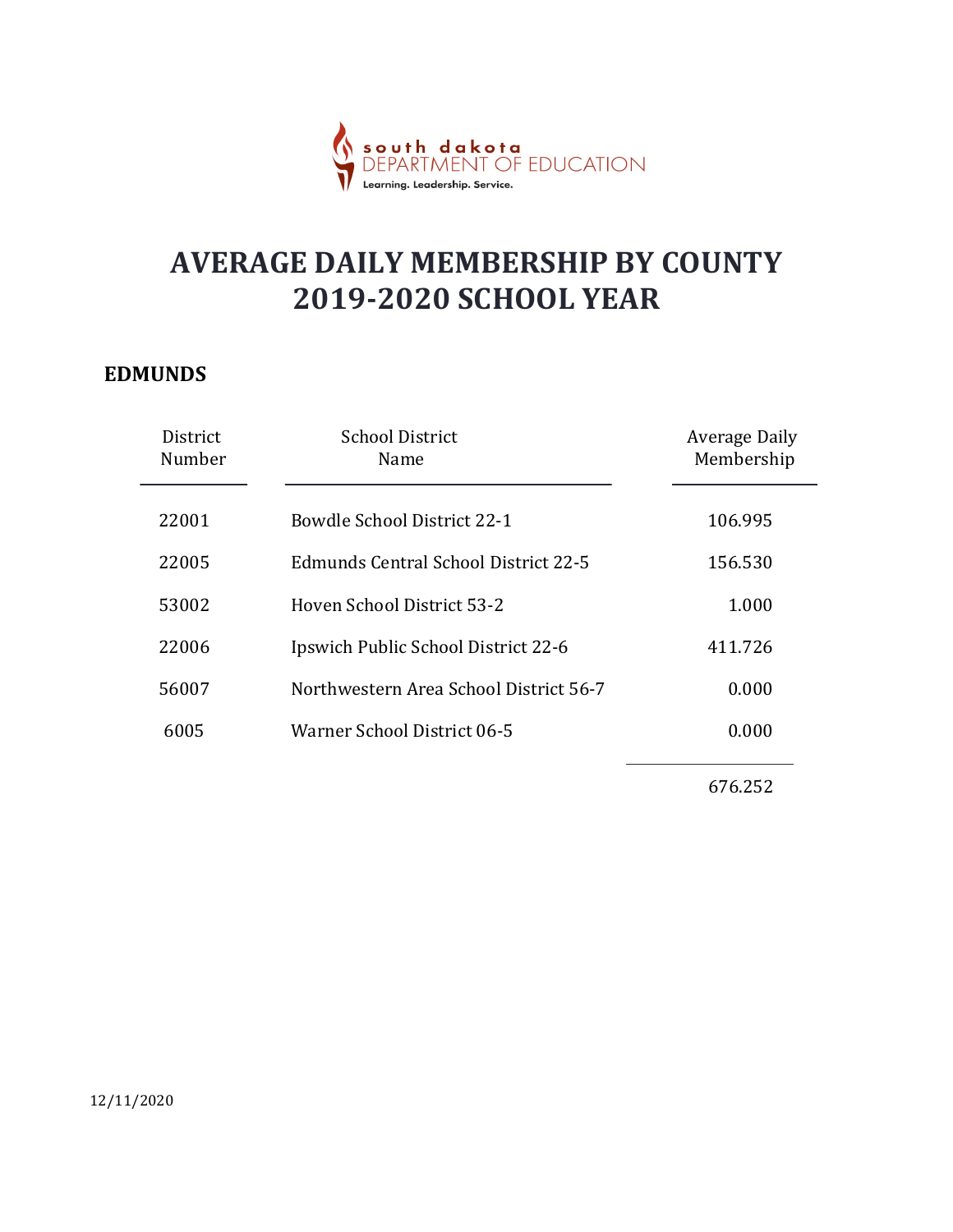south dakota
DEPARTMENT OF EDUCATION
Learning. Leadership. Service.

# AVERAGE DAILY MEMBERSHIP BY COUNTY
# 2019-2020 SCHOOL YEAR

## EDMUNDS

| District Number | School District Name | Average Daily Membership |
|---|---|---|
| 22001 | Bowdle School District 22-1 | 106.995 |
| 22005 | Edmunds Central School District 22-5 | 156.530 |
| 53002 | Hoven School District 53-2 | 1.000 |
| 22006 | Ipswich Public School District 22-6 | 411.726 |
| 56007 | Northwestern Area School District 56-7 | 0.000 |
| 6005 | Warner School District 06-5 | 0.000 |
| | | 676.252 |

12/11/2020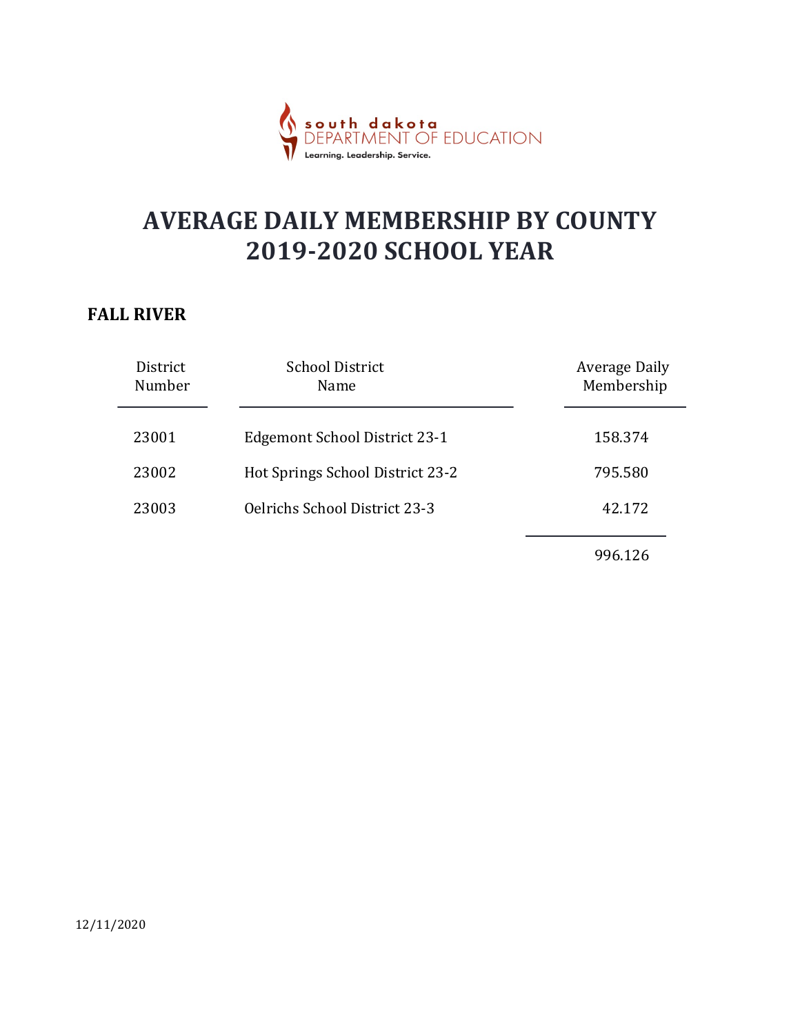south dakota
DEPARTMENT OF EDUCATION
Learning. Leadership. Service.

# AVERAGE DAILY MEMBERSHIP BY COUNTY 2019-2020 SCHOOL YEAR

## FALL RIVER

| District Number | School District Name | Average Daily Membership |
|---|---|---|
| 23001 | Edgemont School District 23-1 | 158.374 |
| 23002 | Hot Springs School District 23-2 | 795.580 |
| 23003 | Oelrichs School District 23-3 | 42.172 |
| | | 996.126 |

12/11/2020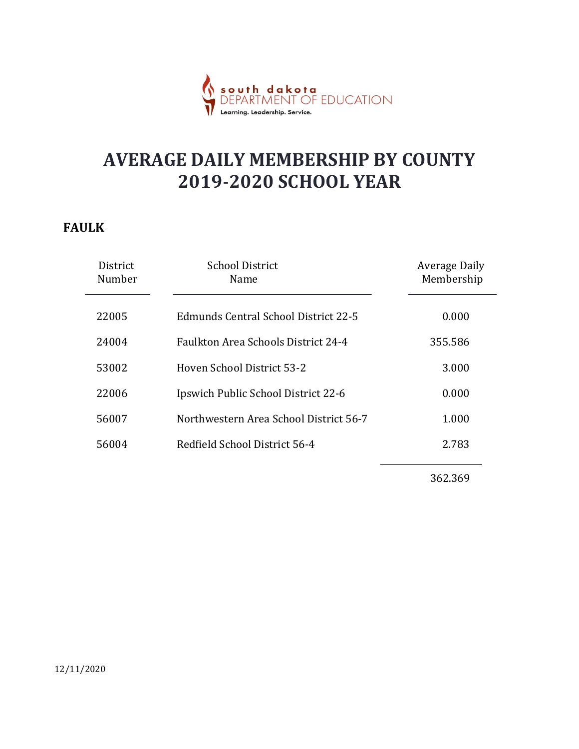# AVERAGE DAILY MEMBERSHIP BY COUNTY 2019-2020 SCHOOL YEAR

## FAULK

| District Number | School District Name | Average Daily Membership |
|---|---|---|
| 22005 | Edmunds Central School District 22-5 | 0.000 |
| 24004 | Faulkton Area Schools District 24-4 | 355.586 |
| 53002 | Hoven School District 53-2 | 3.000 |
| 22006 | Ipswich Public School District 22-6 | 0.000 |
| 56007 | Northwestern Area School District 56-7 | 1.000 |
| 56004 | Redfield School District 56-4 | 2.783 |
| | | 362.369 |

12/11/2020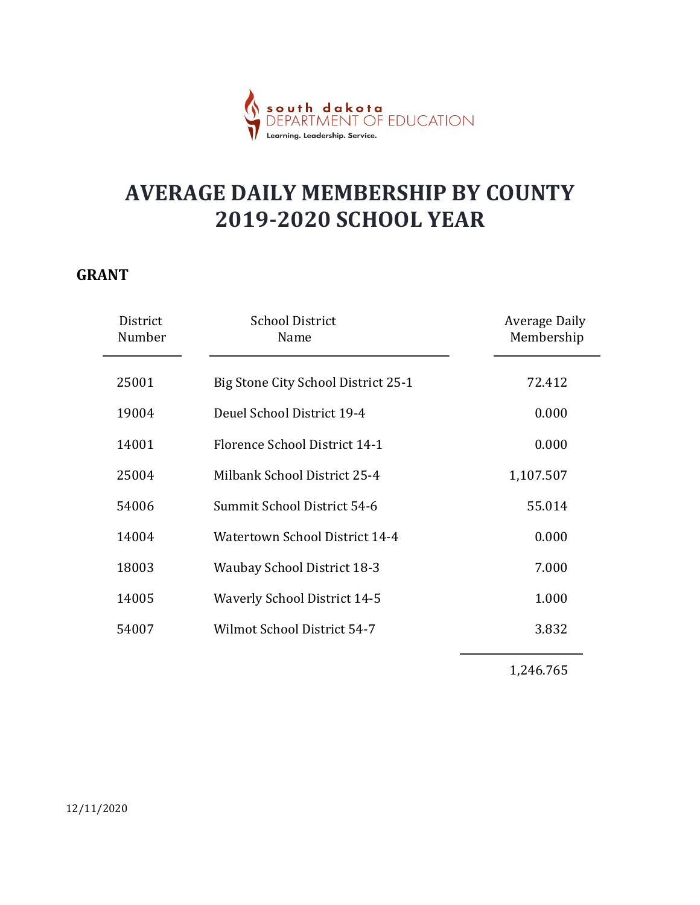south dakota DEPARTMENT OF EDUCATION
Learning. Leadership. Service.

# AVERAGE DAILY MEMBERSHIP BY COUNTY
# 2019-2020 SCHOOL YEAR

## GRANT

| District Number | School District Name | Average Daily Membership |
|---|---|---|
| 25001 | Big Stone City School District 25-1 | 72.412 |
| 19004 | Deuel School District 19-4 | 0.000 |
| 14001 | Florence School District 14-1 | 0.000 |
| 25004 | Milbank School District 25-4 | 1,107.507 |
| 54006 | Summit School District 54-6 | 55.014 |
| 14004 | Watertown School District 14-4 | 0.000 |
| 18003 | Waubay School District 18-3 | 7.000 |
| 14005 | Waverly School District 14-5 | 1.000 |
| 54007 | Wilmot School District 54-7 | 3.832 |
| | | 1,246.765 |

12/11/2020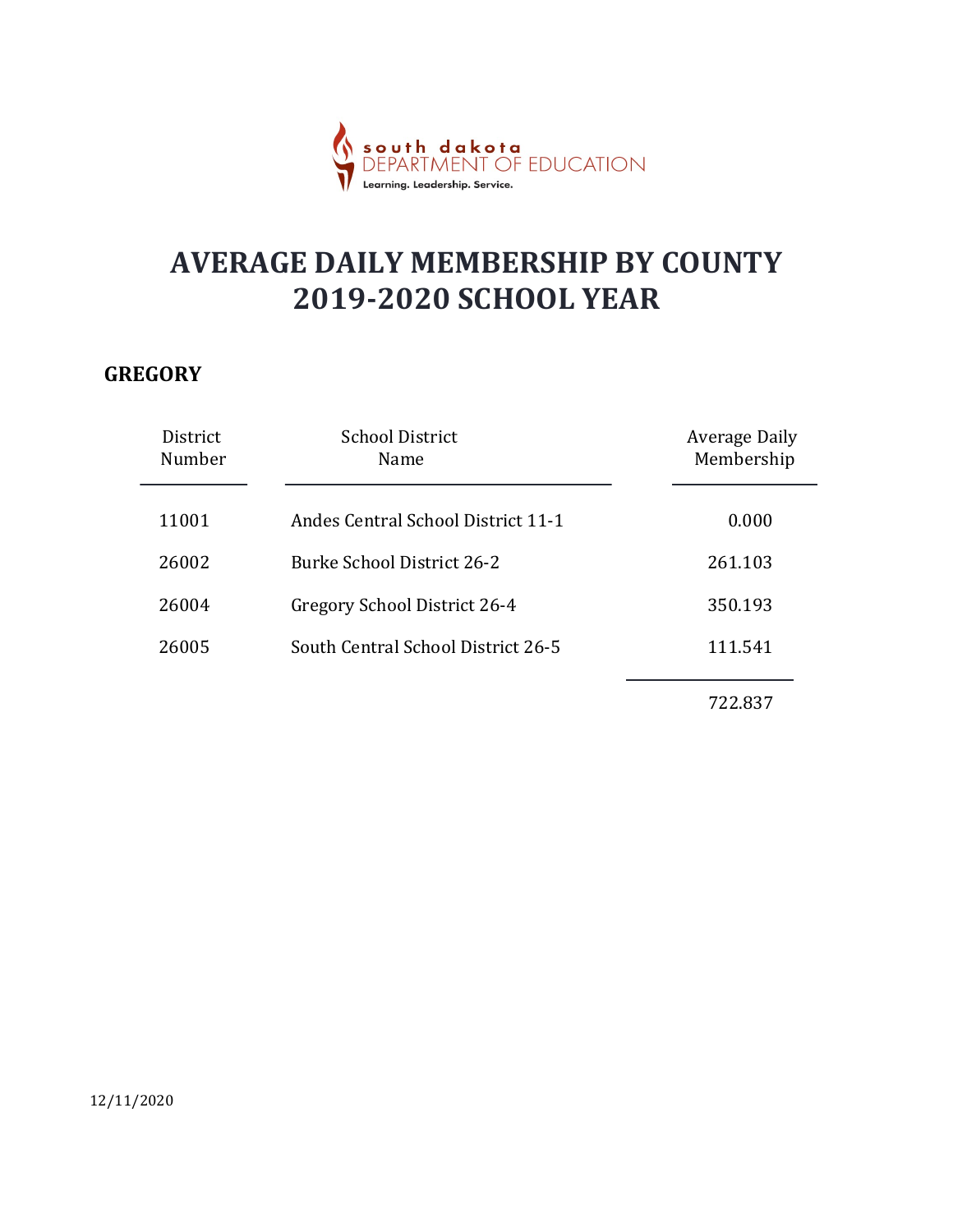south dakota DEPARTMENT OF EDUCATION
Learning. Leadership. Service.

# AVERAGE DAILY MEMBERSHIP BY COUNTY 2019-2020 SCHOOL YEAR

## GREGORY

| District Number | School District Name | Average Daily Membership |
|---|---|---|
| 11001 | Andes Central School District 11-1 | 0.000 |
| 26002 | Burke School District 26-2 | 261.103 |
| 26004 | Gregory School District 26-4 | 350.193 |
| 26005 | South Central School District 26-5 | 111.541 |
| | | 722.837 |

12/11/2020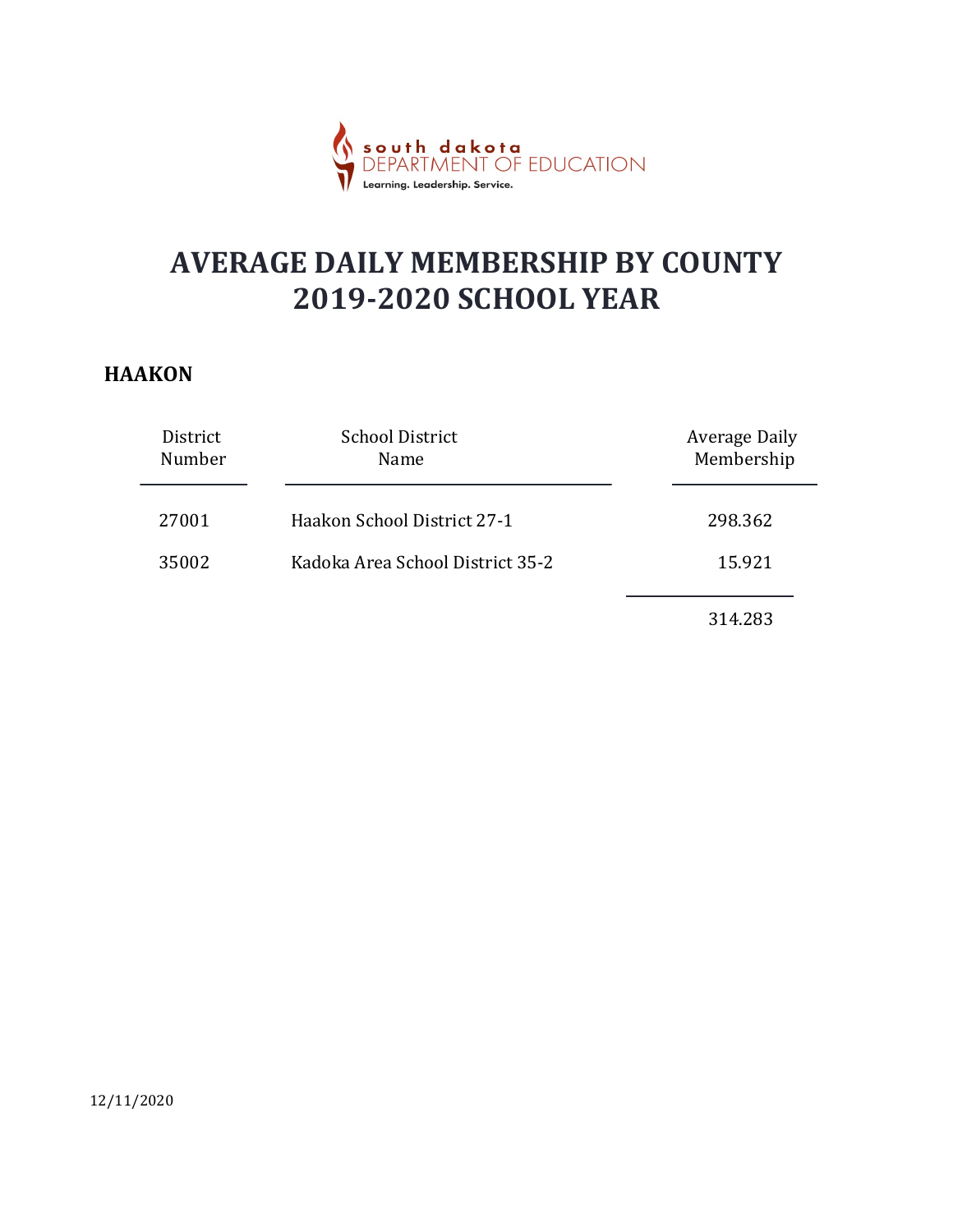south dakota
DEPARTMENT OF EDUCATION
Learning. Leadership. Service.

# AVERAGE DAILY MEMBERSHIP BY COUNTY
# 2019-2020 SCHOOL YEAR

## HAAKON

| District Number | School District Name | Average Daily Membership |
|---|---|---|
| 27001 | Haakon School District 27-1 | 298.362 |
| 35002 | Kadoka Area School District 35-2 | 15.921 |
| | | 314.283 |

12/11/2020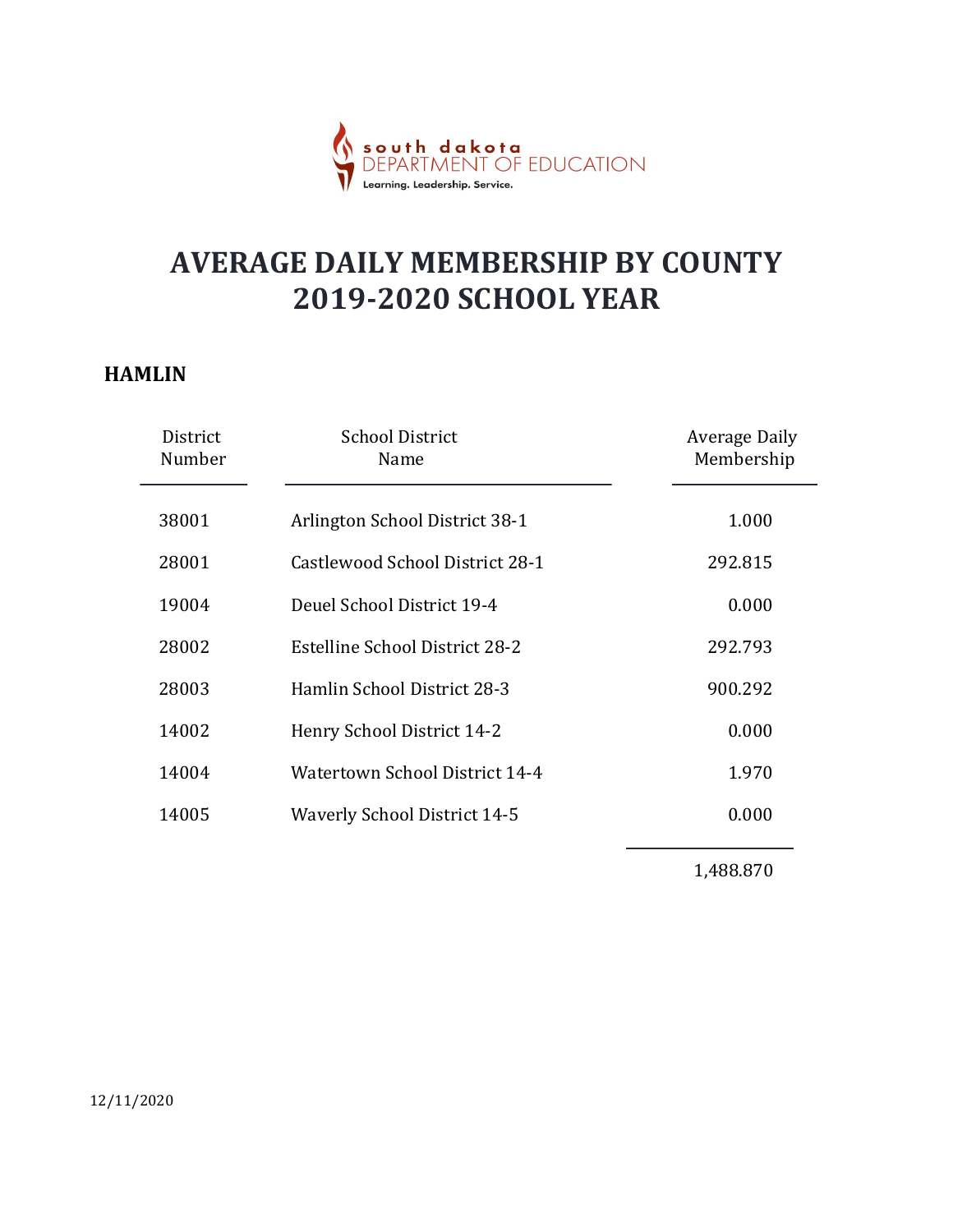south dakota DEPARTMENT OF EDUCATION
Learning. Leadership. Service.

# AVERAGE DAILY MEMBERSHIP BY COUNTY
# 2019-2020 SCHOOL YEAR

## HAMLIN

| District Number | School District Name | Average Daily Membership |
|---|---|---|
| 38001 | Arlington School District 38-1 | 1.000 |
| 28001 | Castlewood School District 28-1 | 292.815 |
| 19004 | Deuel School District 19-4 | 0.000 |
| 28002 | Estelline School District 28-2 | 292.793 |
| 28003 | Hamlin School District 28-3 | 900.292 |
| 14002 | Henry School District 14-2 | 0.000 |
| 14004 | Watertown School District 14-4 | 1.970 |
| 14005 | Waverly School District 14-5 | 0.000 |
| | | 1,488.870 |

12/11/2020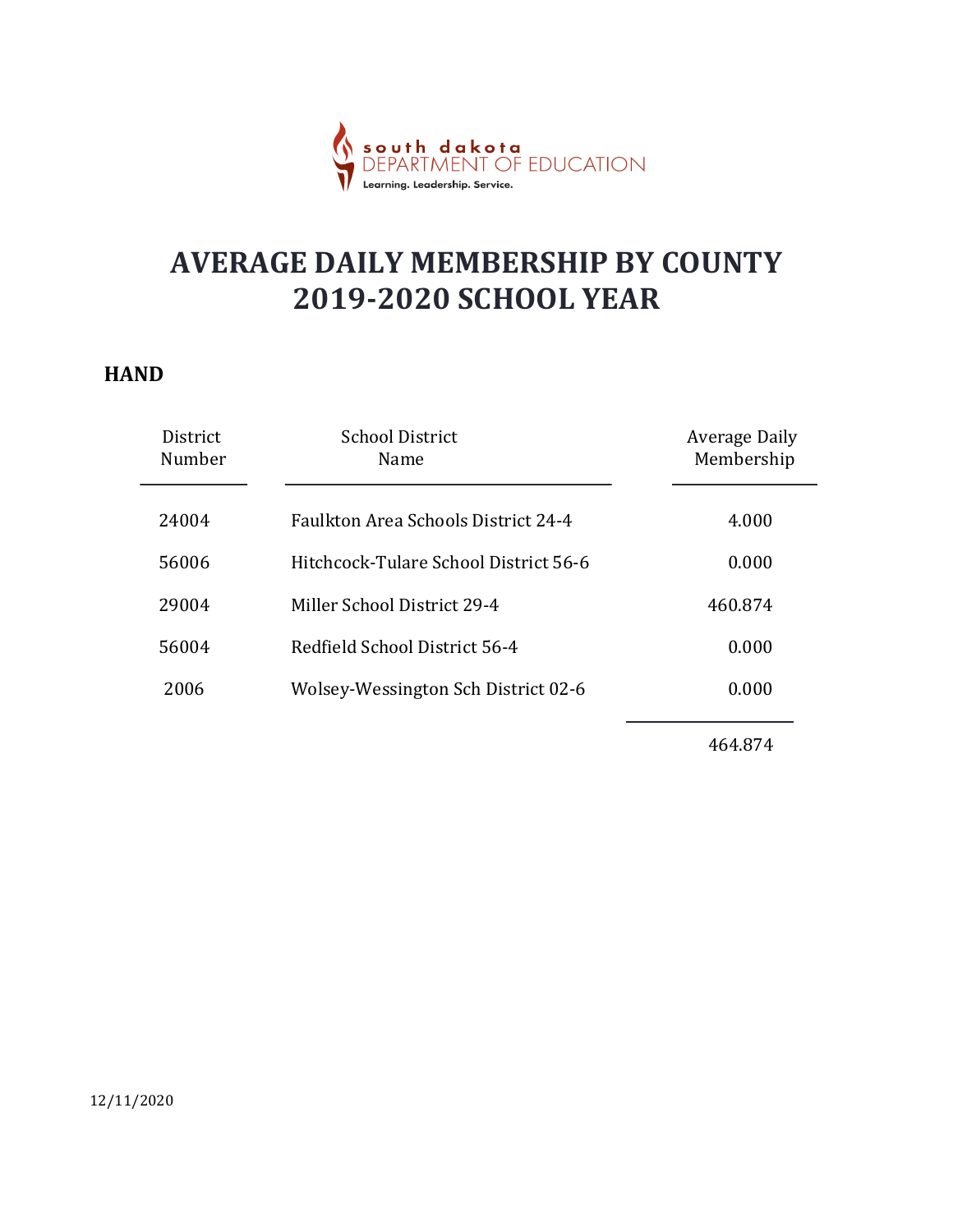south dakota
DEPARTMENT OF EDUCATION
Learning. Leadership. Service.

# AVERAGE DAILY MEMBERSHIP BY COUNTY
# 2019-2020 SCHOOL YEAR

## HAND

| District Number | School District Name | Average Daily Membership |
|---|---|---|
| 24004 | Faulkton Area Schools District 24-4 | 4.000 |
| 56006 | Hitchcock-Tulare School District 56-6 | 0.000 |
| 29004 | Miller School District 29-4 | 460.874 |
| 56004 | Redfield School District 56-4 | 0.000 |
| 2006 | Wolsey-Wessington Sch District 02-6 | 0.000 |
| | | 464.874 |

12/11/2020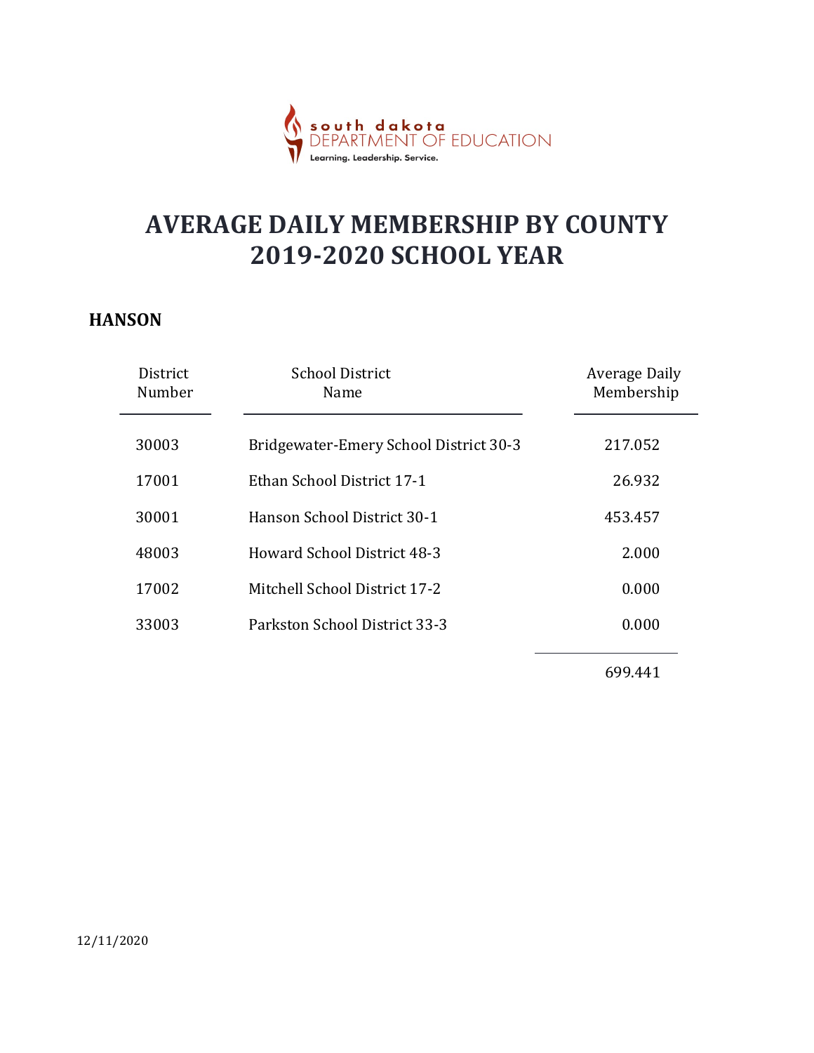south dakota DEPARTMENT OF EDUCATION
Learning. Leadership. Service.

# AVERAGE DAILY MEMBERSHIP BY COUNTY 2019-2020 SCHOOL YEAR

## HANSON

| District Number | School District Name | Average Daily Membership |
|---|---|---|
| 30003 | Bridgewater-Emery School District 30-3 | 217.052 |
| 17001 | Ethan School District 17-1 | 26.932 |
| 30001 | Hanson School District 30-1 | 453.457 |
| 48003 | Howard School District 48-3 | 2.000 |
| 17002 | Mitchell School District 17-2 | 0.000 |
| 33003 | Parkston School District 33-3 | 0.000 |
| | | 699.441 |

12/11/2020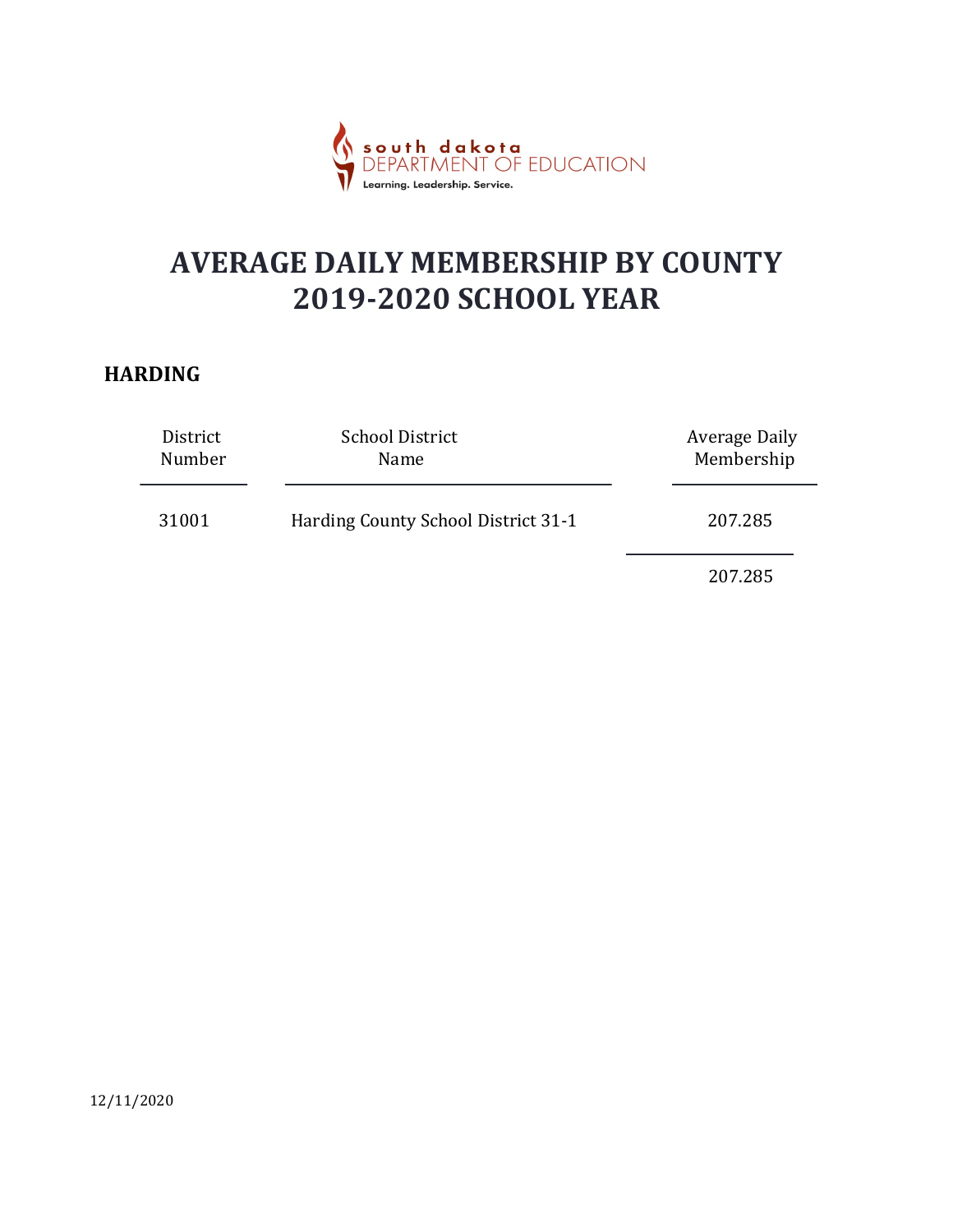south dakota DEPARTMENT OF EDUCATION

Learning. Leadership. Service.

# AVERAGE DAILY MEMBERSHIP BY COUNTY 2019-2020 SCHOOL YEAR

## HARDING

| District Number | School District Name | Average Daily Membership |
|---|---|---|
| 31001 | Harding County School District 31-1 | 207.285 |
| | | 207.285 |

12/11/2020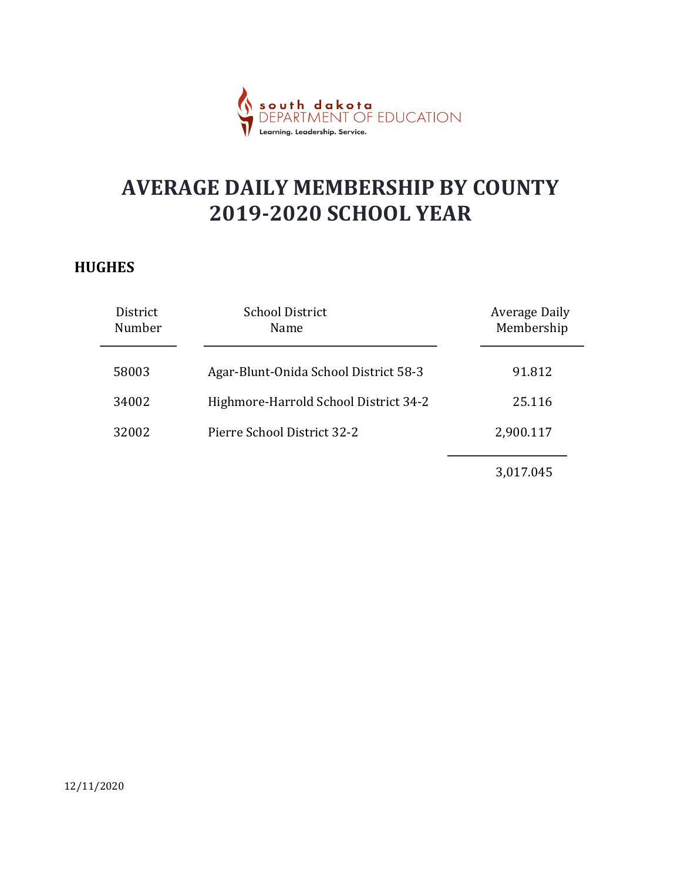south dakota
DEPARTMENT OF EDUCATION
Learning. Leadership. Service.

# AVERAGE DAILY MEMBERSHIP BY COUNTY
# 2019-2020 SCHOOL YEAR

## HUGHES

| District Number | School District Name | Average Daily Membership |
|---|---|---|
| 58003 | Agar-Blunt-Onida School District 58-3 | 91.812 |
| 34002 | Highmore-Harrold School District 34-2 | 25.116 |
| 32002 | Pierre School District 32-2 | 2,900.117 |
| | | 3,017.045 |

12/11/2020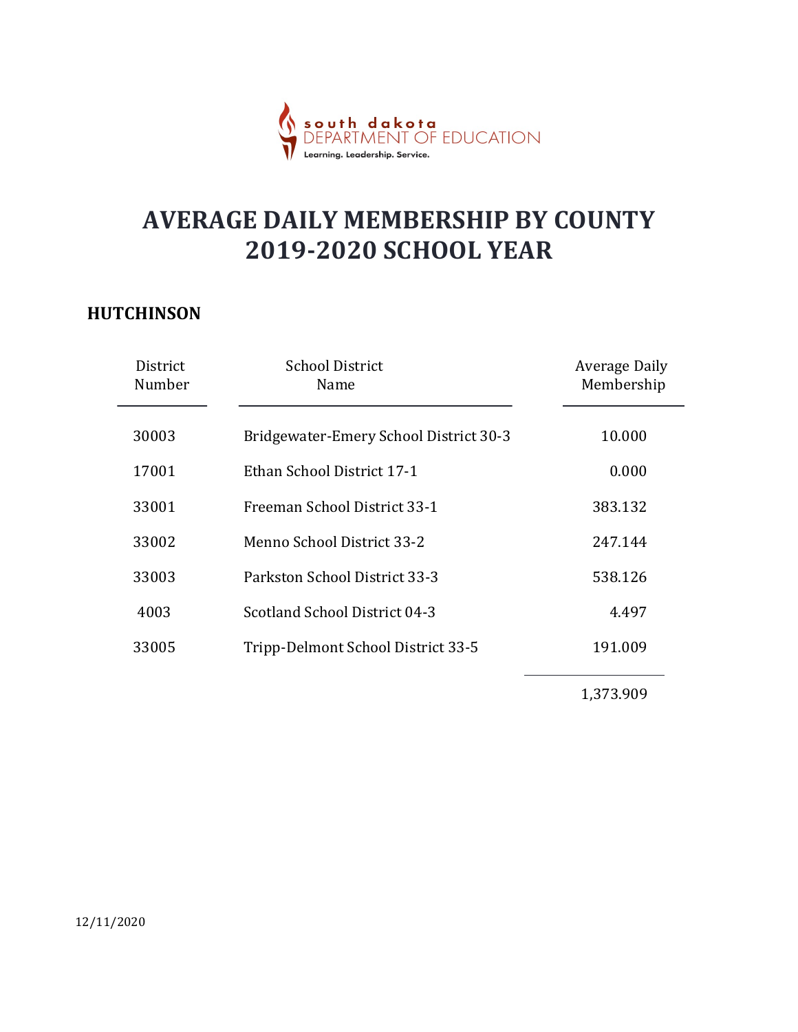south dakota DEPARTMENT OF EDUCATION
Learning. Leadership. Service.

# AVERAGE DAILY MEMBERSHIP BY COUNTY 2019-2020 SCHOOL YEAR

## HUTCHINSON

| District Number | School District Name | Average Daily Membership |
|---|---|---|
| 30003 | Bridgewater-Emery School District 30-3 | 10.000 |
| 17001 | Ethan School District 17-1 | 0.000 |
| 33001 | Freeman School District 33-1 | 383.132 |
| 33002 | Menno School District 33-2 | 247.144 |
| 33003 | Parkston School District 33-3 | 538.126 |
| 4003 | Scotland School District 04-3 | 4.497 |
| 33005 | Tripp-Delmont School District 33-5 | 191.009 |
| | | 1,373.909 |

12/11/2020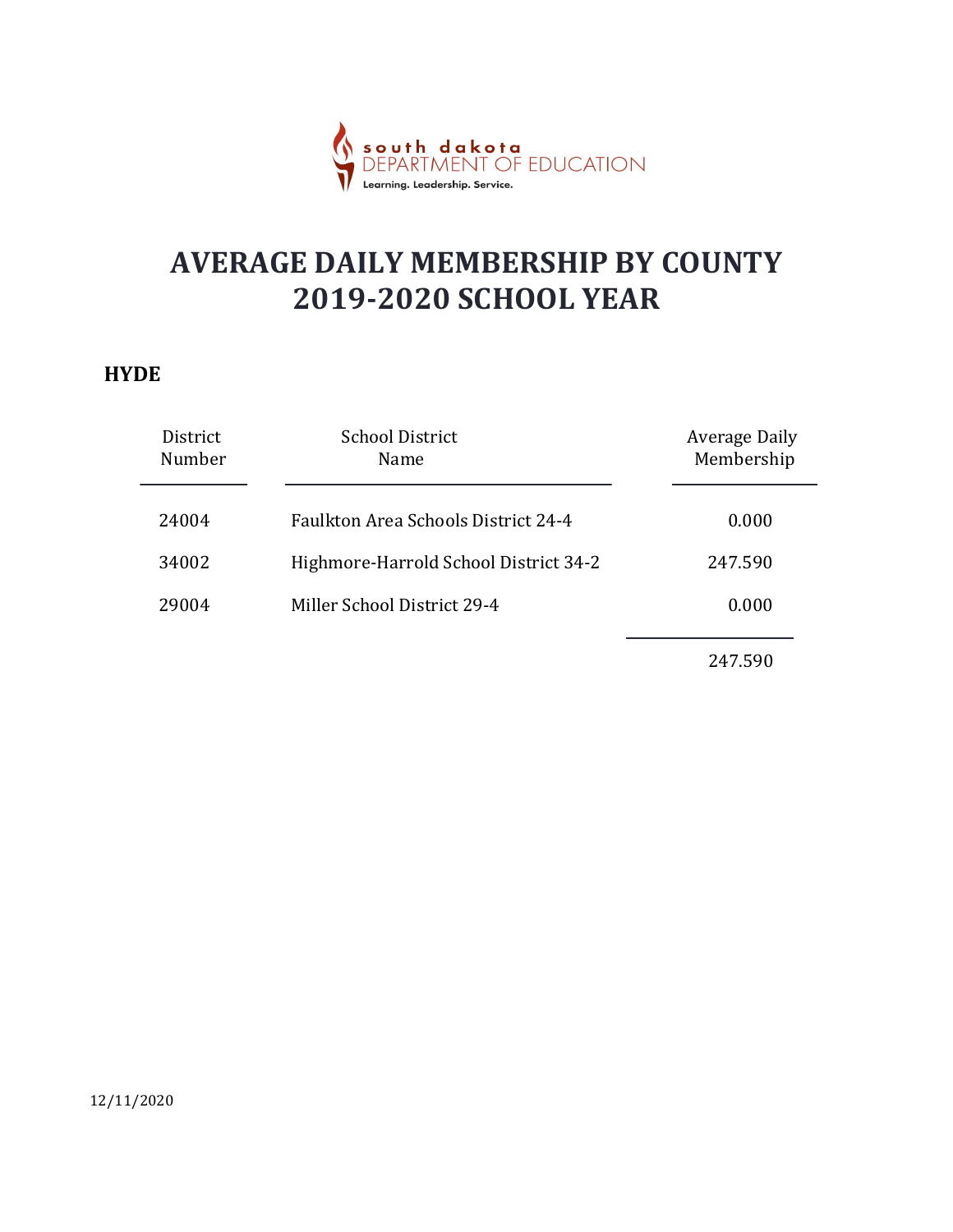south dakota DEPARTMENT OF EDUCATION
Learning. Leadership. Service.

# AVERAGE DAILY MEMBERSHIP BY COUNTY
# 2019-2020 SCHOOL YEAR

## HYDE

| District Number | School District Name | Average Daily Membership |
|---|---|---|
| 24004 | Faulkton Area Schools District 24-4 | 0.000 |
| 34002 | Highmore-Harrold School District 34-2 | 247.590 |
| 29004 | Miller School District 29-4 | 0.000 |
| | | 247.590 |

12/11/2020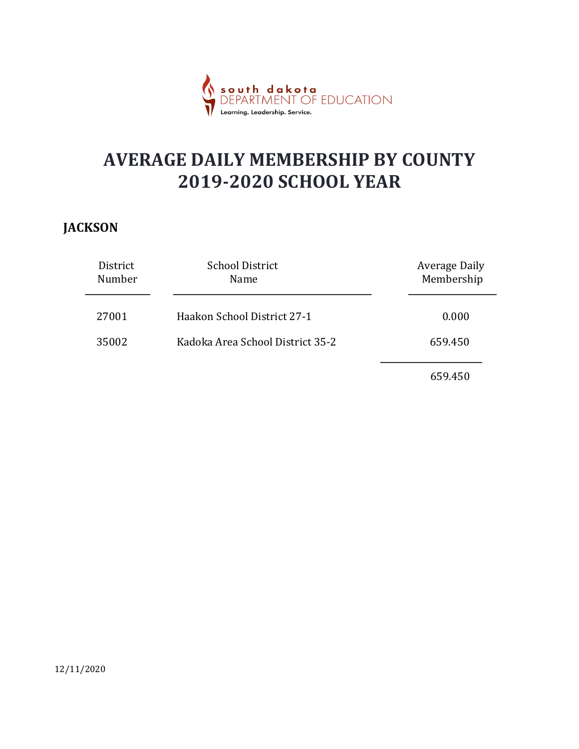# AVERAGE DAILY MEMBERSHIP BY COUNTY
# 2019-2020 SCHOOL YEAR

## JACKSON

| District Number | School District Name | Average Daily Membership |
|---|---|---|
| 27001 | Haakon School District 27-1 | 0.000 |
| 35002 | Kadoka Area School District 35-2 | 659.450 |
| | | 659.450 |

12/11/2020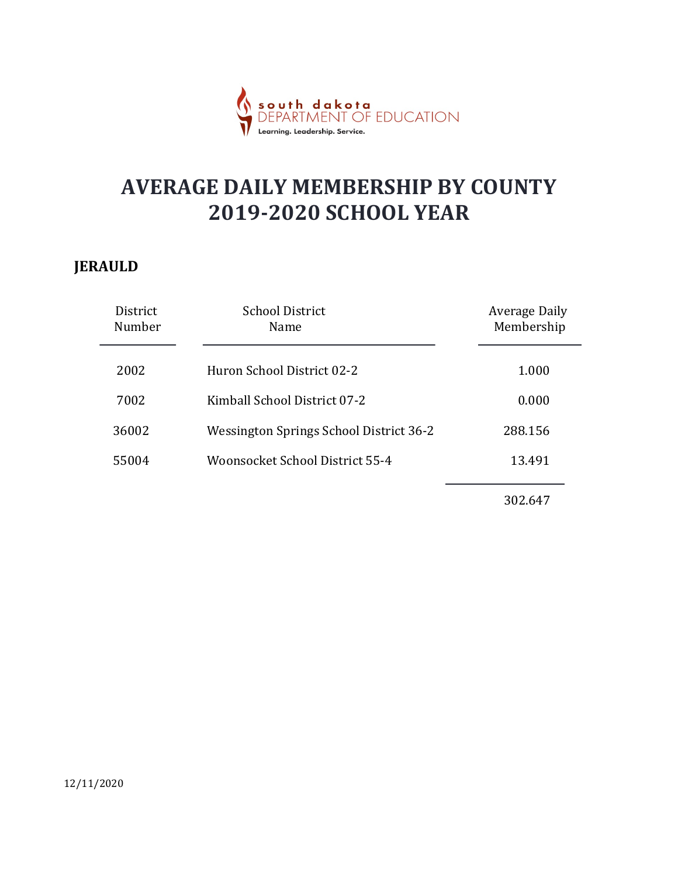south dakota DEPARTMENT OF EDUCATION
Learning. Leadership. Service.

# AVERAGE DAILY MEMBERSHIP BY COUNTY 2019-2020 SCHOOL YEAR

## JERAULD

| District Number | School District Name | Average Daily Membership |
|---|---|---|
| 2002 | Huron School District 02-2 | 1.000 |
| 7002 | Kimball School District 07-2 | 0.000 |
| 36002 | Wessington Springs School District 36-2 | 288.156 |
| 55004 | Woonsocket School District 55-4 | 13.491 |
| | | 302.647 |

12/11/2020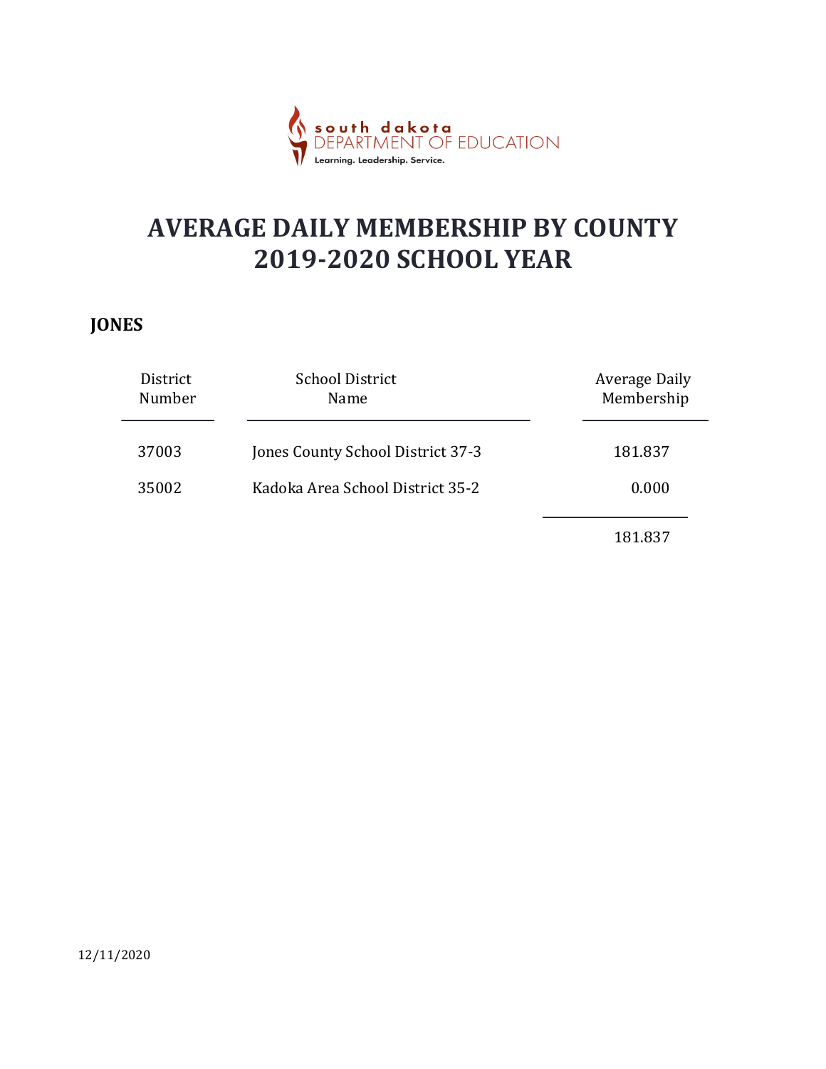# AVERAGE DAILY MEMBERSHIP BY COUNTY
# 2019-2020 SCHOOL YEAR

## JONES

| District Number | School District Name | Average Daily Membership |
|---|---|---|
| 37003 | Jones County School District 37-3 | 181.837 |
| 35002 | Kadoka Area School District 35-2 | 0.000 |
| | | 181.837 |

12/11/2020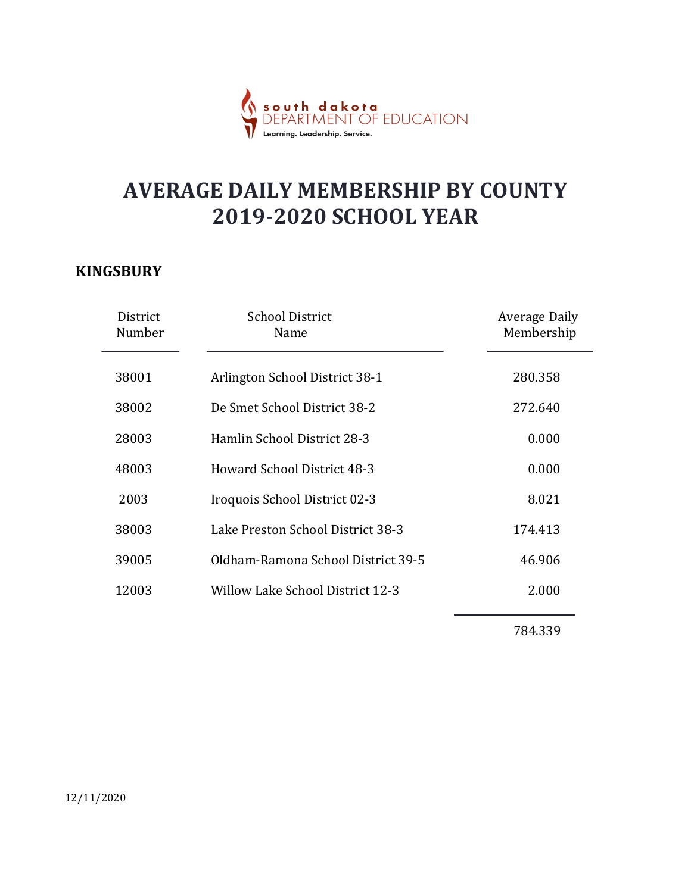south dakota DEPARTMENT OF EDUCATION
Learning. Leadership. Service.

# AVERAGE DAILY MEMBERSHIP BY COUNTY 2019-2020 SCHOOL YEAR

## KINGSBURY

| District Number | School District Name | Average Daily Membership |
|---|---|---|
| 38001 | Arlington School District 38-1 | 280.358 |
| 38002 | De Smet School District 38-2 | 272.640 |
| 28003 | Hamlin School District 28-3 | 0.000 |
| 48003 | Howard School District 48-3 | 0.000 |
| 2003 | Iroquois School District 02-3 | 8.021 |
| 38003 | Lake Preston School District 38-3 | 174.413 |
| 39005 | Oldham-Ramona School District 39-5 | 46.906 |
| 12003 | Willow Lake School District 12-3 | 2.000 |
| | | 784.339 |

12/11/2020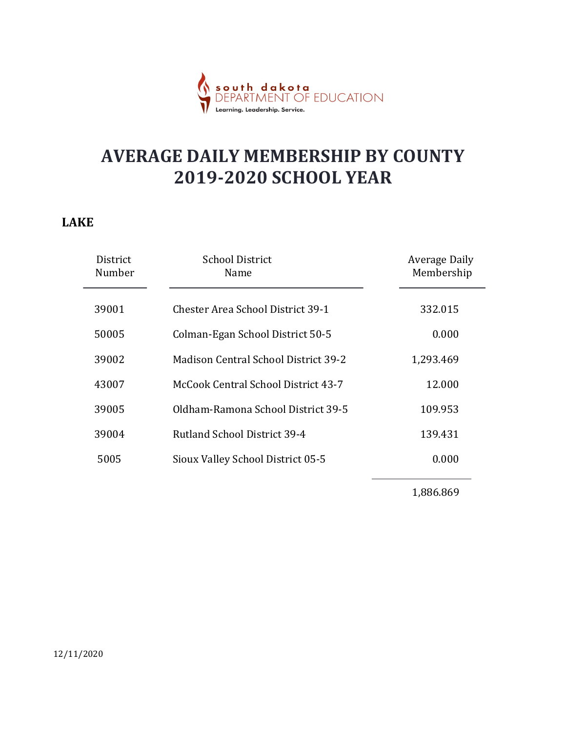# AVERAGE DAILY MEMBERSHIP BY COUNTY
# 2019-2020 SCHOOL YEAR

## LAKE

| District Number | School District Name | Average Daily Membership |
|---|---|---|
| 39001 | Chester Area School District 39-1 | 332.015 |
| 50005 | Colman-Egan School District 50-5 | 0.000 |
| 39002 | Madison Central School District 39-2 | 1,293.469 |
| 43007 | McCook Central School District 43-7 | 12.000 |
| 39005 | Oldham-Ramona School District 39-5 | 109.953 |
| 39004 | Rutland School District 39-4 | 139.431 |
| 5005 | Sioux Valley School District 05-5 | 0.000 |
| | | 1,886.869 |

12/11/2020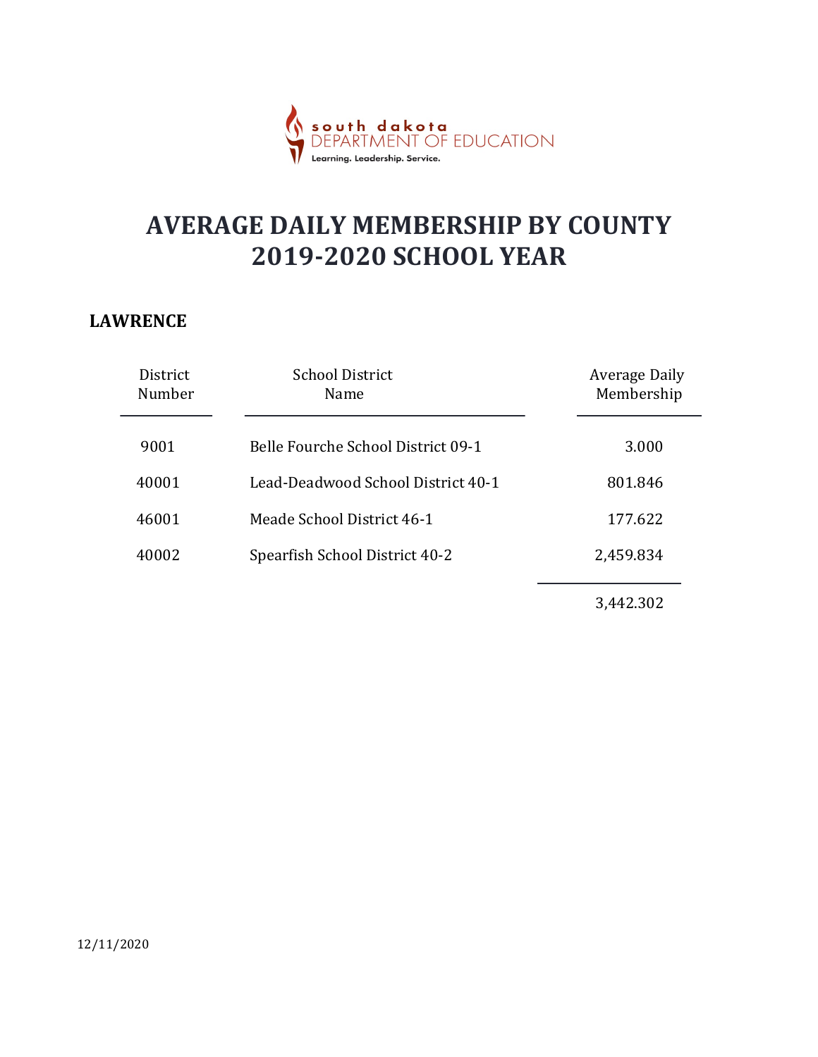# AVERAGE DAILY MEMBERSHIP BY COUNTY
# 2019-2020 SCHOOL YEAR

## LAWRENCE

| District Number | School District Name | Average Daily Membership |
|---|---|---|
| 9001 | Belle Fourche School District 09-1 | 3.000 |
| 40001 | Lead-Deadwood School District 40-1 | 801.846 |
| 46001 | Meade School District 46-1 | 177.622 |
| 40002 | Spearfish School District 40-2 | 2,459.834 |
| | | 3,442.302 |

12/11/2020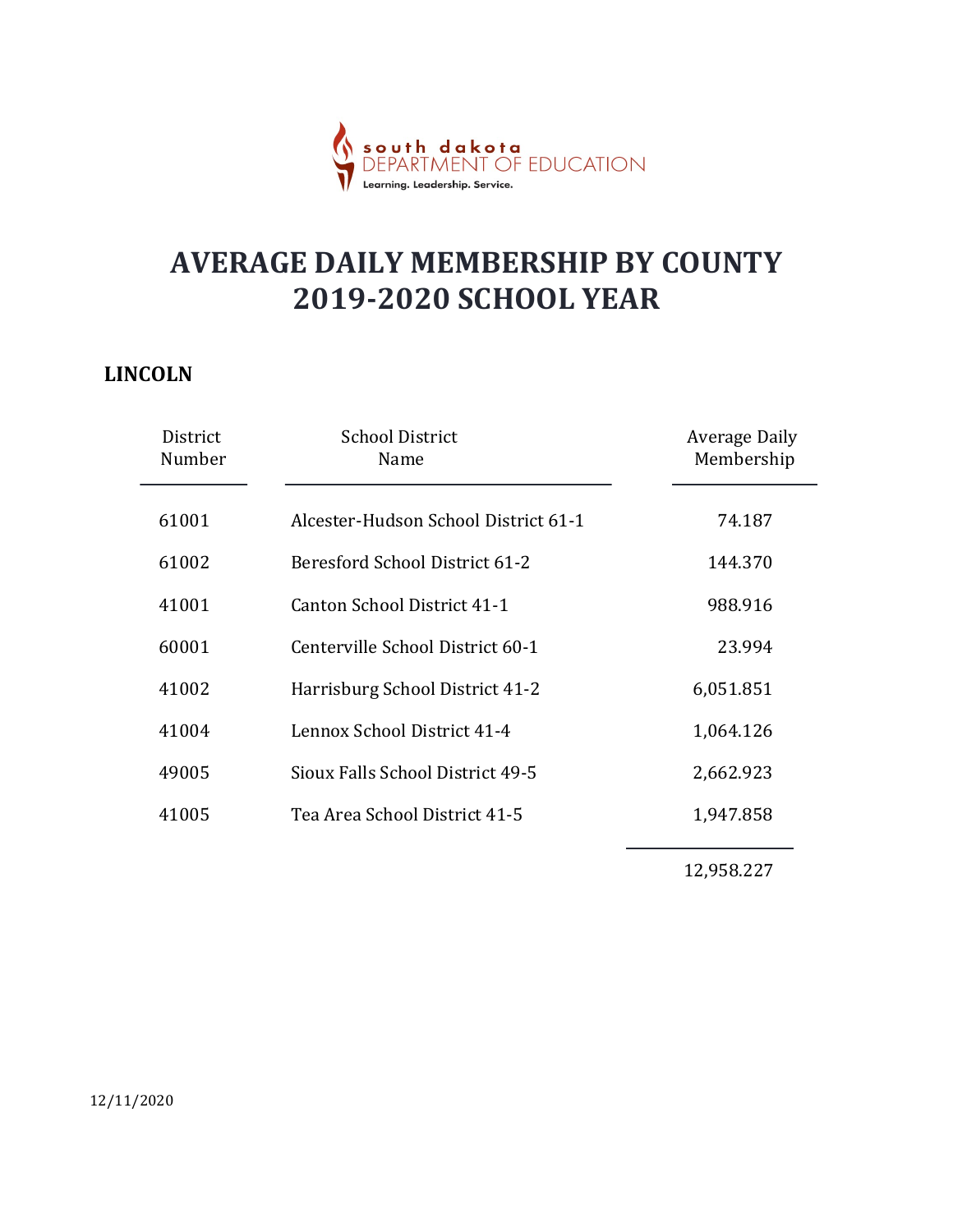south dakota
DEPARTMENT OF EDUCATION
Learning. Leadership. Service.

# AVERAGE DAILY MEMBERSHIP BY COUNTY
# 2019-2020 SCHOOL YEAR

## LINCOLN

| District Number | School District Name | Average Daily Membership |
|---|---|---|
| 61001 | Alcester-Hudson School District 61-1 | 74.187 |
| 61002 | Beresford School District 61-2 | 144.370 |
| 41001 | Canton School District 41-1 | 988.916 |
| 60001 | Centerville School District 60-1 | 23.994 |
| 41002 | Harrisburg School District 41-2 | 6,051.851 |
| 41004 | Lennox School District 41-4 | 1,064.126 |
| 49005 | Sioux Falls School District 49-5 | 2,662.923 |
| 41005 | Tea Area School District 41-5 | 1,947.858 |
| | | 12,958.227 |

12/11/2020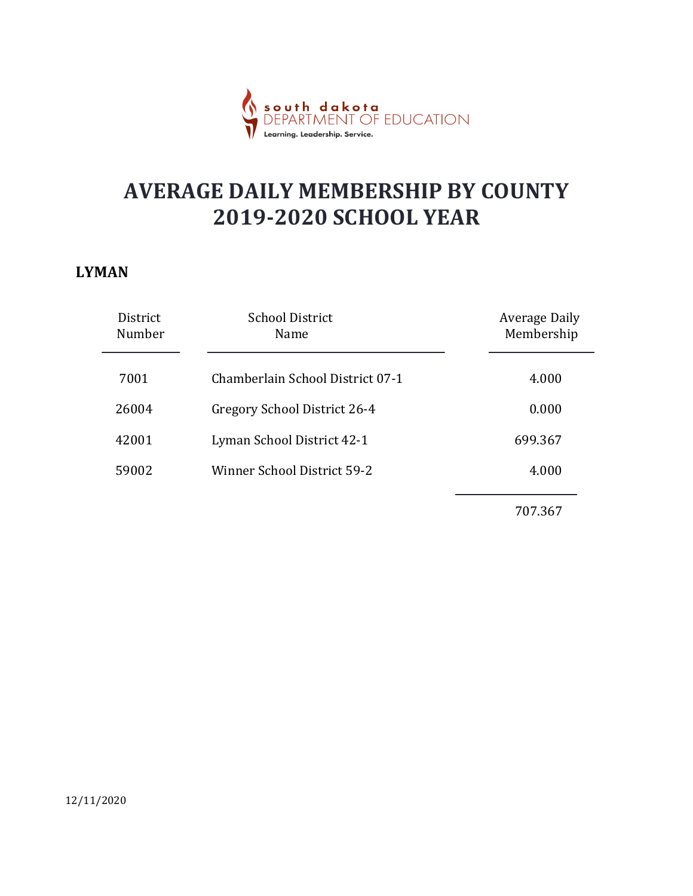south dakota
DEPARTMENT OF EDUCATION
Learning. Leadership. Service.

# AVERAGE DAILY MEMBERSHIP BY COUNTY
# 2019-2020 SCHOOL YEAR

## LYMAN

| District Number | School District Name | Average Daily Membership |
|---|---|---|
| 7001 | Chamberlain School District 07-1 | 4.000 |
| 26004 | Gregory School District 26-4 | 0.000 |
| 42001 | Lyman School District 42-1 | 699.367 |
| 59002 | Winner School District 59-2 | 4.000 |
| | | 707.367 |

12/11/2020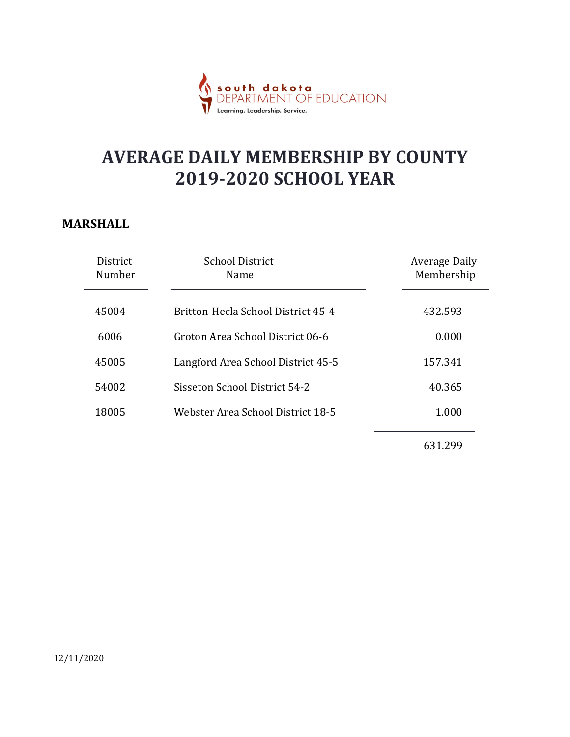south dakota
DEPARTMENT OF EDUCATION
Learning. Leadership. Service.

# AVERAGE DAILY MEMBERSHIP BY COUNTY
# 2019-2020 SCHOOL YEAR

## MARSHALL

| District Number | School District Name | Average Daily Membership |
|---|---|---|
| 45004 | Britton-Hecla School District 45-4 | 432.593 |
| 6006 | Groton Area School District 06-6 | 0.000 |
| 45005 | Langford Area School District 45-5 | 157.341 |
| 54002 | Sisseton School District 54-2 | 40.365 |
| 18005 | Webster Area School District 18-5 | 1.000 |
| | | 631.299 |

12/11/2020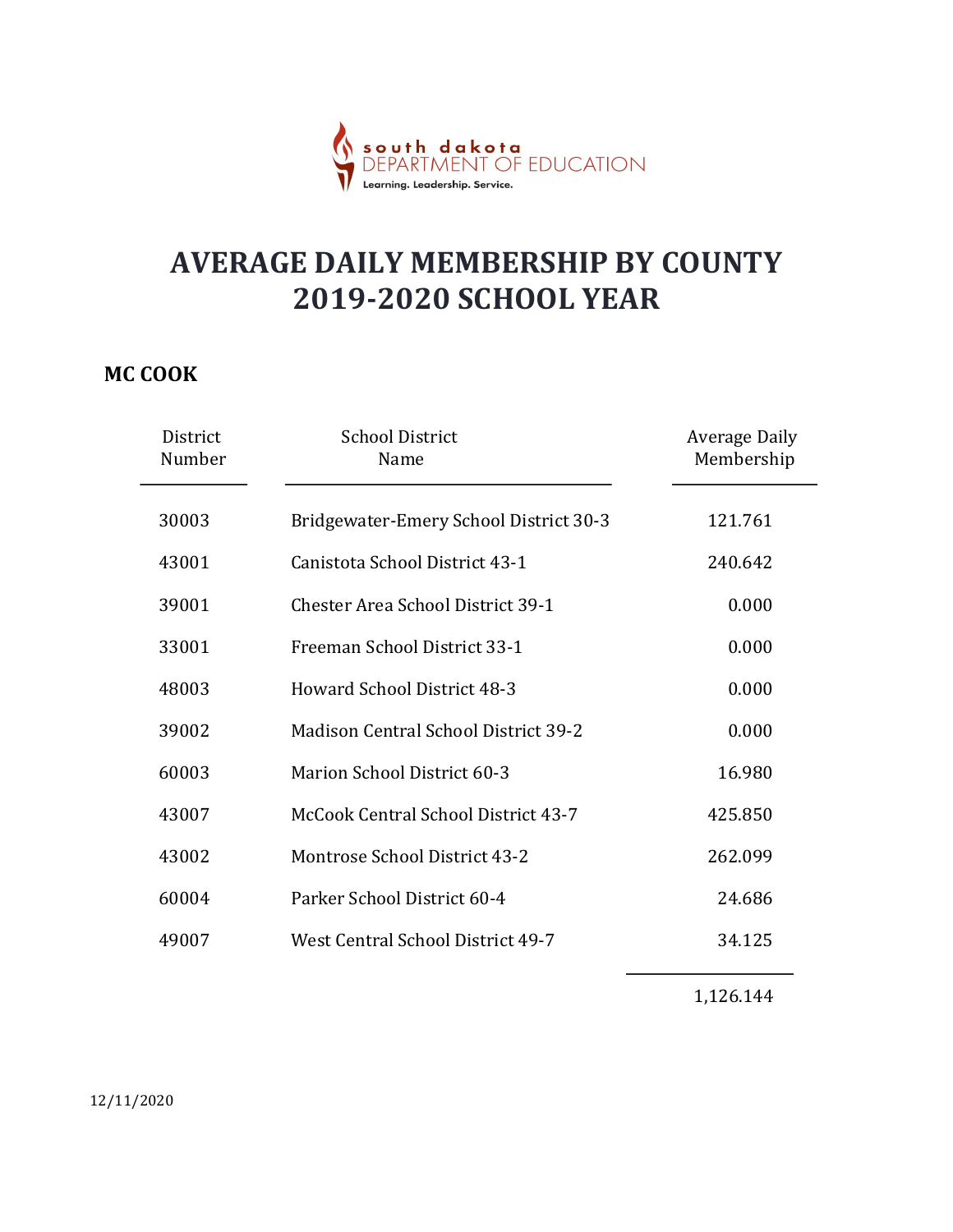south dakota
DEPARTMENT OF EDUCATION
Learning. Leadership. Service.

# AVERAGE DAILY MEMBERSHIP BY COUNTY
# 2019-2020 SCHOOL YEAR

## MC COOK

| District Number | School District Name | Average Daily Membership |
|---|---|---|
| 30003 | Bridgewater-Emery School District 30-3 | 121.761 |
| 43001 | Canistota School District 43-1 | 240.642 |
| 39001 | Chester Area School District 39-1 | 0.000 |
| 33001 | Freeman School District 33-1 | 0.000 |
| 48003 | Howard School District 48-3 | 0.000 |
| 39002 | Madison Central School District 39-2 | 0.000 |
| 60003 | Marion School District 60-3 | 16.980 |
| 43007 | McCook Central School District 43-7 | 425.850 |
| 43002 | Montrose School District 43-2 | 262.099 |
| 60004 | Parker School District 60-4 | 24.686 |
| 49007 | West Central School District 49-7 | 34.125 |
| | | 1,126.144 |

12/11/2020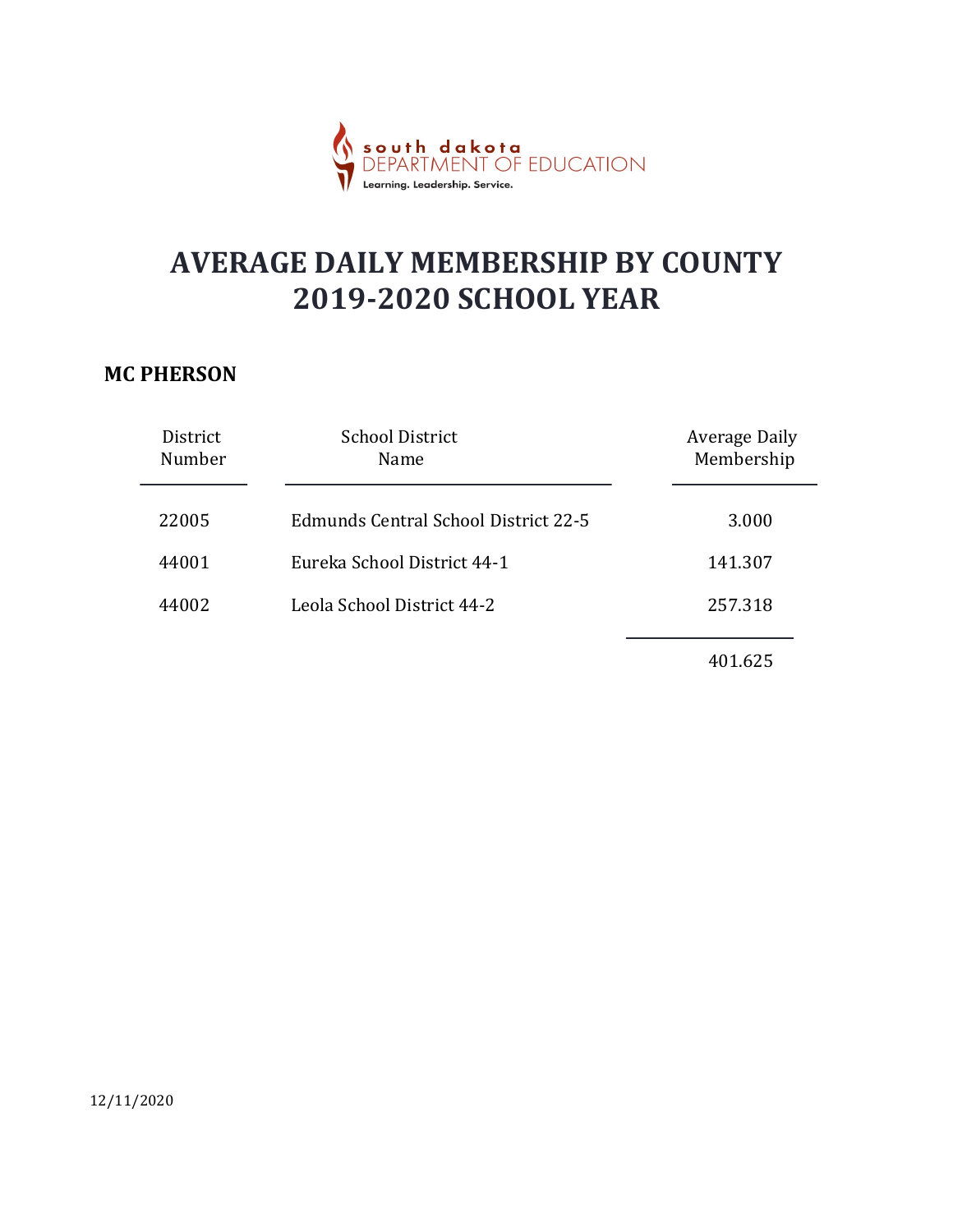south dakota
DEPARTMENT OF EDUCATION
Learning. Leadership. Service.

# AVERAGE DAILY MEMBERSHIP BY COUNTY
# 2019-2020 SCHOOL YEAR

## MC PHERSON

| District Number | School District Name | Average Daily Membership |
|---|---|---|
| 22005 | Edmunds Central School District 22-5 | 3.000 |
| 44001 | Eureka School District 44-1 | 141.307 |
| 44002 | Leola School District 44-2 | 257.318 |
| | | 401.625 |

12/11/2020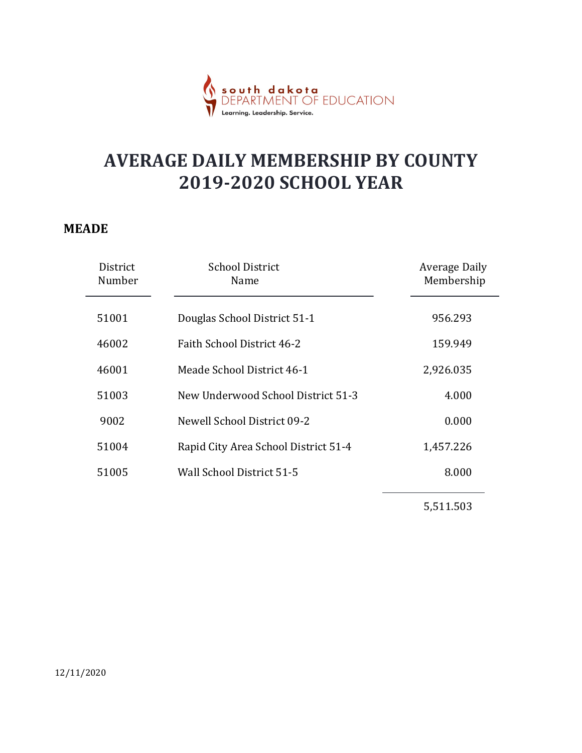south dakota
DEPARTMENT OF EDUCATION
Learning. Leadership. Service.

# AVERAGE DAILY MEMBERSHIP BY COUNTY
# 2019-2020 SCHOOL YEAR

## MEADE

| District Number | School District Name | Average Daily Membership |
|---|---|---|
| 51001 | Douglas School District 51-1 | 956.293 |
| 46002 | Faith School District 46-2 | 159.949 |
| 46001 | Meade School District 46-1 | 2,926.035 |
| 51003 | New Underwood School District 51-3 | 4.000 |
| 9002 | Newell School District 09-2 | 0.000 |
| 51004 | Rapid City Area School District 51-4 | 1,457.226 |
| 51005 | Wall School District 51-5 | 8.000 |
| | | 5,511.503 |

12/11/2020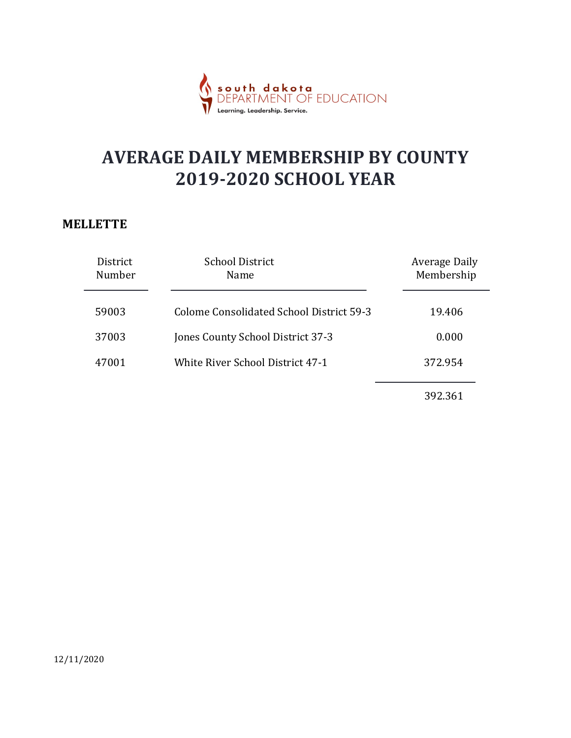# AVERAGE DAILY MEMBERSHIP BY COUNTY 2019-2020 SCHOOL YEAR

## MELLETTE

| District Number | School District Name | Average Daily Membership |
|---|---|---|
| 59003 | Colome Consolidated School District 59-3 | 19.406 |
| 37003 | Jones County School District 37-3 | 0.000 |
| 47001 | White River School District 47-1 | 372.954 |
| | | 392.361 |

12/11/2020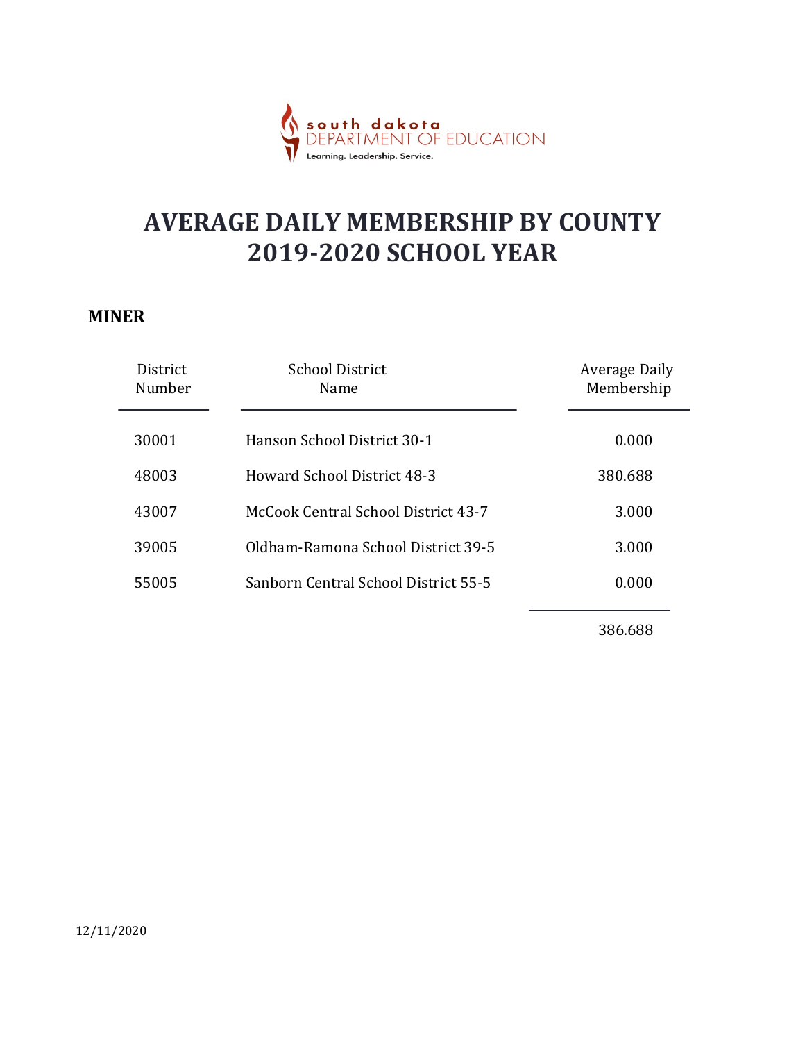south dakota DEPARTMENT OF EDUCATION
Learning. Leadership. Service.

# AVERAGE DAILY MEMBERSHIP BY COUNTY 2019-2020 SCHOOL YEAR

## MINER

| District Number | School District Name | Average Daily Membership |
|---|---|---|
| 30001 | Hanson School District 30-1 | 0.000 |
| 48003 | Howard School District 48-3 | 380.688 |
| 43007 | McCook Central School District 43-7 | 3.000 |
| 39005 | Oldham-Ramona School District 39-5 | 3.000 |
| 55005 | Sanborn Central School District 55-5 | 0.000 |
| | | 386.688 |

12/11/2020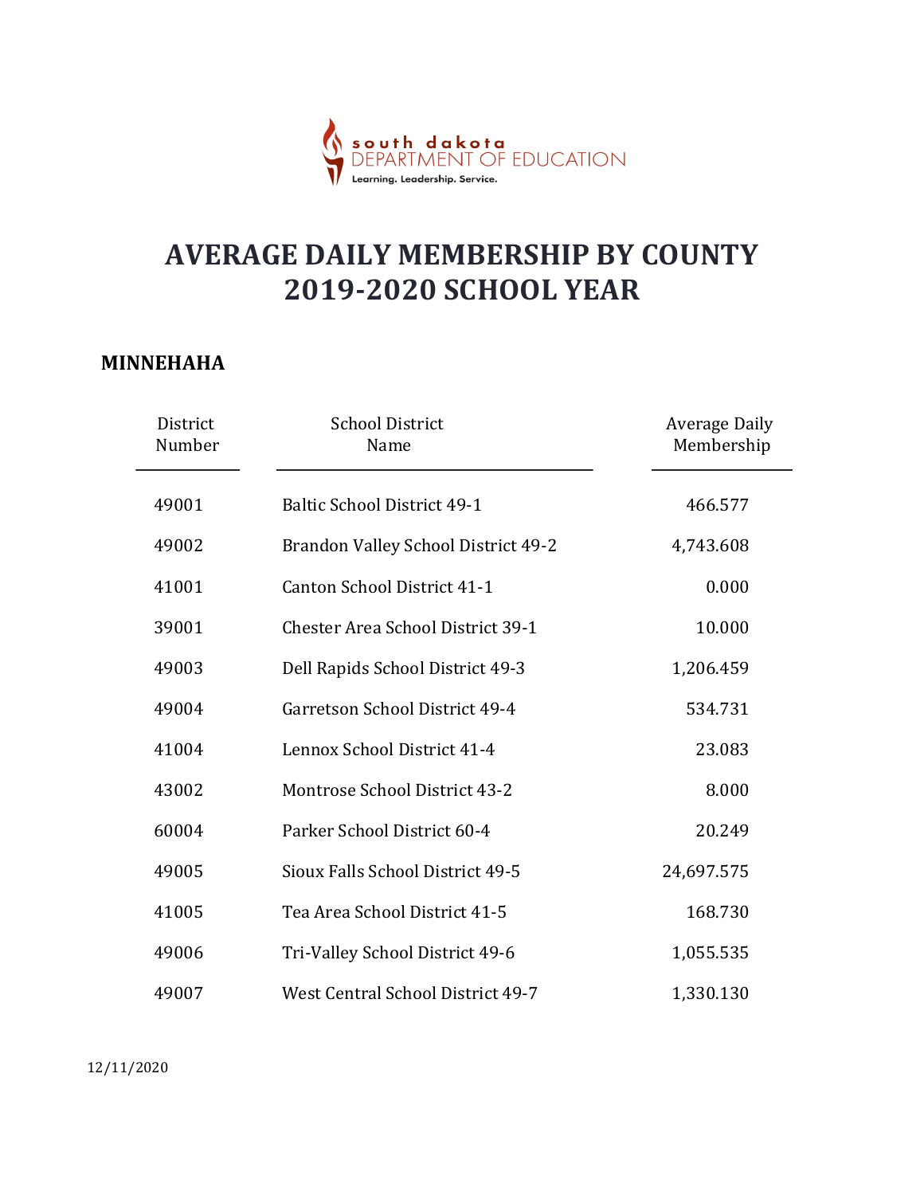south dakota
DEPARTMENT OF EDUCATION
Learning. Leadership. Service.

# AVERAGE DAILY MEMBERSHIP BY COUNTY 2019-2020 SCHOOL YEAR

## MINNEHAHA

| District Number | School District Name | Average Daily Membership |
|---|---|---|
| 49001 | Baltic School District 49-1 | 466.577 |
| 49002 | Brandon Valley School District 49-2 | 4,743.608 |
| 41001 | Canton School District 41-1 | 0.000 |
| 39001 | Chester Area School District 39-1 | 10.000 |
| 49003 | Dell Rapids School District 49-3 | 1,206.459 |
| 49004 | Garretson School District 49-4 | 534.731 |
| 41004 | Lennox School District 41-4 | 23.083 |
| 43002 | Montrose School District 43-2 | 8.000 |
| 60004 | Parker School District 60-4 | 20.249 |
| 49005 | Sioux Falls School District 49-5 | 24,697.575 |
| 41005 | Tea Area School District 41-5 | 168.730 |
| 49006 | Tri-Valley School District 49-6 | 1,055.535 |
| 49007 | West Central School District 49-7 | 1,330.130 |

12/11/2020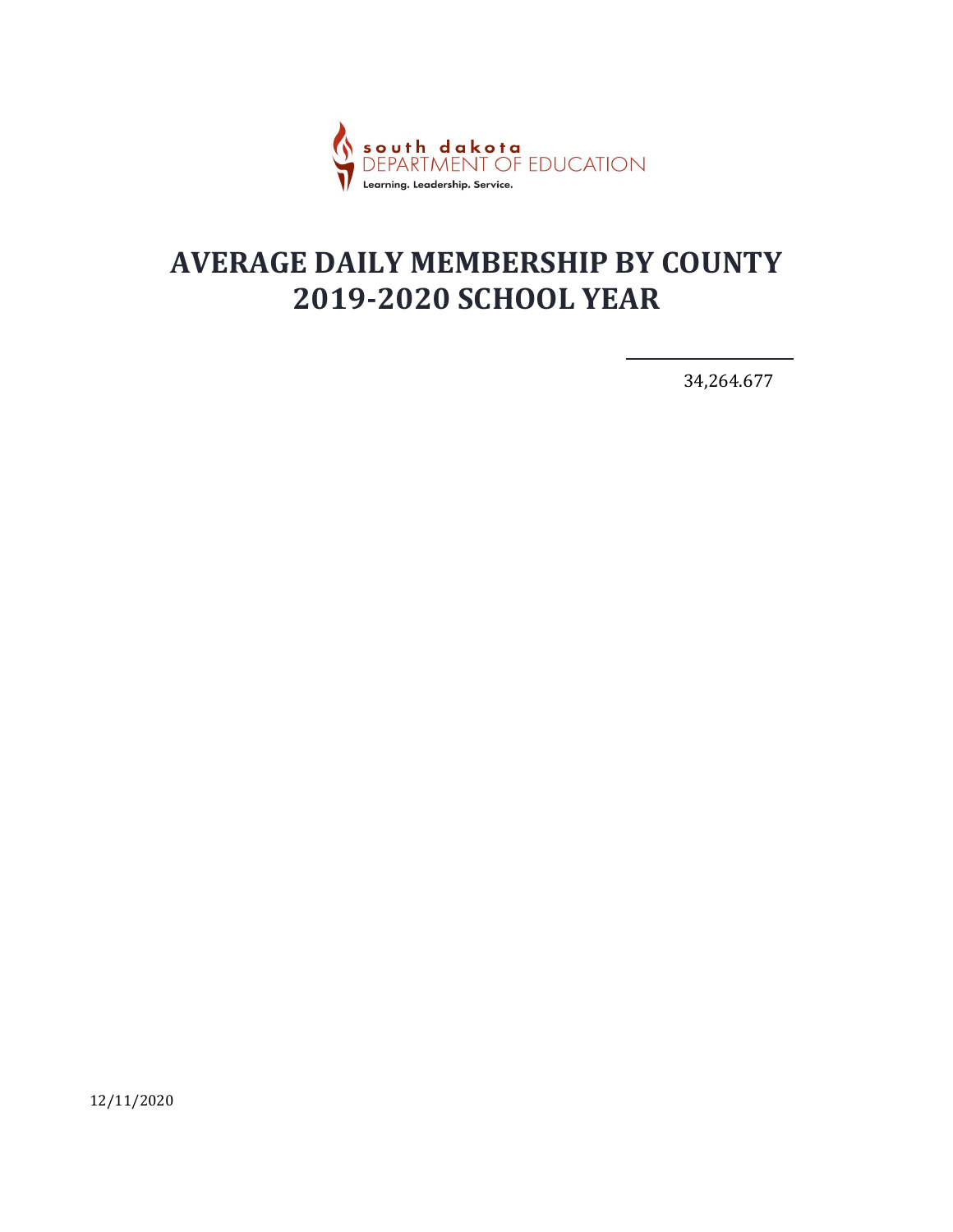south dakota
DEPARTMENT OF EDUCATION
Learning. Leadership. Service.

# AVERAGE DAILY MEMBERSHIP BY COUNTY
# 2019-2020 SCHOOL YEAR

34,264.677

12/11/2020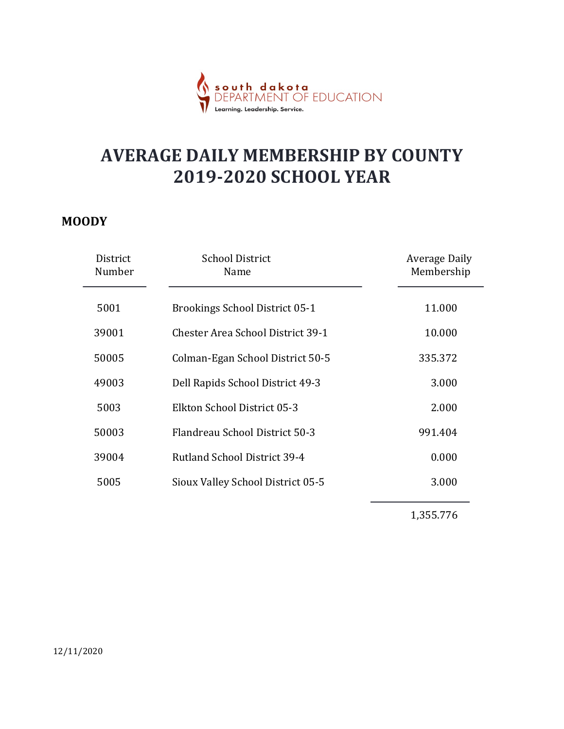south dakota DEPARTMENT OF EDUCATION
Learning. Leadership. Service.

# AVERAGE DAILY MEMBERSHIP BY COUNTY 2019-2020 SCHOOL YEAR

## MOODY

| District Number | School District Name | Average Daily Membership |
|---|---|---|
| 5001 | Brookings School District 05-1 | 11.000 |
| 39001 | Chester Area School District 39-1 | 10.000 |
| 50005 | Colman-Egan School District 50-5 | 335.372 |
| 49003 | Dell Rapids School District 49-3 | 3.000 |
| 5003 | Elkton School District 05-3 | 2.000 |
| 50003 | Flandreau School District 50-3 | 991.404 |
| 39004 | Rutland School District 39-4 | 0.000 |
| 5005 | Sioux Valley School District 05-5 | 3.000 |
| | | 1,355.776 |

12/11/2020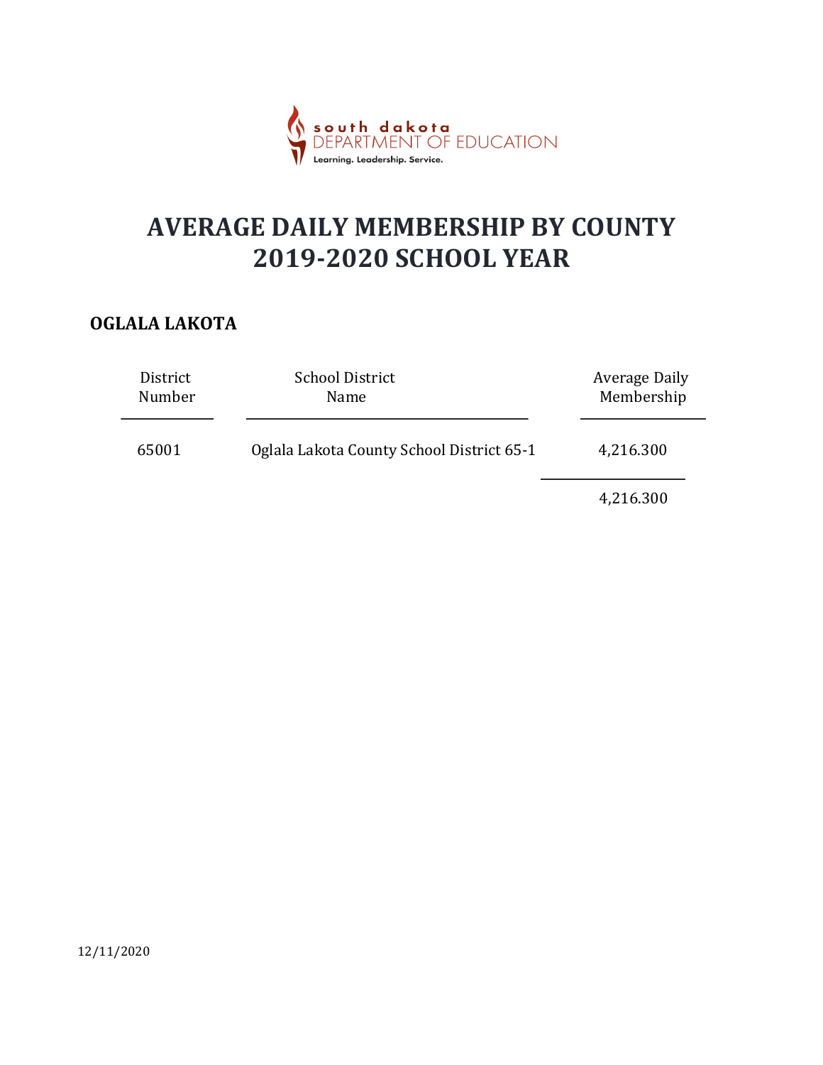south dakota
DEPARTMENT OF EDUCATION
Learning. Leadership. Service.

# AVERAGE DAILY MEMBERSHIP BY COUNTY
# 2019-2020 SCHOOL YEAR

## OGLALA LAKOTA

| District Number | School District Name | Average Daily Membership |
|---|---|---|
| 65001 | Oglala Lakota County School District 65-1 | 4,216.300 |
| | | 4,216.300 |

12/11/2020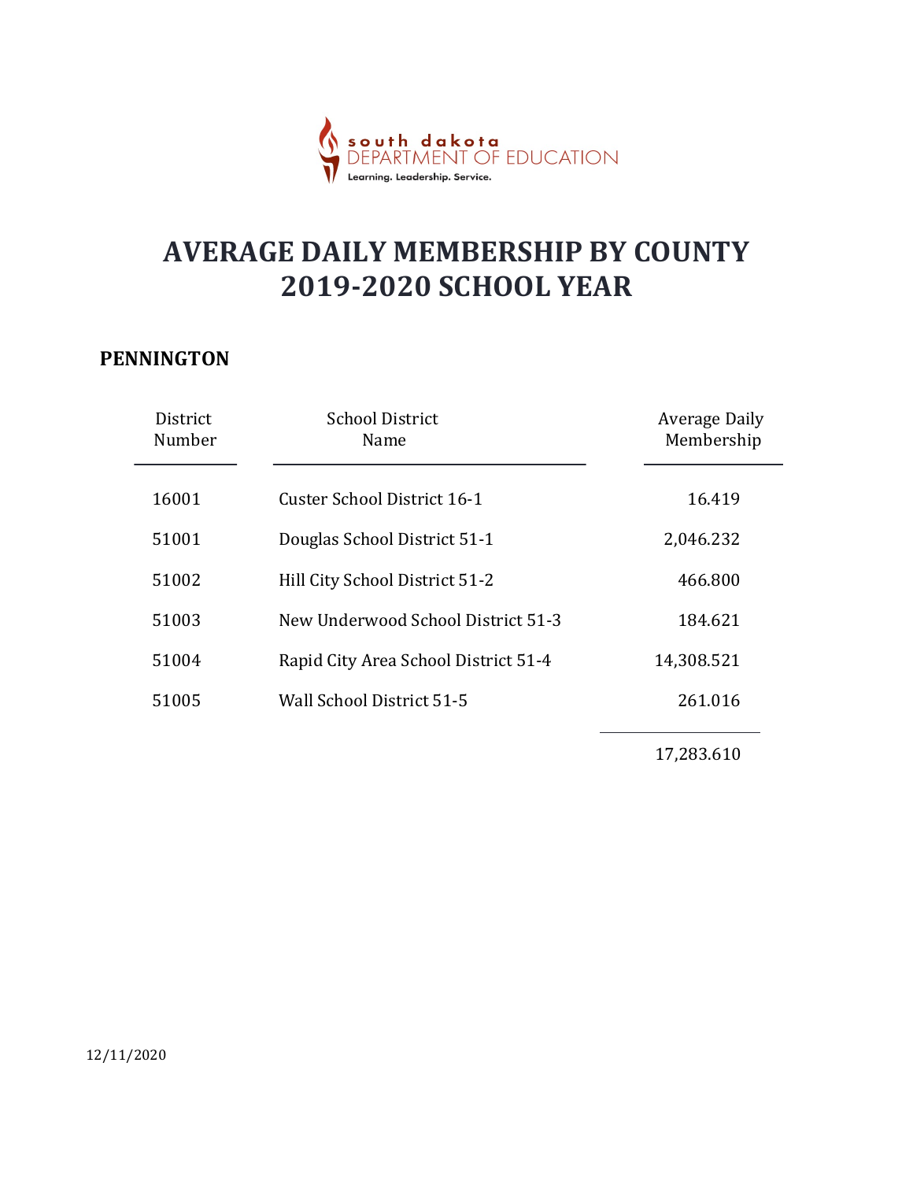south dakota DEPARTMENT OF EDUCATION
Learning. Leadership. Service.

# AVERAGE DAILY MEMBERSHIP BY COUNTY
# 2019-2020 SCHOOL YEAR

## PENNINGTON

| District Number | School District Name | Average Daily Membership |
|---|---|---|
| 16001 | Custer School District 16-1 | 16.419 |
| 51001 | Douglas School District 51-1 | 2,046.232 |
| 51002 | Hill City School District 51-2 | 466.800 |
| 51003 | New Underwood School District 51-3 | 184.621 |
| 51004 | Rapid City Area School District 51-4 | 14,308.521 |
| 51005 | Wall School District 51-5 | 261.016 |
| | | 17,283.610 |

12/11/2020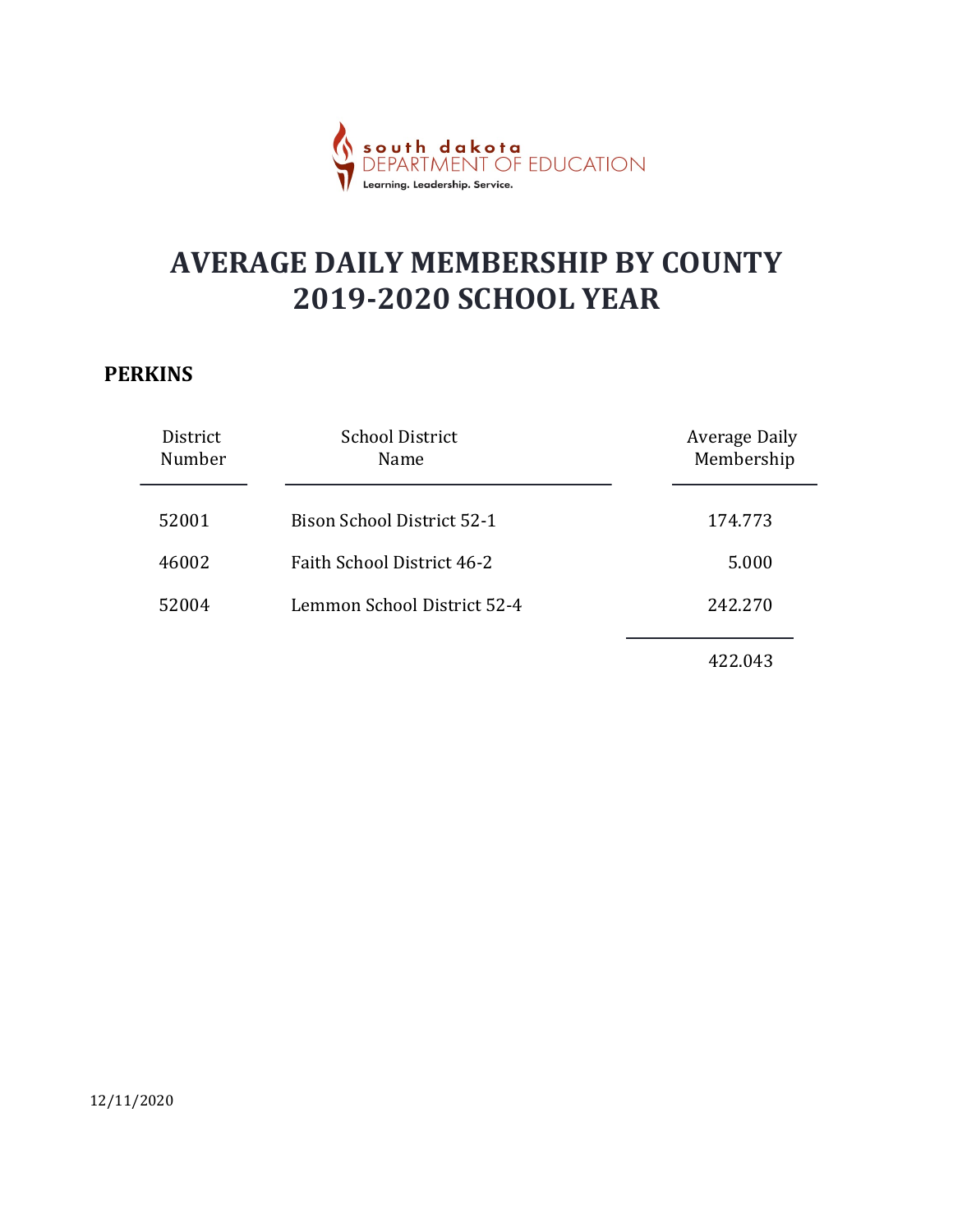# AVERAGE DAILY MEMBERSHIP BY COUNTY
# 2019-2020 SCHOOL YEAR

## PERKINS

| District Number | School District Name | Average Daily Membership |
|---|---|---|
| 52001 | Bison School District 52-1 | 174.773 |
| 46002 | Faith School District 46-2 | 5.000 |
| 52004 | Lemmon School District 52-4 | 242.270 |
| | | 422.043 |

12/11/2020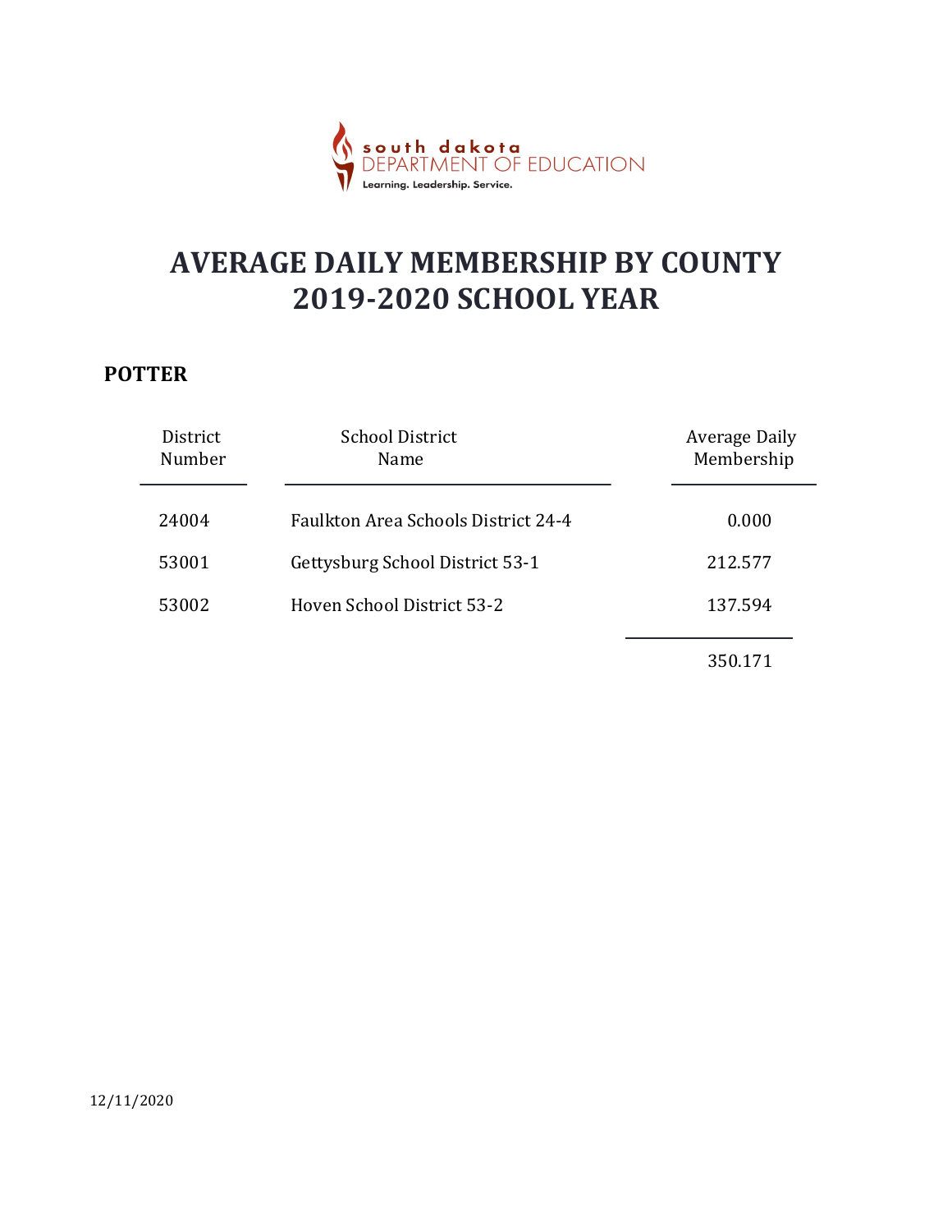# AVERAGE DAILY MEMBERSHIP BY COUNTY
# 2019-2020 SCHOOL YEAR

## POTTER

| District Number | School District Name | Average Daily Membership |
|---|---|---|
| 24004 | Faulkton Area Schools District 24-4 | 0.000 |
| 53001 | Gettysburg School District 53-1 | 212.577 |
| 53002 | Hoven School District 53-2 | 137.594 |
| | | 350.171 |

12/11/2020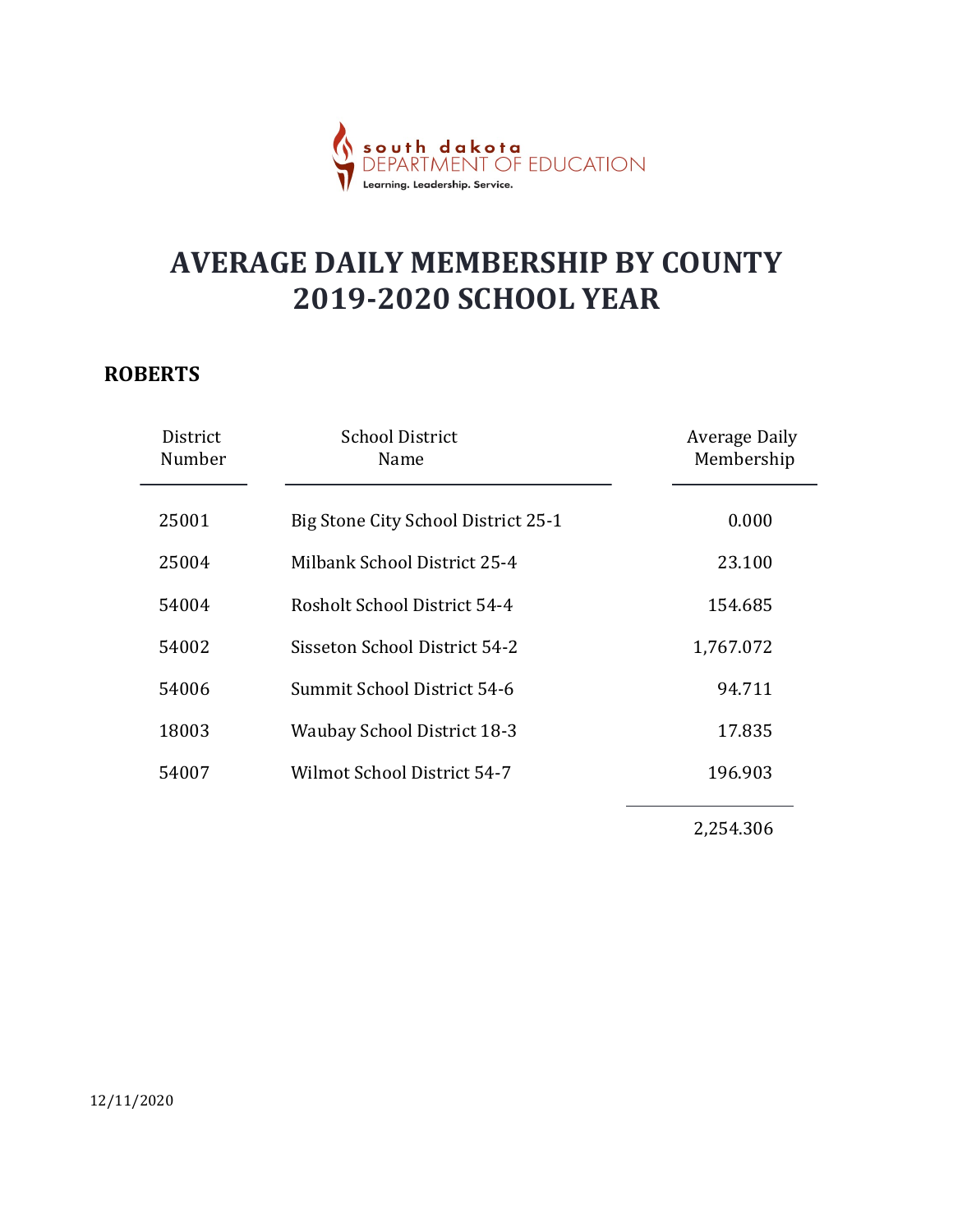south dakota
DEPARTMENT OF EDUCATION
Learning. Leadership. Service.

# AVERAGE DAILY MEMBERSHIP BY COUNTY
# 2019-2020 SCHOOL YEAR

## ROBERTS

| District Number | School District Name | Average Daily Membership |
|---|---|---|
| 25001 | Big Stone City School District 25-1 | 0.000 |
| 25004 | Milbank School District 25-4 | 23.100 |
| 54004 | Rosholt School District 54-4 | 154.685 |
| 54002 | Sisseton School District 54-2 | 1,767.072 |
| 54006 | Summit School District 54-6 | 94.711 |
| 18003 | Waubay School District 18-3 | 17.835 |
| 54007 | Wilmot School District 54-7 | 196.903 |
| | | 2,254.306 |

12/11/2020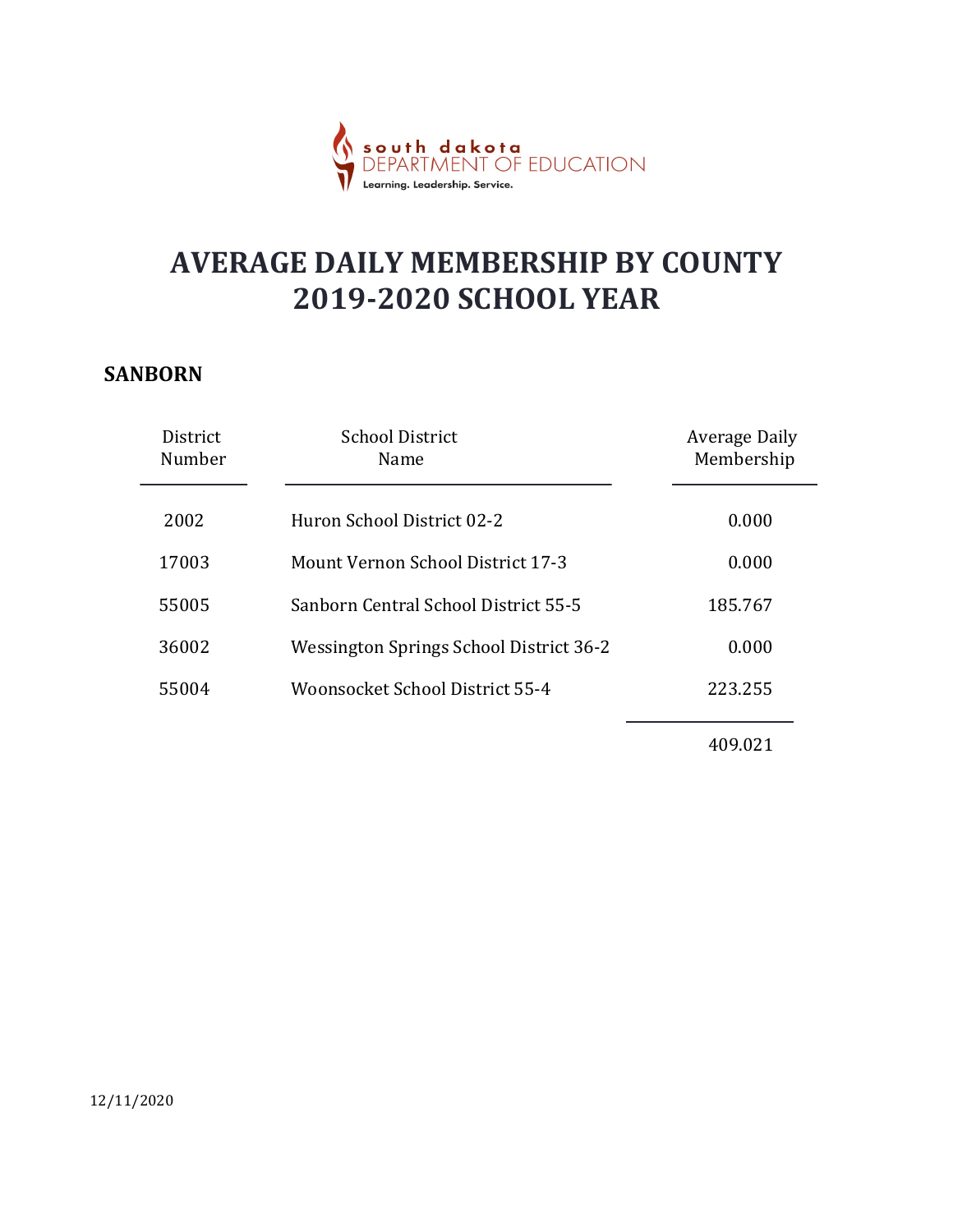south dakota DEPARTMENT OF EDUCATION
Learning. Leadership. Service.

# AVERAGE DAILY MEMBERSHIP BY COUNTY 2019-2020 SCHOOL YEAR

## SANBORN

| District Number | School District Name | Average Daily Membership |
|---|---|---|
| 2002 | Huron School District 02-2 | 0.000 |
| 17003 | Mount Vernon School District 17-3 | 0.000 |
| 55005 | Sanborn Central School District 55-5 | 185.767 |
| 36002 | Wessington Springs School District 36-2 | 0.000 |
| 55004 | Woonsocket School District 55-4 | 223.255 |
| | | 409.021 |

12/11/2020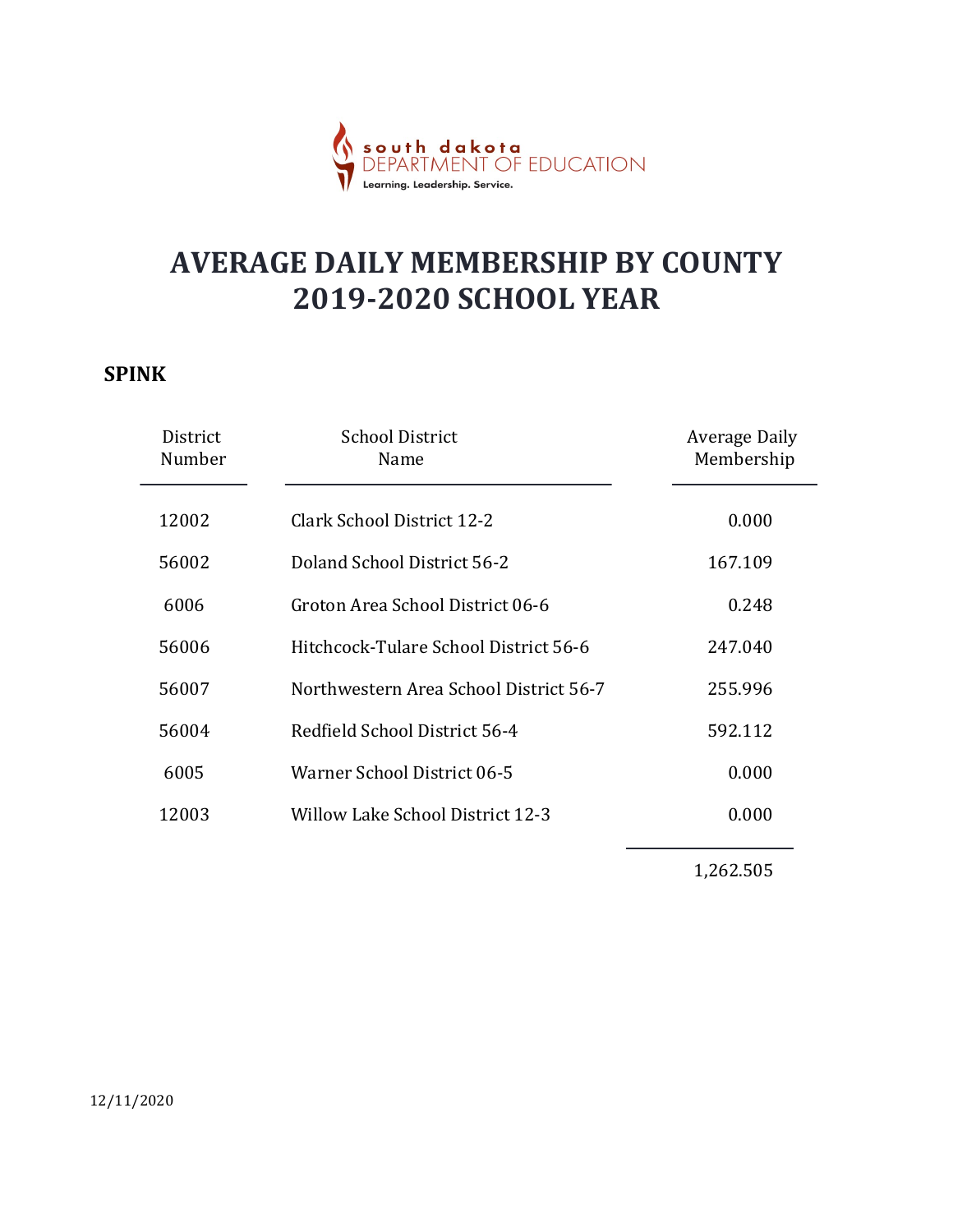south dakota
DEPARTMENT OF EDUCATION
Learning. Leadership. Service.

# AVERAGE DAILY MEMBERSHIP BY COUNTY
# 2019-2020 SCHOOL YEAR

## SPINK

| District Number | School District Name | Average Daily Membership |
|---|---|---|
| 12002 | Clark School District 12-2 | 0.000 |
| 56002 | Doland School District 56-2 | 167.109 |
| 6006 | Groton Area School District 06-6 | 0.248 |
| 56006 | Hitchcock-Tulare School District 56-6 | 247.040 |
| 56007 | Northwestern Area School District 56-7 | 255.996 |
| 56004 | Redfield School District 56-4 | 592.112 |
| 6005 | Warner School District 06-5 | 0.000 |
| 12003 | Willow Lake School District 12-3 | 0.000 |
| | | 1,262.505 |

12/11/2020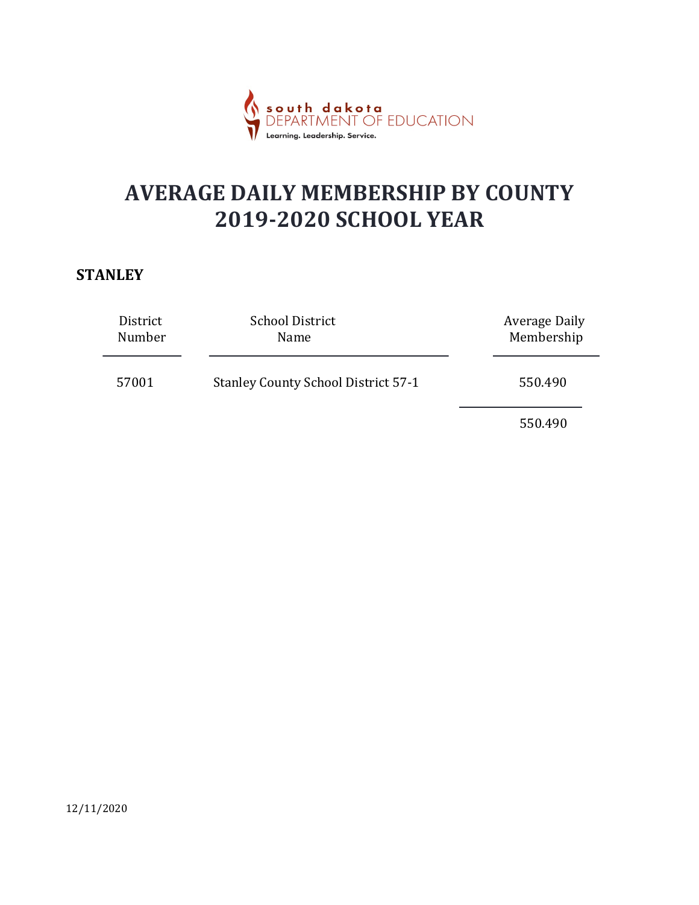south dakota
DEPARTMENT OF EDUCATION
Learning. Leadership. Service.

# AVERAGE DAILY MEMBERSHIP BY COUNTY 2019-2020 SCHOOL YEAR

## STANLEY

| District Number | School District Name | Average Daily Membership |
|---|---|---|
| 57001 | Stanley County School District 57-1 | 550.490 |
| | | 550.490 |

12/11/2020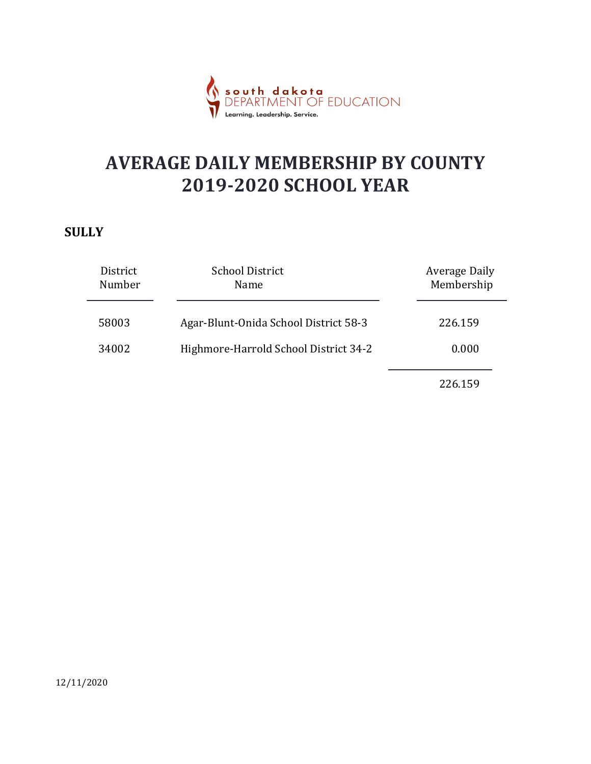south dakota
DEPARTMENT OF EDUCATION
Learning. Leadership. Service.

# AVERAGE DAILY MEMBERSHIP BY COUNTY
# 2019-2020 SCHOOL YEAR

## SULLY

| District Number | School District Name | Average Daily Membership |
|---|---|---|
| 58003 | Agar-Blunt-Onida School District 58-3 | 226.159 |
| 34002 | Highmore-Harrold School District 34-2 | 0.000 |
| | | 226.159 |

12/11/2020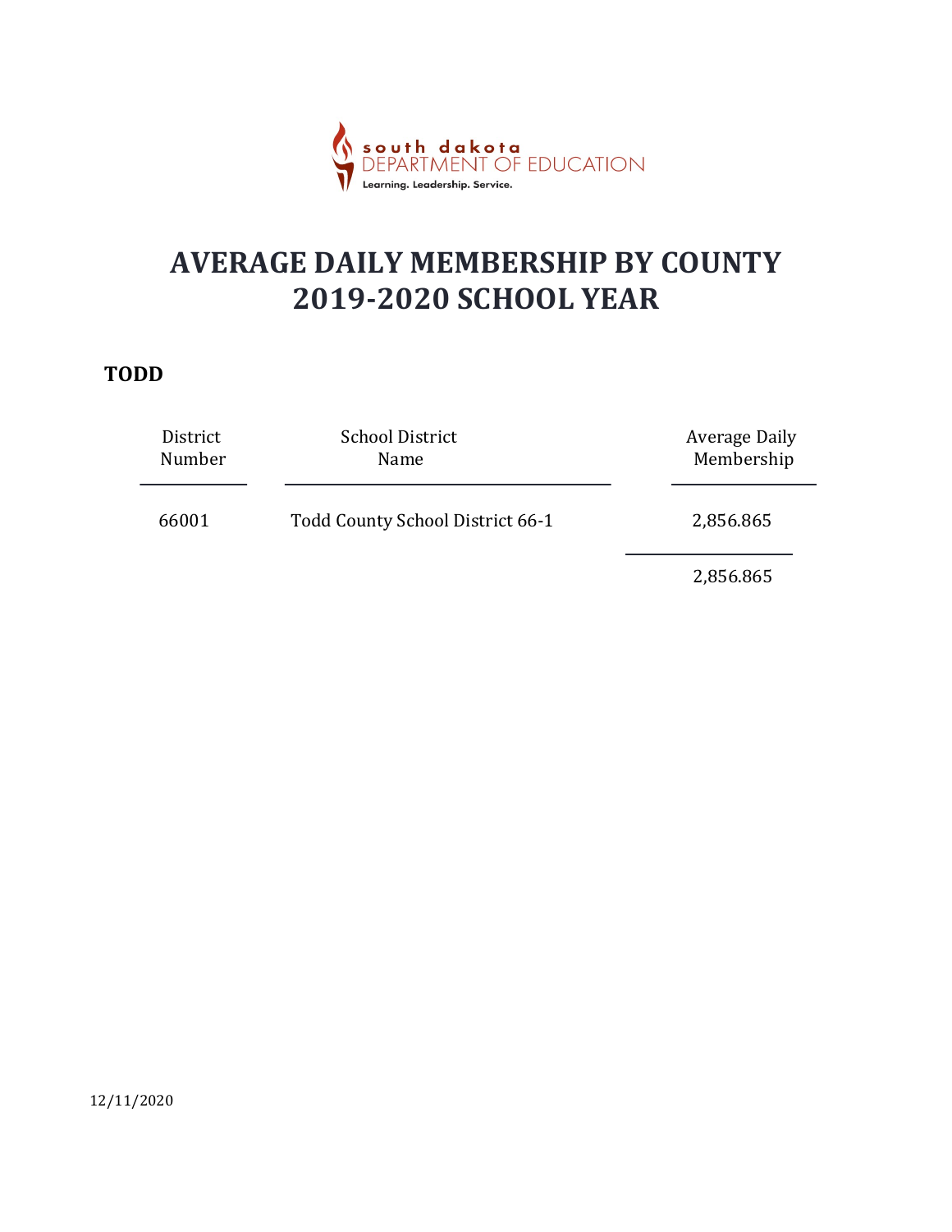south dakota DEPARTMENT OF EDUCATION
Learning. Leadership. Service.

# AVERAGE DAILY MEMBERSHIP BY COUNTY 2019-2020 SCHOOL YEAR

## TODD

| District Number | School District Name | Average Daily Membership |
|---|---|---|
| 66001 | Todd County School District 66-1 | 2,856.865 |
| | | 2,856.865 |

12/11/2020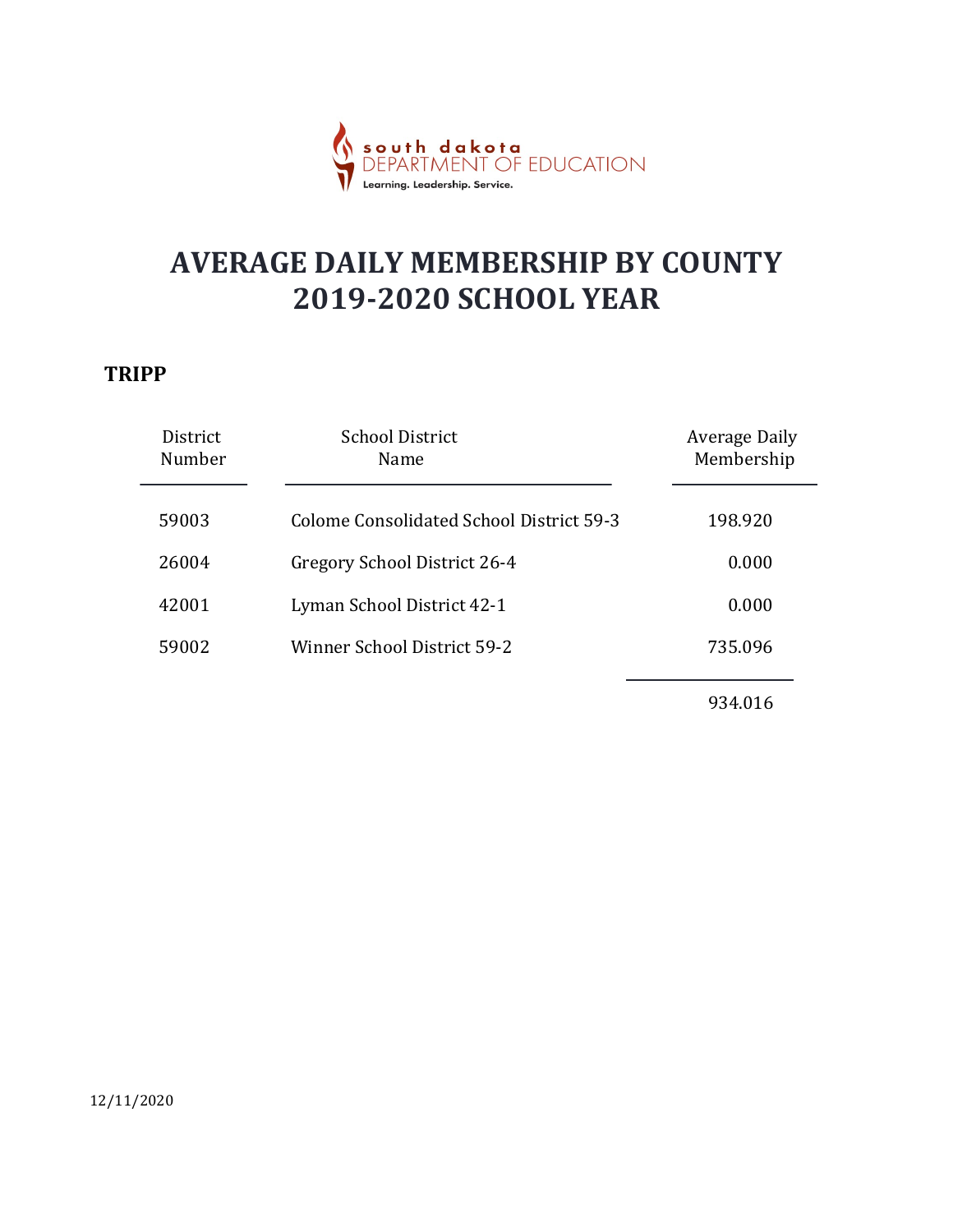south dakota DEPARTMENT OF EDUCATION
Learning. Leadership. Service.

# AVERAGE DAILY MEMBERSHIP BY COUNTY 2019-2020 SCHOOL YEAR

## TRIPP

| District Number | School District Name | Average Daily Membership |
|---|---|---|
| 59003 | Colome Consolidated School District 59-3 | 198.920 |
| 26004 | Gregory School District 26-4 | 0.000 |
| 42001 | Lyman School District 42-1 | 0.000 |
| 59002 | Winner School District 59-2 | 735.096 |
| | | 934.016 |

12/11/2020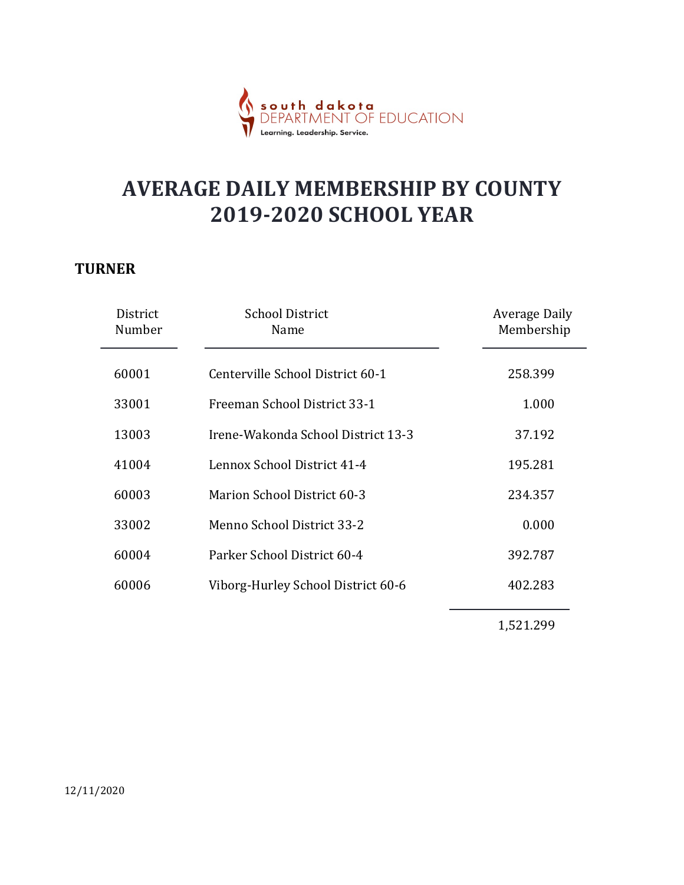south dakota DEPARTMENT OF EDUCATION
Learning. Leadership. Service.

# AVERAGE DAILY MEMBERSHIP BY COUNTY
# 2019-2020 SCHOOL YEAR

## TURNER

| District Number | School District Name | Average Daily Membership |
|---|---|---|
| 60001 | Centerville School District 60-1 | 258.399 |
| 33001 | Freeman School District 33-1 | 1.000 |
| 13003 | Irene-Wakonda School District 13-3 | 37.192 |
| 41004 | Lennox School District 41-4 | 195.281 |
| 60003 | Marion School District 60-3 | 234.357 |
| 33002 | Menno School District 33-2 | 0.000 |
| 60004 | Parker School District 60-4 | 392.787 |
| 60006 | Viborg-Hurley School District 60-6 | 402.283 |
| | | 1,521.299 |

12/11/2020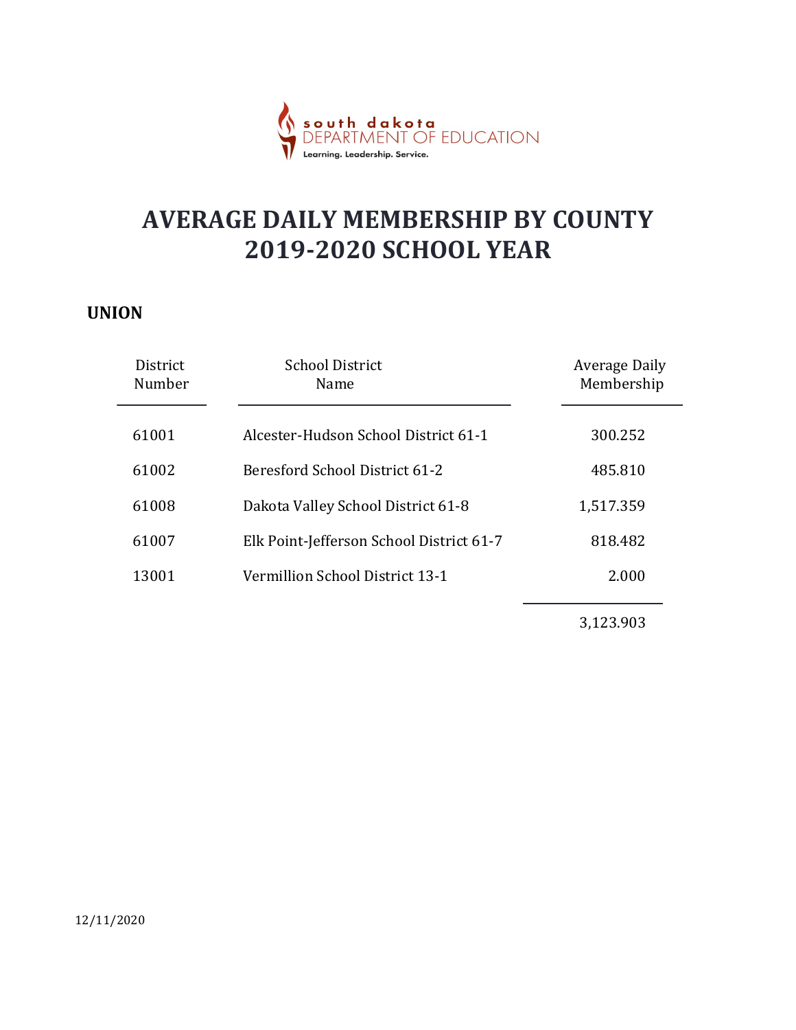south dakota DEPARTMENT OF EDUCATION
Learning. Leadership. Service.

# AVERAGE DAILY MEMBERSHIP BY COUNTY 2019-2020 SCHOOL YEAR

## UNION

| District Number | School District Name | Average Daily Membership |
|---|---|---|
| 61001 | Alcester-Hudson School District 61-1 | 300.252 |
| 61002 | Beresford School District 61-2 | 485.810 |
| 61008 | Dakota Valley School District 61-8 | 1,517.359 |
| 61007 | Elk Point-Jefferson School District 61-7 | 818.482 |
| 13001 | Vermillion School District 13-1 | 2.000 |
| | | 3,123.903 |

12/11/2020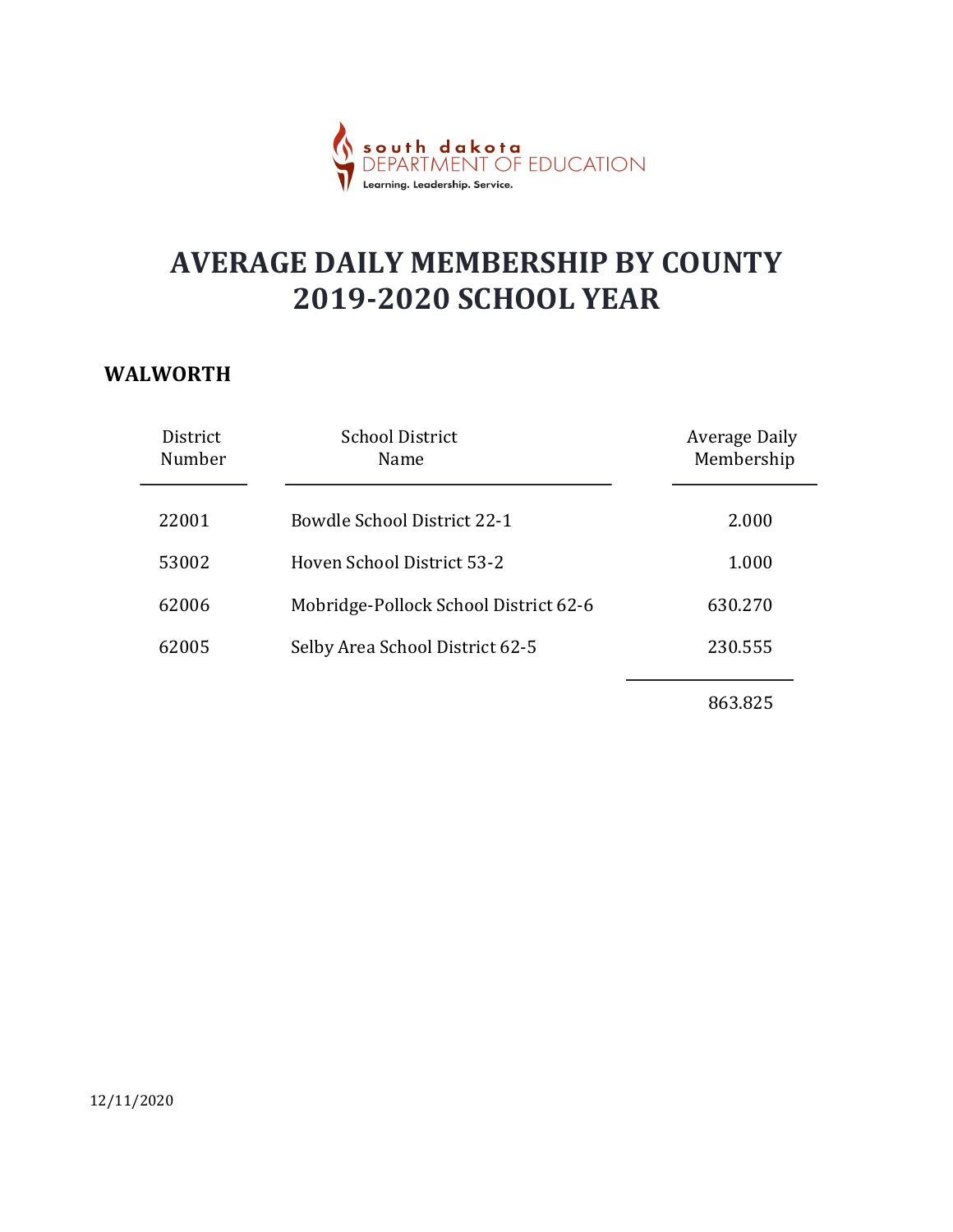# AVERAGE DAILY MEMBERSHIP BY COUNTY
# 2019-2020 SCHOOL YEAR

## WALWORTH

| District Number | School District Name | Average Daily Membership |
|---|---|---|
| 22001 | Bowdle School District 22-1 | 2.000 |
| 53002 | Hoven School District 53-2 | 1.000 |
| 62006 | Mobridge-Pollock School District 62-6 | 630.270 |
| 62005 | Selby Area School District 62-5 | 230.555 |
| | | 863.825 |

12/11/2020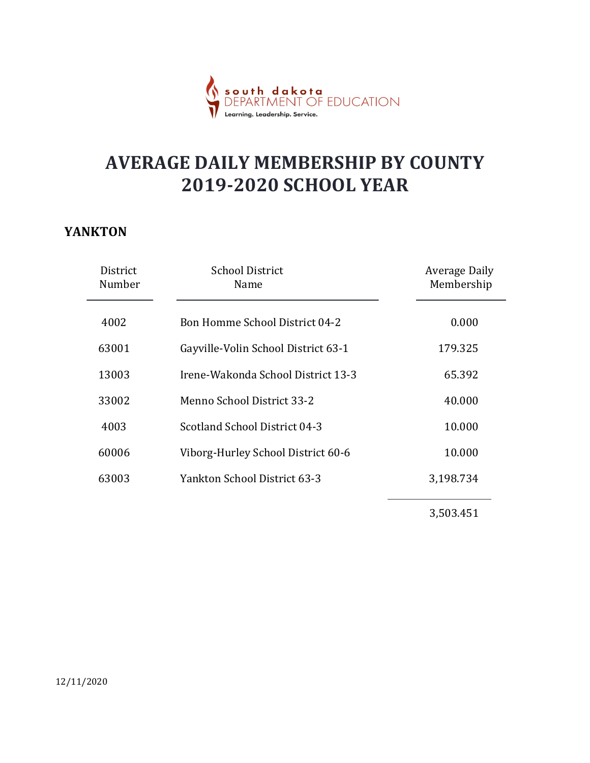south dakota DEPARTMENT OF EDUCATION
Learning. Leadership. Service.

# AVERAGE DAILY MEMBERSHIP BY COUNTY 2019-2020 SCHOOL YEAR

## YANKTON

| District Number | School District Name | Average Daily Membership |
|---|---|---|
| 4002 | Bon Homme School District 04-2 | 0.000 |
| 63001 | Gayville-Volin School District 63-1 | 179.325 |
| 13003 | Irene-Wakonda School District 13-3 | 65.392 |
| 33002 | Menno School District 33-2 | 40.000 |
| 4003 | Scotland School District 04-3 | 10.000 |
| 60006 | Viborg-Hurley School District 60-6 | 10.000 |
| 63003 | Yankton School District 63-3 | 3,198.734 |
| | | 3,503.451 |

12/11/2020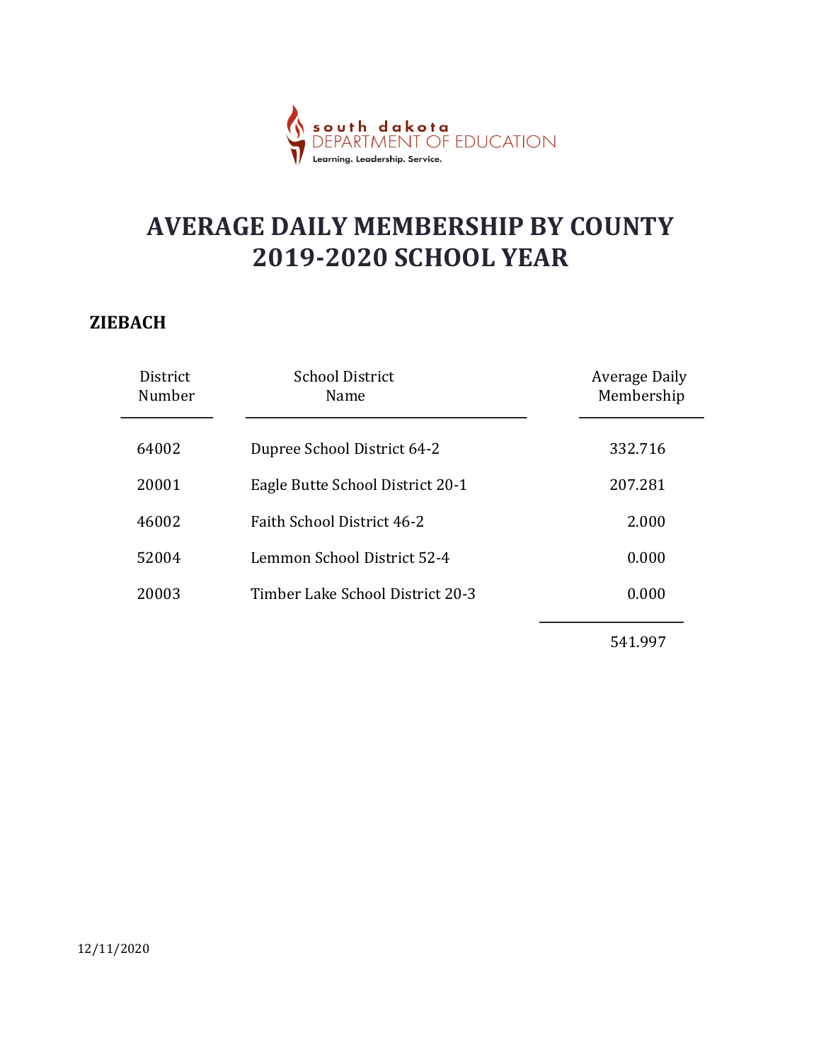south dakota
DEPARTMENT OF EDUCATION
Learning. Leadership. Service.

# AVERAGE DAILY MEMBERSHIP BY COUNTY 2019-2020 SCHOOL YEAR

## ZIEBACH

| District Number | School District Name | Average Daily Membership |
|---|---|---|
| 64002 | Dupree School District 64-2 | 332.716 |
| 20001 | Eagle Butte School District 20-1 | 207.281 |
| 46002 | Faith School District 46-2 | 2.000 |
| 52004 | Lemmon School District 52-4 | 0.000 |
| 20003 | Timber Lake School District 20-3 | 0.000 |
| | | 541.997 |

12/11/2020